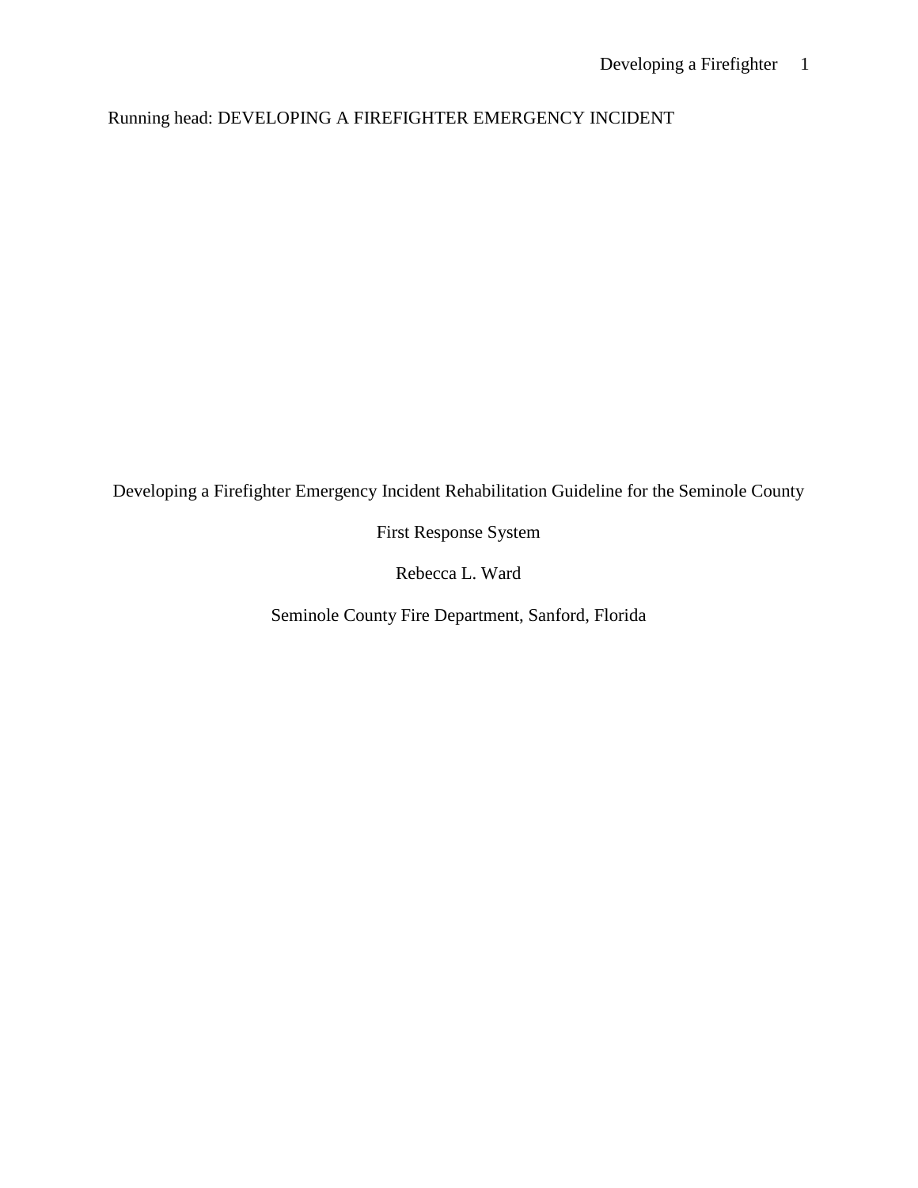Running head: DEVELOPING A FIREFIGHTER EMERGENCY INCIDENT

# Developing a Firefighter Emergency Incident Rehabilitation Guideline for the Seminole County First Response System

Rebecca L. Ward

Seminole County Fire Department, Sanford, Florida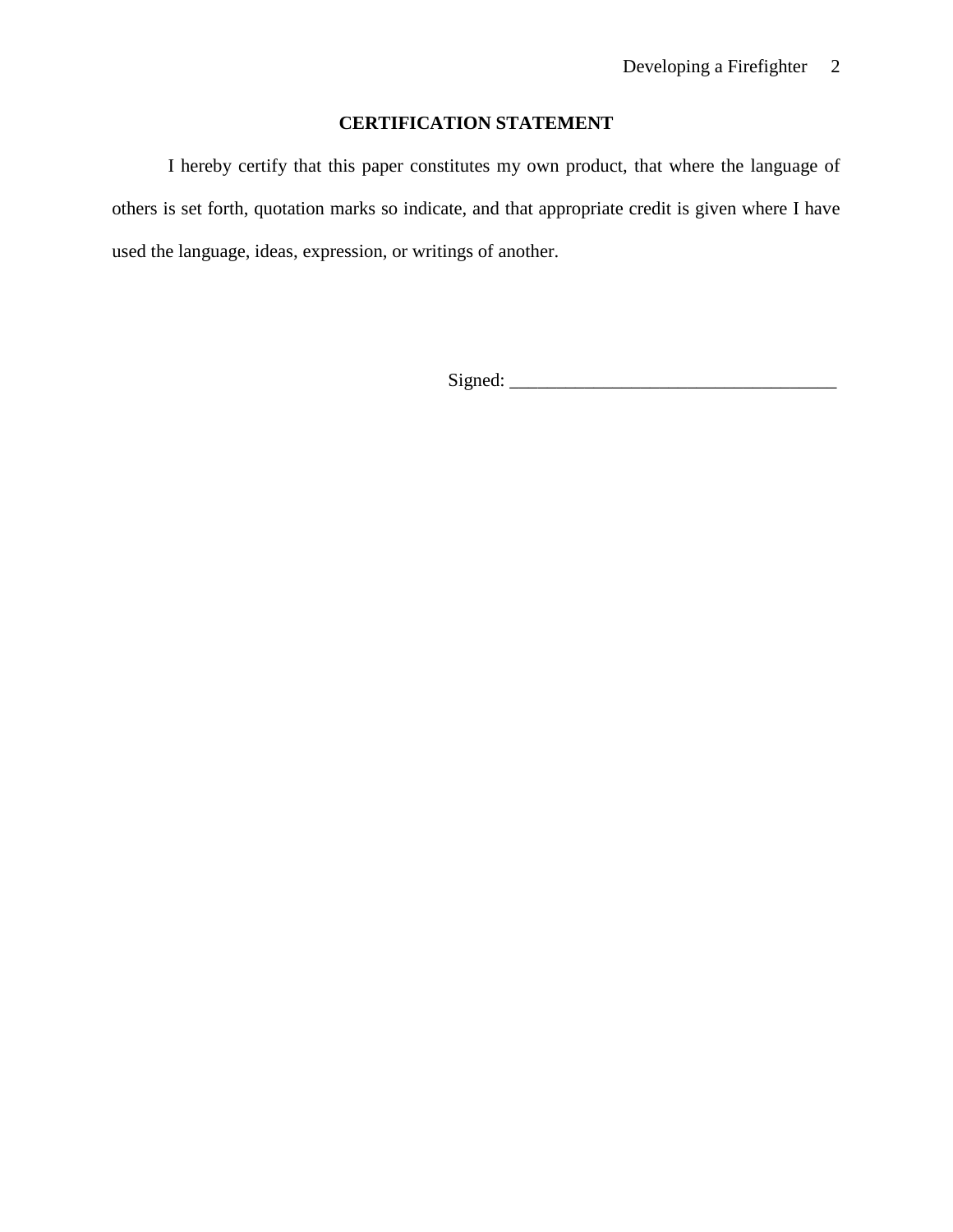**CERTIFICATION STATEMENT**

I hereby certify that this paper constitutes my own product, that where the language of others is set forth, quotation marks so indicate, and that appropriate credit is given where I have used the language, ideas, expression, or writings of another.

Signed: ___________________________________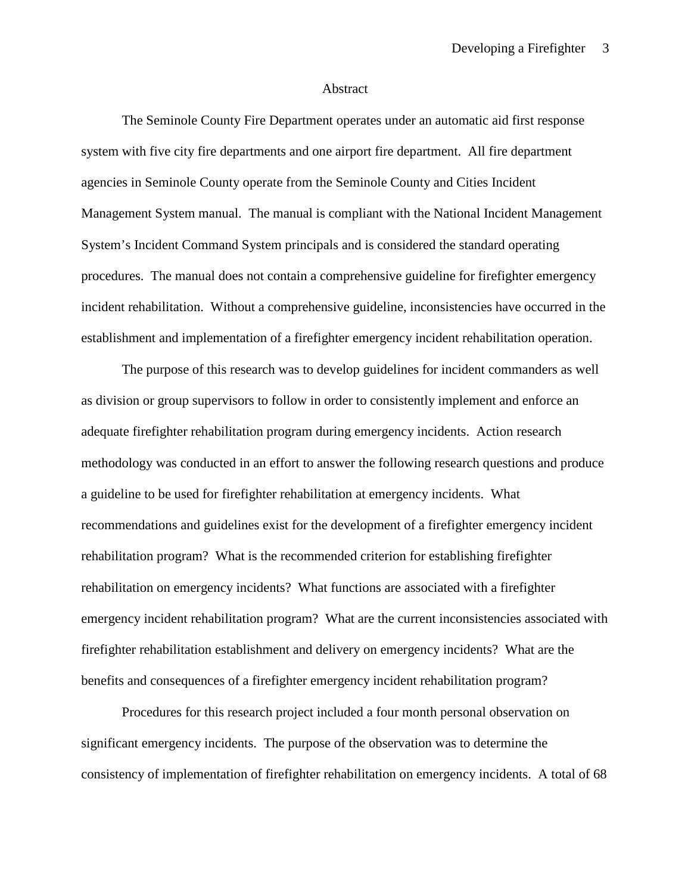# Abstract

The Seminole County Fire Department operates under an automatic aid first response system with five city fire departments and one airport fire department. All fire department agencies in Seminole County operate from the Seminole County and Cities Incident Management System manual. The manual is compliant with the National Incident Management System's Incident Command System principals and is considered the standard operating procedures. The manual does not contain a comprehensive guideline for firefighter emergency incident rehabilitation. Without a comprehensive guideline, inconsistencies have occurred in the establishment and implementation of a firefighter emergency incident rehabilitation operation.

The purpose of this research was to develop guidelines for incident commanders as well as division or group supervisors to follow in order to consistently implement and enforce an adequate firefighter rehabilitation program during emergency incidents. Action research methodology was conducted in an effort to answer the following research questions and produce a guideline to be used for firefighter rehabilitation at emergency incidents. What recommendations and guidelines exist for the development of a firefighter emergency incident rehabilitation program? What is the recommended criterion for establishing firefighter rehabilitation on emergency incidents? What functions are associated with a firefighter emergency incident rehabilitation program? What are the current inconsistencies associated with firefighter rehabilitation establishment and delivery on emergency incidents? What are the benefits and consequences of a firefighter emergency incident rehabilitation program?

Procedures for this research project included a four month personal observation on significant emergency incidents. The purpose of the observation was to determine the consistency of implementation of firefighter rehabilitation on emergency incidents. A total of 68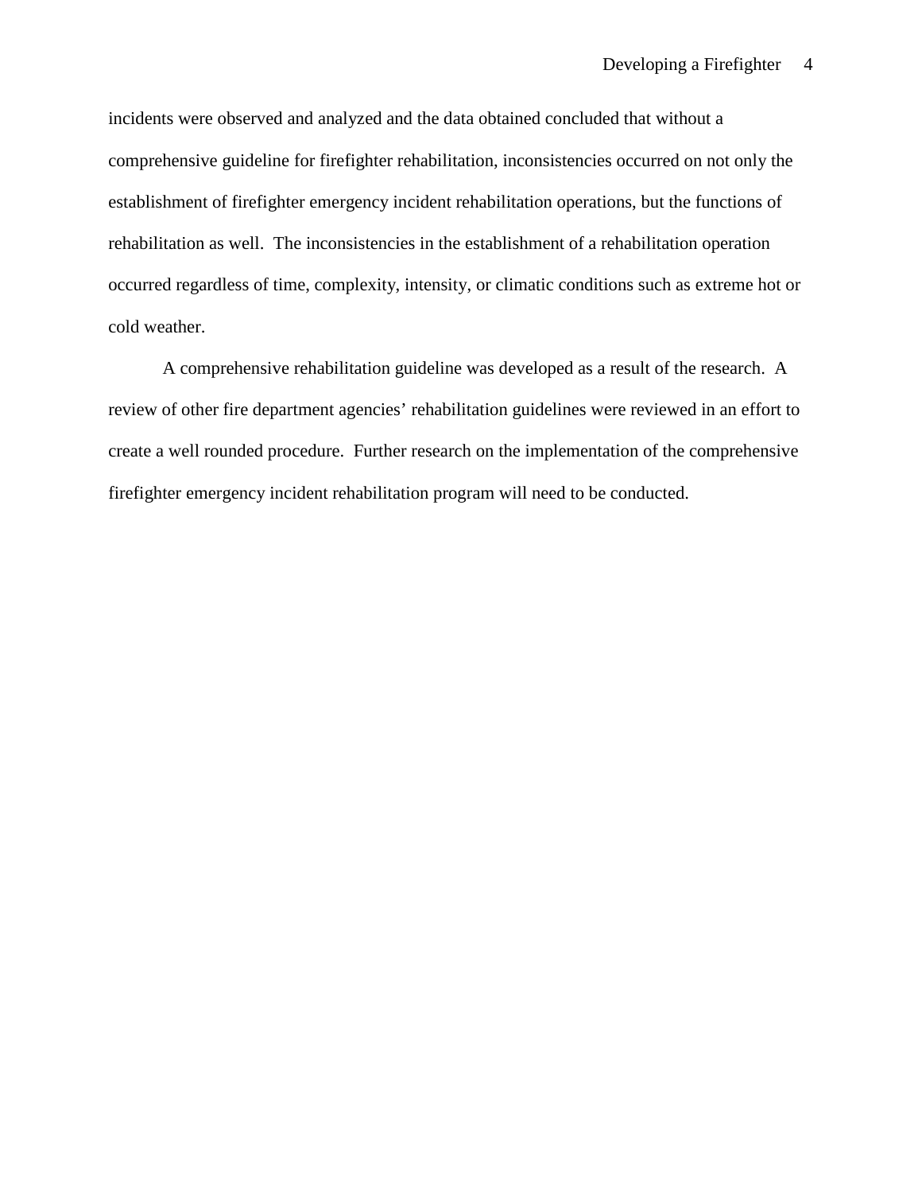incidents were observed and analyzed and the data obtained concluded that without a comprehensive guideline for firefighter rehabilitation, inconsistencies occurred on not only the establishment of firefighter emergency incident rehabilitation operations, but the functions of rehabilitation as well. The inconsistencies in the establishment of a rehabilitation operation occurred regardless of time, complexity, intensity, or climatic conditions such as extreme hot or cold weather.

A comprehensive rehabilitation guideline was developed as a result of the research. A review of other fire department agencies' rehabilitation guidelines were reviewed in an effort to create a well rounded procedure. Further research on the implementation of the comprehensive firefighter emergency incident rehabilitation program will need to be conducted.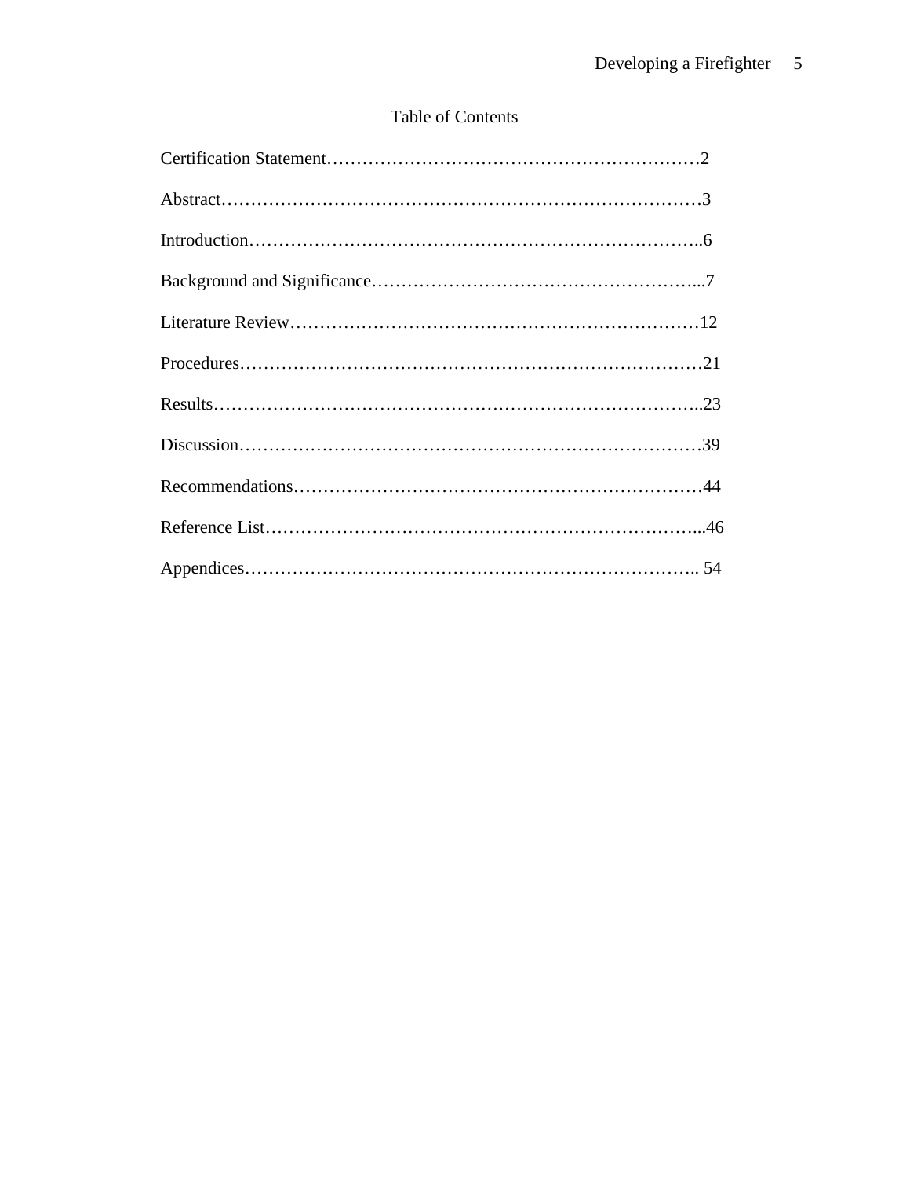# Table of Contents

Certification Statement……………………………………………………2

Abstract………………………………………………………………….3

Introduction……………………………………………………………..6

Background and Significance………………………………………………...7

Literature Review……………………………………………………………12

Procedures…………………………………………………………………21

Results………………………………………………………………………..23

Discussion…………………………………………………………………39

Recommendations…………………………………………………………44

Reference List………………………………………………………………...46

Appendices……………………………………………………………….. 54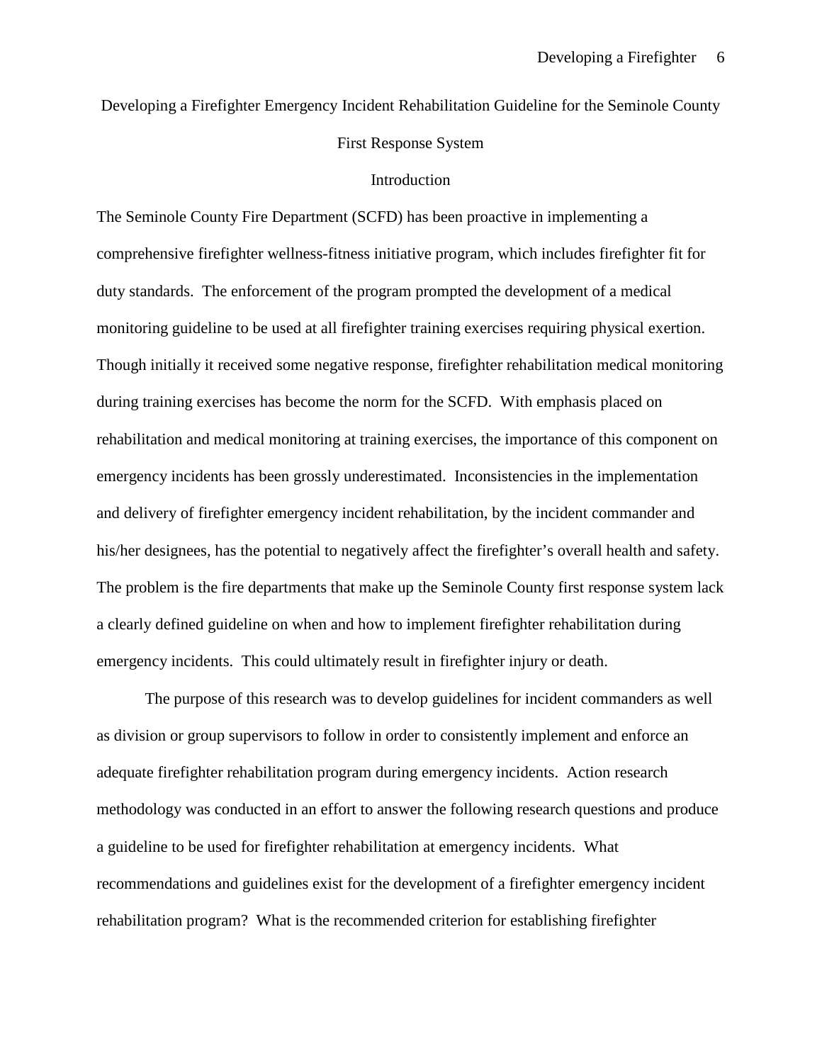# Developing a Firefighter Emergency Incident Rehabilitation Guideline for the Seminole County First Response System

## Introduction

The Seminole County Fire Department (SCFD) has been proactive in implementing a comprehensive firefighter wellness-fitness initiative program, which includes firefighter fit for duty standards. The enforcement of the program prompted the development of a medical monitoring guideline to be used at all firefighter training exercises requiring physical exertion. Though initially it received some negative response, firefighter rehabilitation medical monitoring during training exercises has become the norm for the SCFD. With emphasis placed on rehabilitation and medical monitoring at training exercises, the importance of this component on emergency incidents has been grossly underestimated. Inconsistencies in the implementation and delivery of firefighter emergency incident rehabilitation, by the incident commander and his/her designees, has the potential to negatively affect the firefighter's overall health and safety. The problem is the fire departments that make up the Seminole County first response system lack a clearly defined guideline on when and how to implement firefighter rehabilitation during emergency incidents. This could ultimately result in firefighter injury or death.

The purpose of this research was to develop guidelines for incident commanders as well as division or group supervisors to follow in order to consistently implement and enforce an adequate firefighter rehabilitation program during emergency incidents. Action research methodology was conducted in an effort to answer the following research questions and produce a guideline to be used for firefighter rehabilitation at emergency incidents. What recommendations and guidelines exist for the development of a firefighter emergency incident rehabilitation program? What is the recommended criterion for establishing firefighter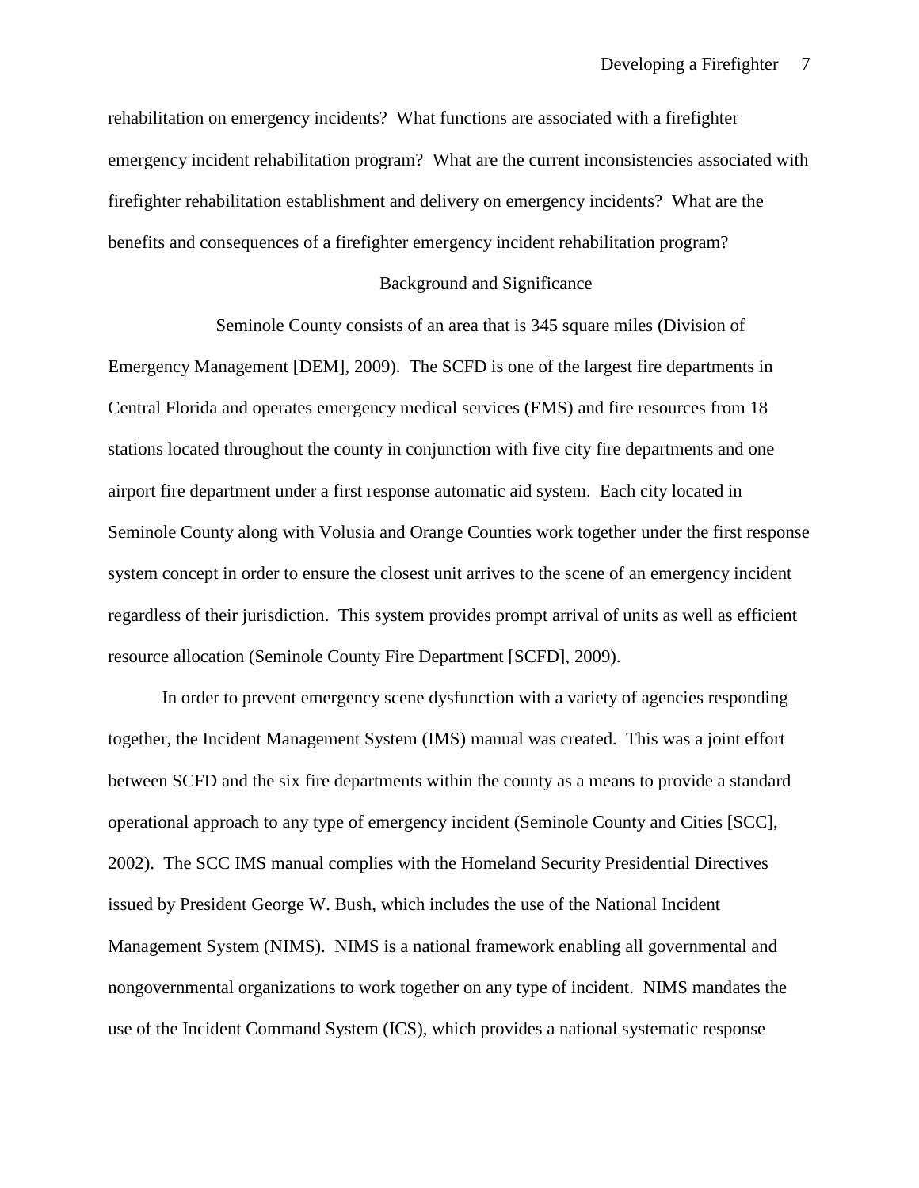rehabilitation on emergency incidents? What functions are associated with a firefighter emergency incident rehabilitation program? What are the current inconsistencies associated with firefighter rehabilitation establishment and delivery on emergency incidents? What are the benefits and consequences of a firefighter emergency incident rehabilitation program?

## Background and Significance

Seminole County consists of an area that is 345 square miles (Division of Emergency Management [DEM], 2009). The SCFD is one of the largest fire departments in Central Florida and operates emergency medical services (EMS) and fire resources from 18 stations located throughout the county in conjunction with five city fire departments and one airport fire department under a first response automatic aid system. Each city located in Seminole County along with Volusia and Orange Counties work together under the first response system concept in order to ensure the closest unit arrives to the scene of an emergency incident regardless of their jurisdiction. This system provides prompt arrival of units as well as efficient resource allocation (Seminole County Fire Department [SCFD], 2009).

In order to prevent emergency scene dysfunction with a variety of agencies responding together, the Incident Management System (IMS) manual was created. This was a joint effort between SCFD and the six fire departments within the county as a means to provide a standard operational approach to any type of emergency incident (Seminole County and Cities [SCC], 2002). The SCC IMS manual complies with the Homeland Security Presidential Directives issued by President George W. Bush, which includes the use of the National Incident Management System (NIMS). NIMS is a national framework enabling all governmental and nongovernmental organizations to work together on any type of incident. NIMS mandates the use of the Incident Command System (ICS), which provides a national systematic response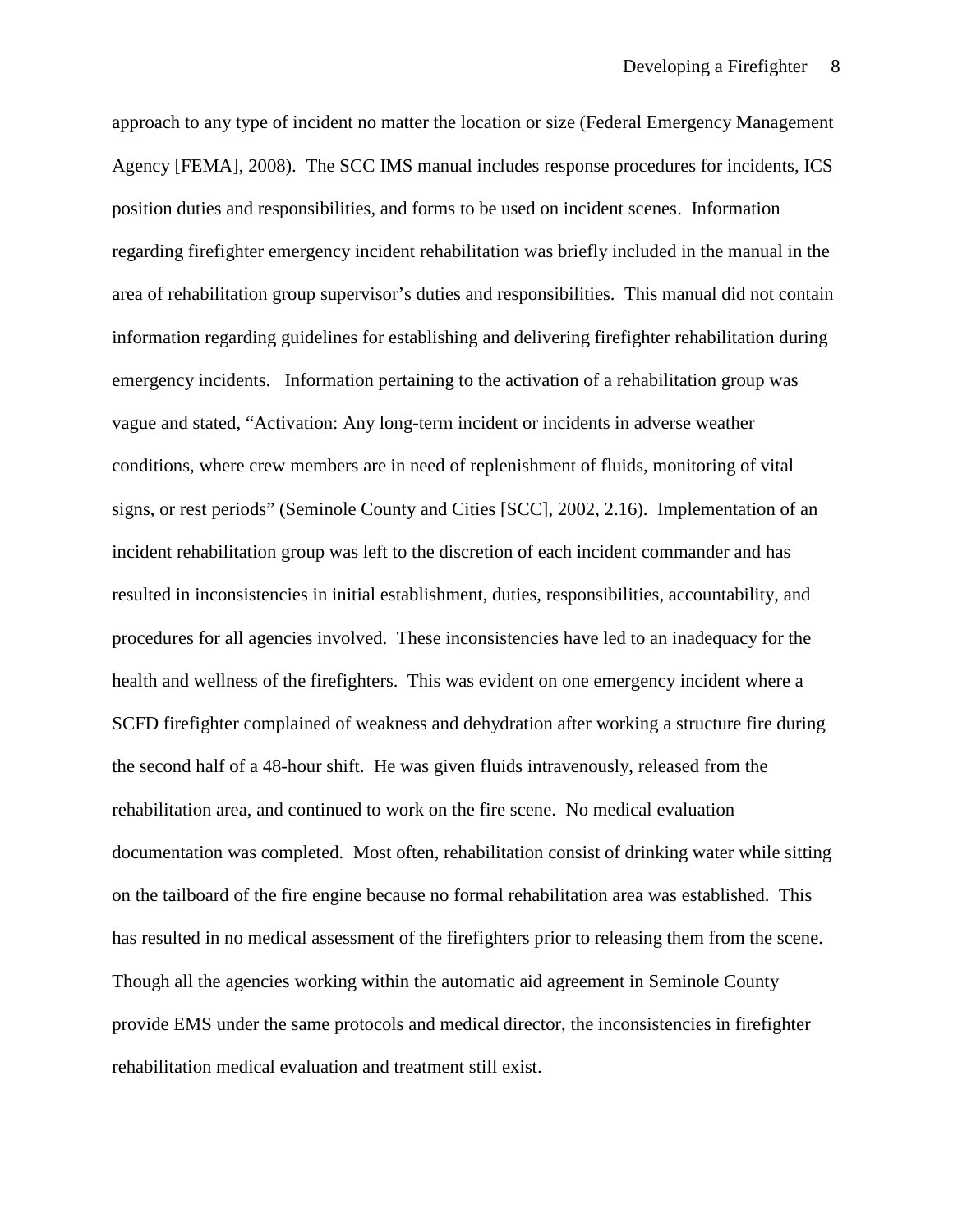approach to any type of incident no matter the location or size (Federal Emergency Management Agency [FEMA], 2008). The SCC IMS manual includes response procedures for incidents, ICS position duties and responsibilities, and forms to be used on incident scenes. Information regarding firefighter emergency incident rehabilitation was briefly included in the manual in the area of rehabilitation group supervisor's duties and responsibilities. This manual did not contain information regarding guidelines for establishing and delivering firefighter rehabilitation during emergency incidents. Information pertaining to the activation of a rehabilitation group was vague and stated, "Activation: Any long-term incident or incidents in adverse weather conditions, where crew members are in need of replenishment of fluids, monitoring of vital signs, or rest periods" (Seminole County and Cities [SCC], 2002, 2.16). Implementation of an incident rehabilitation group was left to the discretion of each incident commander and has resulted in inconsistencies in initial establishment, duties, responsibilities, accountability, and procedures for all agencies involved. These inconsistencies have led to an inadequacy for the health and wellness of the firefighters. This was evident on one emergency incident where a SCFD firefighter complained of weakness and dehydration after working a structure fire during the second half of a 48-hour shift. He was given fluids intravenously, released from the rehabilitation area, and continued to work on the fire scene. No medical evaluation documentation was completed. Most often, rehabilitation consist of drinking water while sitting on the tailboard of the fire engine because no formal rehabilitation area was established. This has resulted in no medical assessment of the firefighters prior to releasing them from the scene. Though all the agencies working within the automatic aid agreement in Seminole County provide EMS under the same protocols and medical director, the inconsistencies in firefighter rehabilitation medical evaluation and treatment still exist.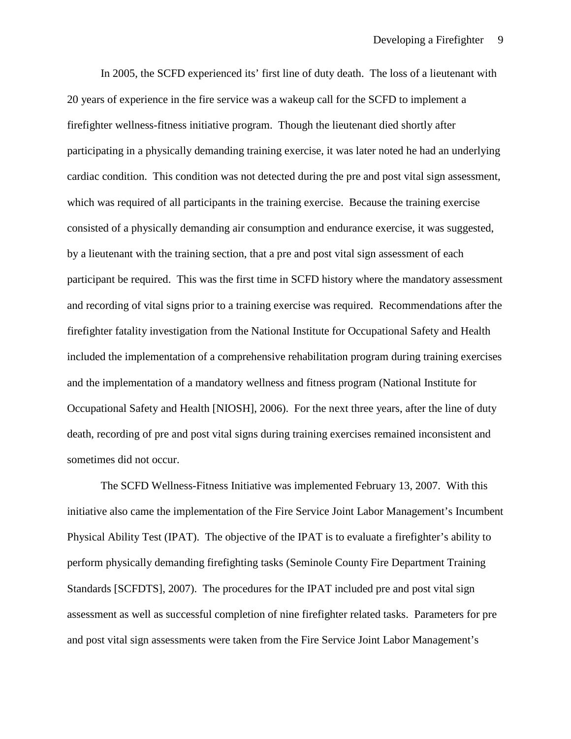In 2005, the SCFD experienced its' first line of duty death. The loss of a lieutenant with 20 years of experience in the fire service was a wakeup call for the SCFD to implement a firefighter wellness-fitness initiative program. Though the lieutenant died shortly after participating in a physically demanding training exercise, it was later noted he had an underlying cardiac condition. This condition was not detected during the pre and post vital sign assessment, which was required of all participants in the training exercise. Because the training exercise consisted of a physically demanding air consumption and endurance exercise, it was suggested, by a lieutenant with the training section, that a pre and post vital sign assessment of each participant be required. This was the first time in SCFD history where the mandatory assessment and recording of vital signs prior to a training exercise was required. Recommendations after the firefighter fatality investigation from the National Institute for Occupational Safety and Health included the implementation of a comprehensive rehabilitation program during training exercises and the implementation of a mandatory wellness and fitness program (National Institute for Occupational Safety and Health [NIOSH], 2006). For the next three years, after the line of duty death, recording of pre and post vital signs during training exercises remained inconsistent and sometimes did not occur.

The SCFD Wellness-Fitness Initiative was implemented February 13, 2007. With this initiative also came the implementation of the Fire Service Joint Labor Management's Incumbent Physical Ability Test (IPAT). The objective of the IPAT is to evaluate a firefighter's ability to perform physically demanding firefighting tasks (Seminole County Fire Department Training Standards [SCFDTS], 2007). The procedures for the IPAT included pre and post vital sign assessment as well as successful completion of nine firefighter related tasks. Parameters for pre and post vital sign assessments were taken from the Fire Service Joint Labor Management's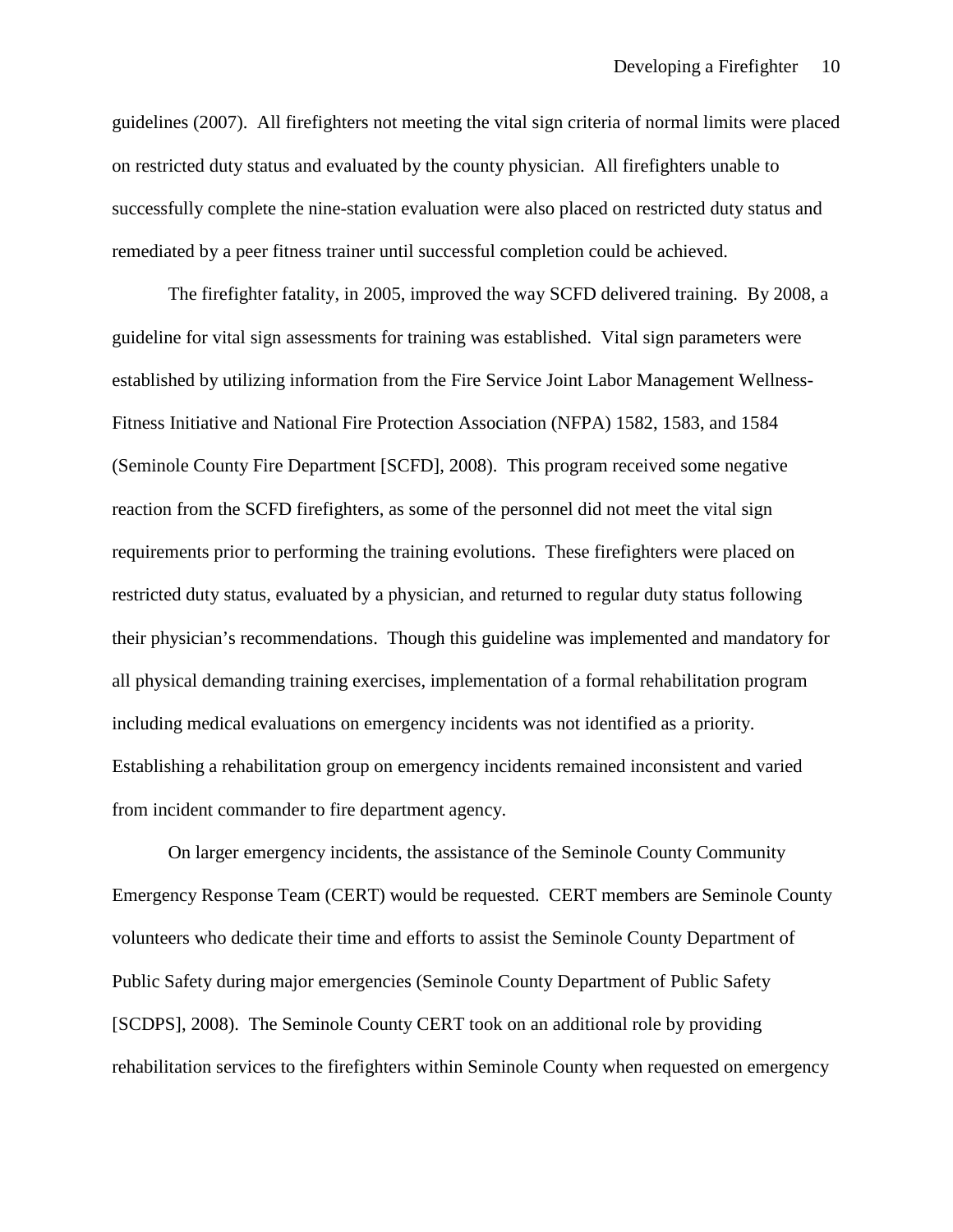guidelines (2007). All firefighters not meeting the vital sign criteria of normal limits were placed on restricted duty status and evaluated by the county physician. All firefighters unable to successfully complete the nine-station evaluation were also placed on restricted duty status and remediated by a peer fitness trainer until successful completion could be achieved.

The firefighter fatality, in 2005, improved the way SCFD delivered training. By 2008, a guideline for vital sign assessments for training was established. Vital sign parameters were established by utilizing information from the Fire Service Joint Labor Management Wellness-Fitness Initiative and National Fire Protection Association (NFPA) 1582, 1583, and 1584 (Seminole County Fire Department [SCFD], 2008). This program received some negative reaction from the SCFD firefighters, as some of the personnel did not meet the vital sign requirements prior to performing the training evolutions. These firefighters were placed on restricted duty status, evaluated by a physician, and returned to regular duty status following their physician's recommendations. Though this guideline was implemented and mandatory for all physical demanding training exercises, implementation of a formal rehabilitation program including medical evaluations on emergency incidents was not identified as a priority. Establishing a rehabilitation group on emergency incidents remained inconsistent and varied from incident commander to fire department agency.

On larger emergency incidents, the assistance of the Seminole County Community Emergency Response Team (CERT) would be requested. CERT members are Seminole County volunteers who dedicate their time and efforts to assist the Seminole County Department of Public Safety during major emergencies (Seminole County Department of Public Safety [SCDPS], 2008). The Seminole County CERT took on an additional role by providing rehabilitation services to the firefighters within Seminole County when requested on emergency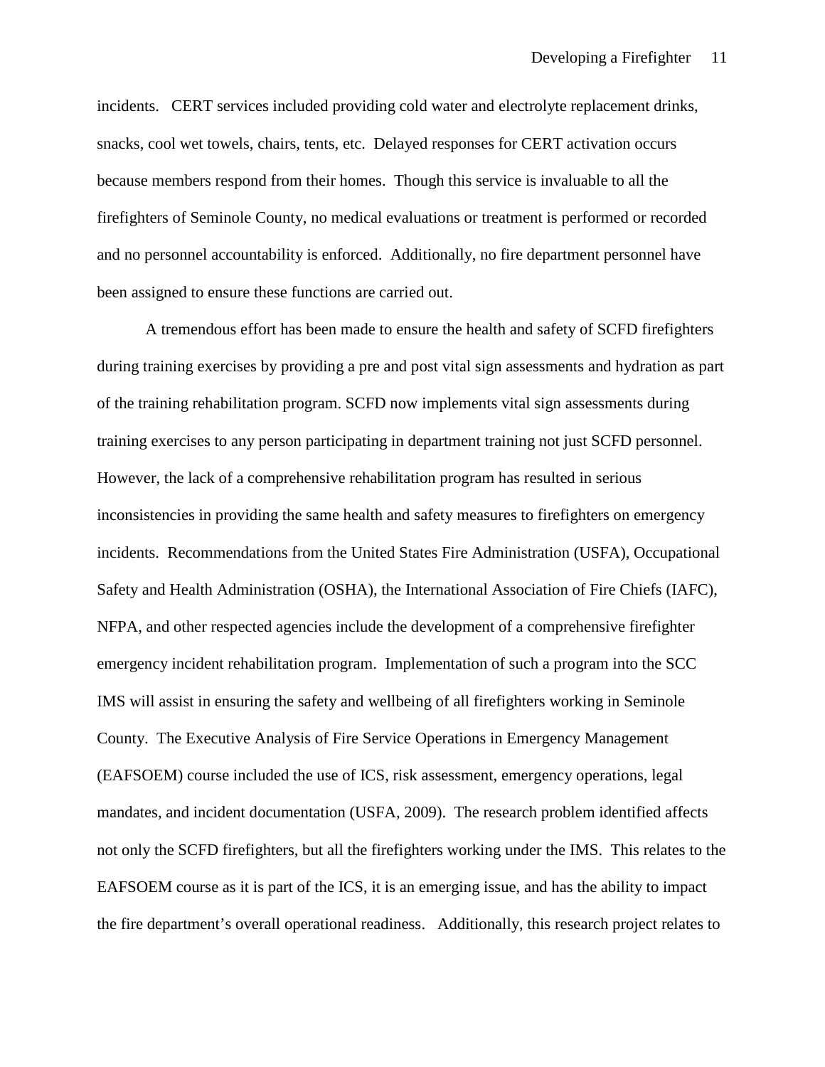incidents. CERT services included providing cold water and electrolyte replacement drinks, snacks, cool wet towels, chairs, tents, etc. Delayed responses for CERT activation occurs because members respond from their homes. Though this service is invaluable to all the firefighters of Seminole County, no medical evaluations or treatment is performed or recorded and no personnel accountability is enforced. Additionally, no fire department personnel have been assigned to ensure these functions are carried out.

A tremendous effort has been made to ensure the health and safety of SCFD firefighters during training exercises by providing a pre and post vital sign assessments and hydration as part of the training rehabilitation program. SCFD now implements vital sign assessments during training exercises to any person participating in department training not just SCFD personnel. However, the lack of a comprehensive rehabilitation program has resulted in serious inconsistencies in providing the same health and safety measures to firefighters on emergency incidents. Recommendations from the United States Fire Administration (USFA), Occupational Safety and Health Administration (OSHA), the International Association of Fire Chiefs (IAFC), NFPA, and other respected agencies include the development of a comprehensive firefighter emergency incident rehabilitation program. Implementation of such a program into the SCC IMS will assist in ensuring the safety and wellbeing of all firefighters working in Seminole County. The Executive Analysis of Fire Service Operations in Emergency Management (EAFSOEM) course included the use of ICS, risk assessment, emergency operations, legal mandates, and incident documentation (USFA, 2009). The research problem identified affects not only the SCFD firefighters, but all the firefighters working under the IMS. This relates to the EAFSOEM course as it is part of the ICS, it is an emerging issue, and has the ability to impact the fire department's overall operational readiness. Additionally, this research project relates to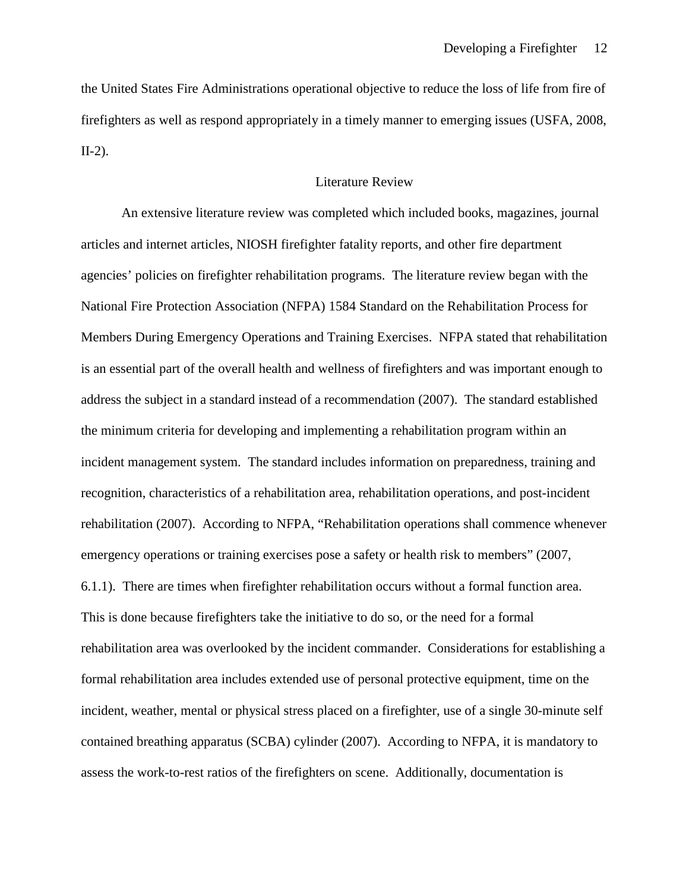the United States Fire Administrations operational objective to reduce the loss of life from fire of firefighters as well as respond appropriately in a timely manner to emerging issues (USFA, 2008, II-2).

## Literature Review

An extensive literature review was completed which included books, magazines, journal articles and internet articles, NIOSH firefighter fatality reports, and other fire department agencies' policies on firefighter rehabilitation programs. The literature review began with the National Fire Protection Association (NFPA) 1584 Standard on the Rehabilitation Process for Members During Emergency Operations and Training Exercises. NFPA stated that rehabilitation is an essential part of the overall health and wellness of firefighters and was important enough to address the subject in a standard instead of a recommendation (2007). The standard established the minimum criteria for developing and implementing a rehabilitation program within an incident management system. The standard includes information on preparedness, training and recognition, characteristics of a rehabilitation area, rehabilitation operations, and post-incident rehabilitation (2007). According to NFPA, "Rehabilitation operations shall commence whenever emergency operations or training exercises pose a safety or health risk to members" (2007, 6.1.1). There are times when firefighter rehabilitation occurs without a formal function area. This is done because firefighters take the initiative to do so, or the need for a formal rehabilitation area was overlooked by the incident commander. Considerations for establishing a formal rehabilitation area includes extended use of personal protective equipment, time on the incident, weather, mental or physical stress placed on a firefighter, use of a single 30-minute self contained breathing apparatus (SCBA) cylinder (2007). According to NFPA, it is mandatory to assess the work-to-rest ratios of the firefighters on scene. Additionally, documentation is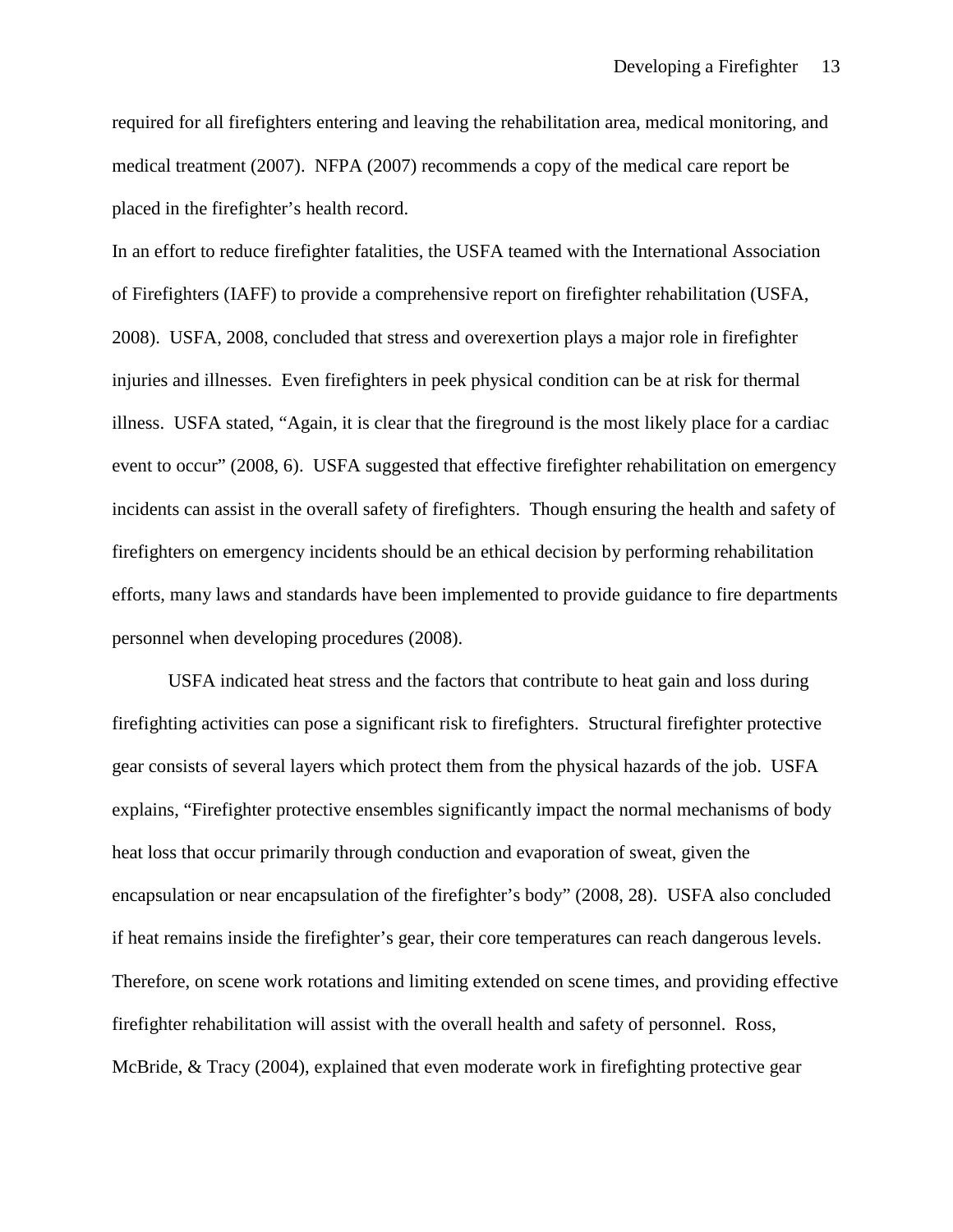required for all firefighters entering and leaving the rehabilitation area, medical monitoring, and medical treatment (2007). NFPA (2007) recommends a copy of the medical care report be placed in the firefighter's health record.

In an effort to reduce firefighter fatalities, the USFA teamed with the International Association of Firefighters (IAFF) to provide a comprehensive report on firefighter rehabilitation (USFA, 2008). USFA, 2008, concluded that stress and overexertion plays a major role in firefighter injuries and illnesses. Even firefighters in peek physical condition can be at risk for thermal illness. USFA stated, "Again, it is clear that the fireground is the most likely place for a cardiac event to occur" (2008, 6). USFA suggested that effective firefighter rehabilitation on emergency incidents can assist in the overall safety of firefighters. Though ensuring the health and safety of firefighters on emergency incidents should be an ethical decision by performing rehabilitation efforts, many laws and standards have been implemented to provide guidance to fire departments personnel when developing procedures (2008).

USFA indicated heat stress and the factors that contribute to heat gain and loss during firefighting activities can pose a significant risk to firefighters. Structural firefighter protective gear consists of several layers which protect them from the physical hazards of the job. USFA explains, "Firefighter protective ensembles significantly impact the normal mechanisms of body heat loss that occur primarily through conduction and evaporation of sweat, given the encapsulation or near encapsulation of the firefighter's body" (2008, 28). USFA also concluded if heat remains inside the firefighter's gear, their core temperatures can reach dangerous levels. Therefore, on scene work rotations and limiting extended on scene times, and providing effective firefighter rehabilitation will assist with the overall health and safety of personnel. Ross, McBride, & Tracy (2004), explained that even moderate work in firefighting protective gear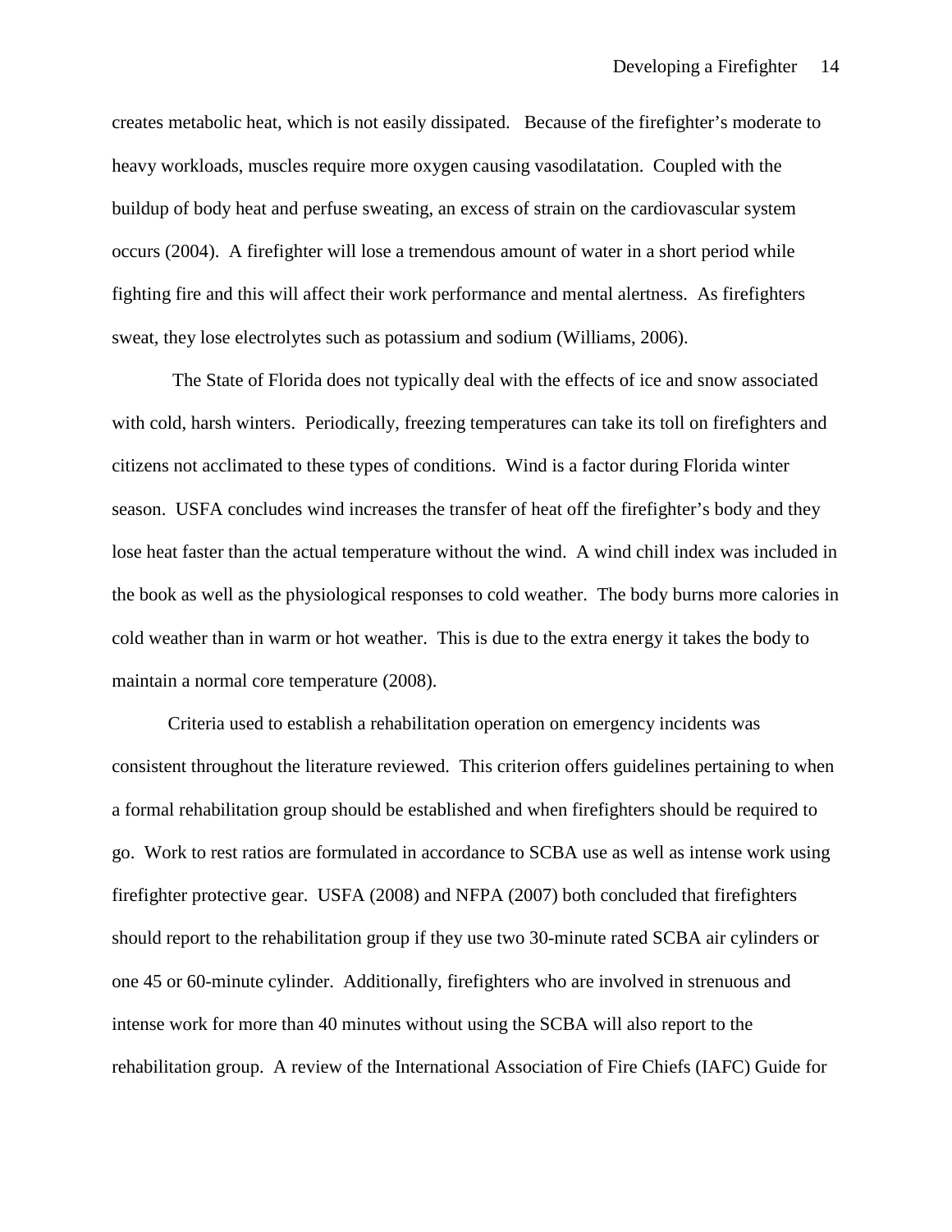creates metabolic heat, which is not easily dissipated. Because of the firefighter's moderate to heavy workloads, muscles require more oxygen causing vasodilatation. Coupled with the buildup of body heat and perfuse sweating, an excess of strain on the cardiovascular system occurs (2004). A firefighter will lose a tremendous amount of water in a short period while fighting fire and this will affect their work performance and mental alertness. As firefighters sweat, they lose electrolytes such as potassium and sodium (Williams, 2006).

The State of Florida does not typically deal with the effects of ice and snow associated with cold, harsh winters. Periodically, freezing temperatures can take its toll on firefighters and citizens not acclimated to these types of conditions. Wind is a factor during Florida winter season. USFA concludes wind increases the transfer of heat off the firefighter's body and they lose heat faster than the actual temperature without the wind. A wind chill index was included in the book as well as the physiological responses to cold weather. The body burns more calories in cold weather than in warm or hot weather. This is due to the extra energy it takes the body to maintain a normal core temperature (2008).

Criteria used to establish a rehabilitation operation on emergency incidents was consistent throughout the literature reviewed. This criterion offers guidelines pertaining to when a formal rehabilitation group should be established and when firefighters should be required to go. Work to rest ratios are formulated in accordance to SCBA use as well as intense work using firefighter protective gear. USFA (2008) and NFPA (2007) both concluded that firefighters should report to the rehabilitation group if they use two 30-minute rated SCBA air cylinders or one 45 or 60-minute cylinder. Additionally, firefighters who are involved in strenuous and intense work for more than 40 minutes without using the SCBA will also report to the rehabilitation group. A review of the International Association of Fire Chiefs (IAFC) Guide for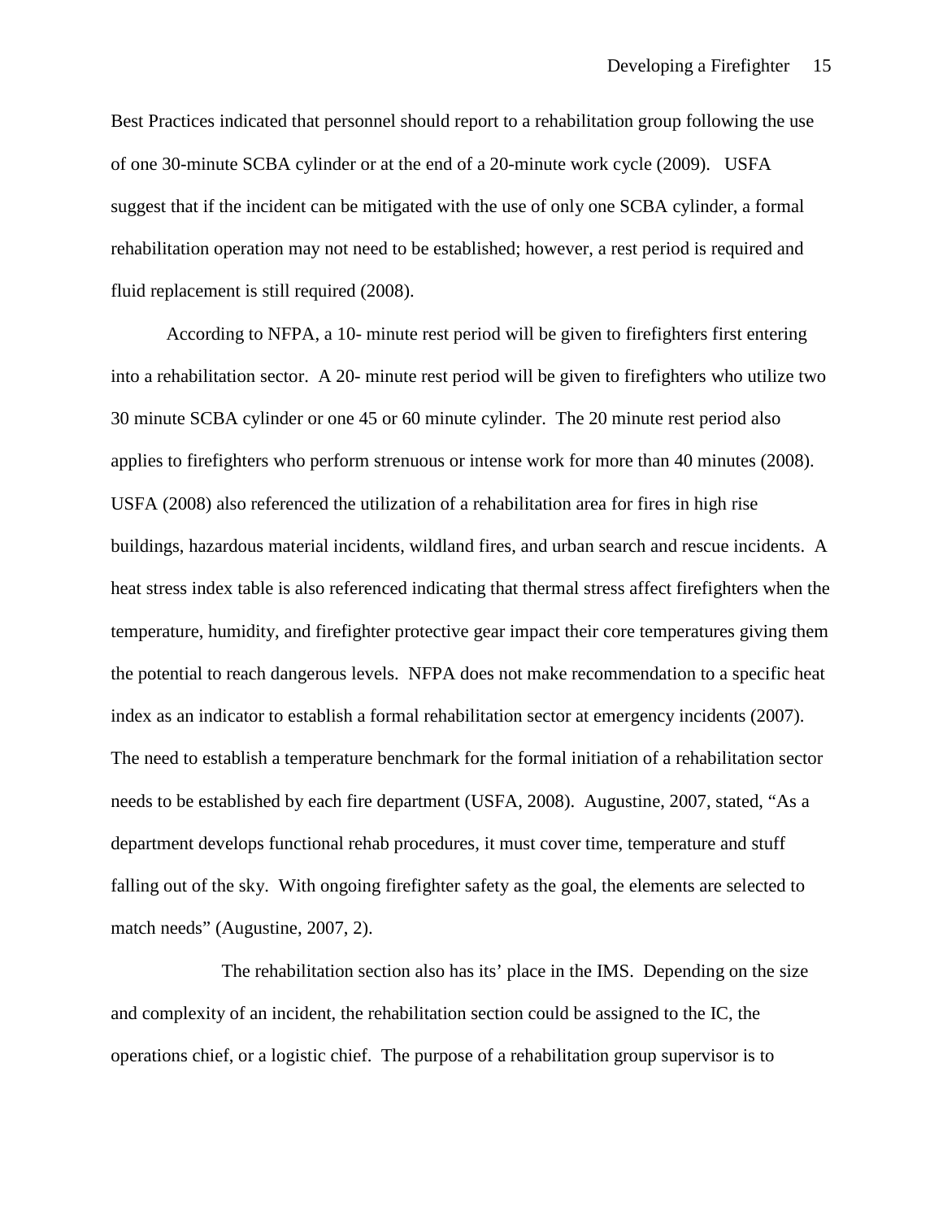Best Practices indicated that personnel should report to a rehabilitation group following the use of one 30-minute SCBA cylinder or at the end of a 20-minute work cycle (2009). USFA suggest that if the incident can be mitigated with the use of only one SCBA cylinder, a formal rehabilitation operation may not need to be established; however, a rest period is required and fluid replacement is still required (2008).

According to NFPA, a 10- minute rest period will be given to firefighters first entering into a rehabilitation sector. A 20- minute rest period will be given to firefighters who utilize two 30 minute SCBA cylinder or one 45 or 60 minute cylinder. The 20 minute rest period also applies to firefighters who perform strenuous or intense work for more than 40 minutes (2008). USFA (2008) also referenced the utilization of a rehabilitation area for fires in high rise buildings, hazardous material incidents, wildland fires, and urban search and rescue incidents. A heat stress index table is also referenced indicating that thermal stress affect firefighters when the temperature, humidity, and firefighter protective gear impact their core temperatures giving them the potential to reach dangerous levels. NFPA does not make recommendation to a specific heat index as an indicator to establish a formal rehabilitation sector at emergency incidents (2007). The need to establish a temperature benchmark for the formal initiation of a rehabilitation sector needs to be established by each fire department (USFA, 2008). Augustine, 2007, stated, "As a department develops functional rehab procedures, it must cover time, temperature and stuff falling out of the sky. With ongoing firefighter safety as the goal, the elements are selected to match needs" (Augustine, 2007, 2).

The rehabilitation section also has its' place in the IMS. Depending on the size and complexity of an incident, the rehabilitation section could be assigned to the IC, the operations chief, or a logistic chief. The purpose of a rehabilitation group supervisor is to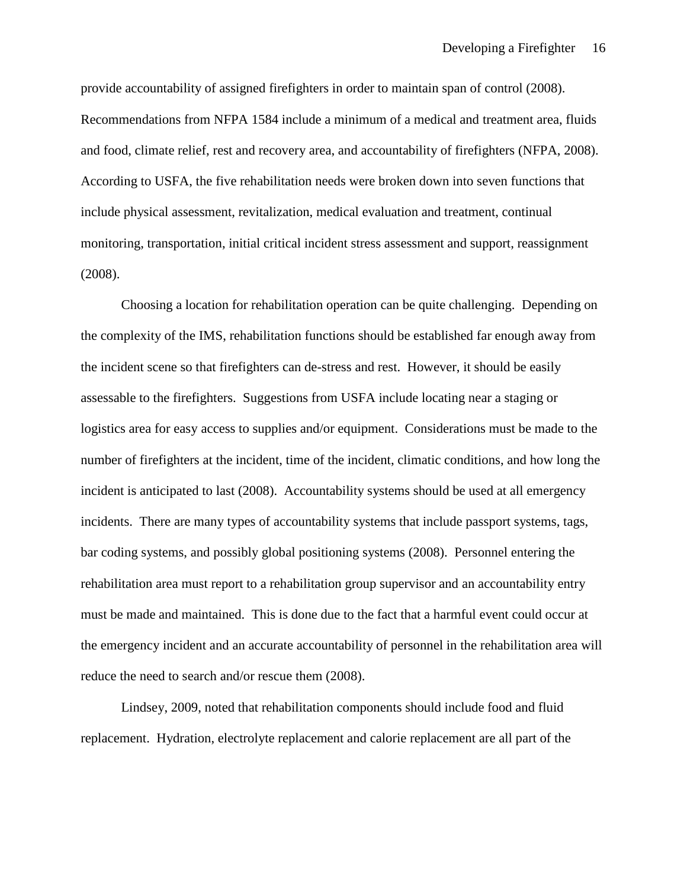provide accountability of assigned firefighters in order to maintain span of control (2008). Recommendations from NFPA 1584 include a minimum of a medical and treatment area, fluids and food, climate relief, rest and recovery area, and accountability of firefighters (NFPA, 2008). According to USFA, the five rehabilitation needs were broken down into seven functions that include physical assessment, revitalization, medical evaluation and treatment, continual monitoring, transportation, initial critical incident stress assessment and support, reassignment (2008).

Choosing a location for rehabilitation operation can be quite challenging. Depending on the complexity of the IMS, rehabilitation functions should be established far enough away from the incident scene so that firefighters can de-stress and rest. However, it should be easily assessable to the firefighters. Suggestions from USFA include locating near a staging or logistics area for easy access to supplies and/or equipment. Considerations must be made to the number of firefighters at the incident, time of the incident, climatic conditions, and how long the incident is anticipated to last (2008). Accountability systems should be used at all emergency incidents. There are many types of accountability systems that include passport systems, tags, bar coding systems, and possibly global positioning systems (2008). Personnel entering the rehabilitation area must report to a rehabilitation group supervisor and an accountability entry must be made and maintained. This is done due to the fact that a harmful event could occur at the emergency incident and an accurate accountability of personnel in the rehabilitation area will reduce the need to search and/or rescue them (2008).

Lindsey, 2009, noted that rehabilitation components should include food and fluid replacement. Hydration, electrolyte replacement and calorie replacement are all part of the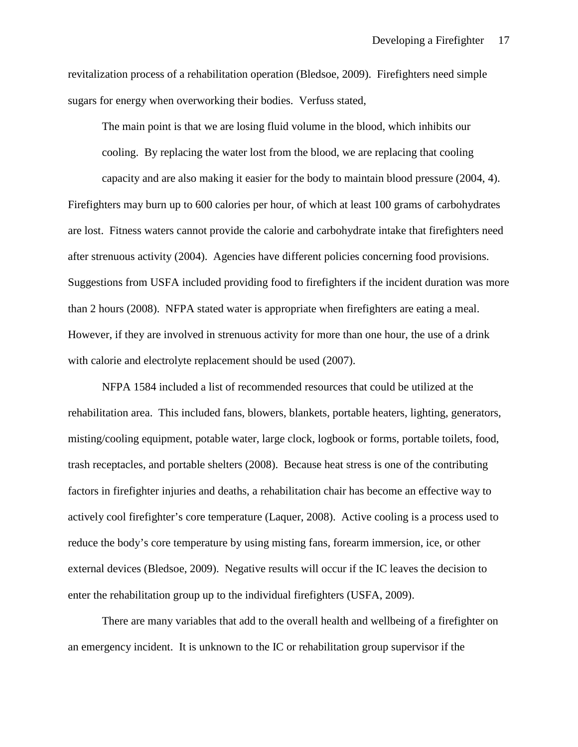revitalization process of a rehabilitation operation (Bledsoe, 2009). Firefighters need simple sugars for energy when overworking their bodies. Verfuss stated,

> The main point is that we are losing fluid volume in the blood, which inhibits our cooling. By replacing the water lost from the blood, we are replacing that cooling capacity and are also making it easier for the body to maintain blood pressure (2004, 4).

Firefighters may burn up to 600 calories per hour, of which at least 100 grams of carbohydrates are lost. Fitness waters cannot provide the calorie and carbohydrate intake that firefighters need after strenuous activity (2004). Agencies have different policies concerning food provisions. Suggestions from USFA included providing food to firefighters if the incident duration was more than 2 hours (2008). NFPA stated water is appropriate when firefighters are eating a meal. However, if they are involved in strenuous activity for more than one hour, the use of a drink with calorie and electrolyte replacement should be used (2007).

NFPA 1584 included a list of recommended resources that could be utilized at the rehabilitation area. This included fans, blowers, blankets, portable heaters, lighting, generators, misting/cooling equipment, potable water, large clock, logbook or forms, portable toilets, food, trash receptacles, and portable shelters (2008). Because heat stress is one of the contributing factors in firefighter injuries and deaths, a rehabilitation chair has become an effective way to actively cool firefighter's core temperature (Laquer, 2008). Active cooling is a process used to reduce the body's core temperature by using misting fans, forearm immersion, ice, or other external devices (Bledsoe, 2009). Negative results will occur if the IC leaves the decision to enter the rehabilitation group up to the individual firefighters (USFA, 2009).

There are many variables that add to the overall health and wellbeing of a firefighter on an emergency incident. It is unknown to the IC or rehabilitation group supervisor if the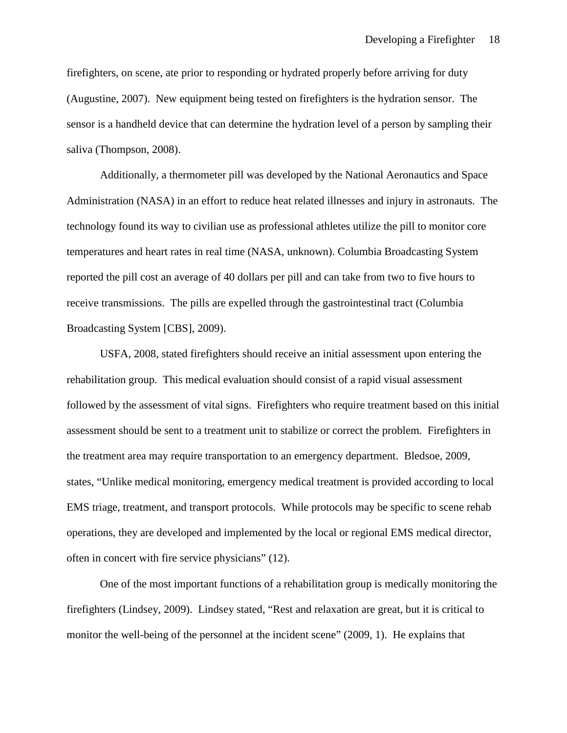firefighters, on scene, ate prior to responding or hydrated properly before arriving for duty (Augustine, 2007). New equipment being tested on firefighters is the hydration sensor. The sensor is a handheld device that can determine the hydration level of a person by sampling their saliva (Thompson, 2008).

Additionally, a thermometer pill was developed by the National Aeronautics and Space Administration (NASA) in an effort to reduce heat related illnesses and injury in astronauts. The technology found its way to civilian use as professional athletes utilize the pill to monitor core temperatures and heart rates in real time (NASA, unknown). Columbia Broadcasting System reported the pill cost an average of 40 dollars per pill and can take from two to five hours to receive transmissions. The pills are expelled through the gastrointestinal tract (Columbia Broadcasting System [CBS], 2009).

USFA, 2008, stated firefighters should receive an initial assessment upon entering the rehabilitation group. This medical evaluation should consist of a rapid visual assessment followed by the assessment of vital signs. Firefighters who require treatment based on this initial assessment should be sent to a treatment unit to stabilize or correct the problem. Firefighters in the treatment area may require transportation to an emergency department. Bledsoe, 2009, states, "Unlike medical monitoring, emergency medical treatment is provided according to local EMS triage, treatment, and transport protocols. While protocols may be specific to scene rehab operations, they are developed and implemented by the local or regional EMS medical director, often in concert with fire service physicians" (12).

One of the most important functions of a rehabilitation group is medically monitoring the firefighters (Lindsey, 2009). Lindsey stated, "Rest and relaxation are great, but it is critical to monitor the well-being of the personnel at the incident scene" (2009, 1). He explains that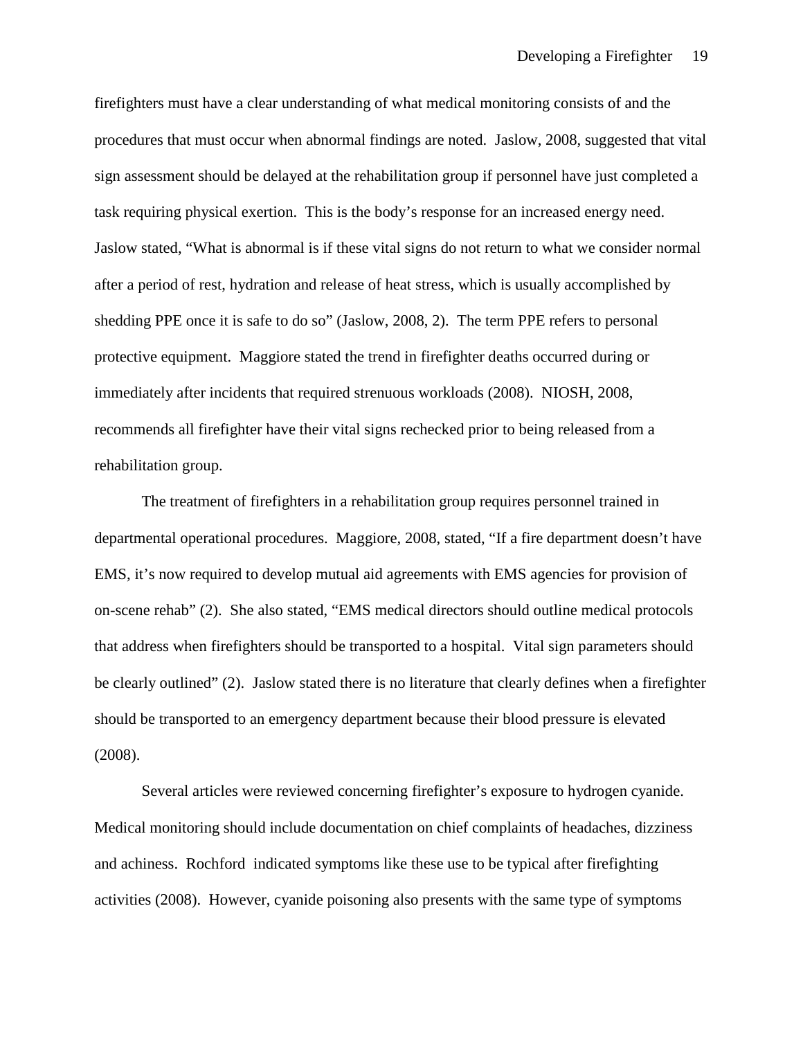firefighters must have a clear understanding of what medical monitoring consists of and the procedures that must occur when abnormal findings are noted. Jaslow, 2008, suggested that vital sign assessment should be delayed at the rehabilitation group if personnel have just completed a task requiring physical exertion. This is the body's response for an increased energy need. Jaslow stated, "What is abnormal is if these vital signs do not return to what we consider normal after a period of rest, hydration and release of heat stress, which is usually accomplished by shedding PPE once it is safe to do so" (Jaslow, 2008, 2). The term PPE refers to personal protective equipment. Maggiore stated the trend in firefighter deaths occurred during or immediately after incidents that required strenuous workloads (2008). NIOSH, 2008, recommends all firefighter have their vital signs rechecked prior to being released from a rehabilitation group.

The treatment of firefighters in a rehabilitation group requires personnel trained in departmental operational procedures. Maggiore, 2008, stated, "If a fire department doesn't have EMS, it's now required to develop mutual aid agreements with EMS agencies for provision of on-scene rehab" (2). She also stated, "EMS medical directors should outline medical protocols that address when firefighters should be transported to a hospital. Vital sign parameters should be clearly outlined" (2). Jaslow stated there is no literature that clearly defines when a firefighter should be transported to an emergency department because their blood pressure is elevated (2008).

Several articles were reviewed concerning firefighter's exposure to hydrogen cyanide. Medical monitoring should include documentation on chief complaints of headaches, dizziness and achiness. Rochford indicated symptoms like these use to be typical after firefighting activities (2008). However, cyanide poisoning also presents with the same type of symptoms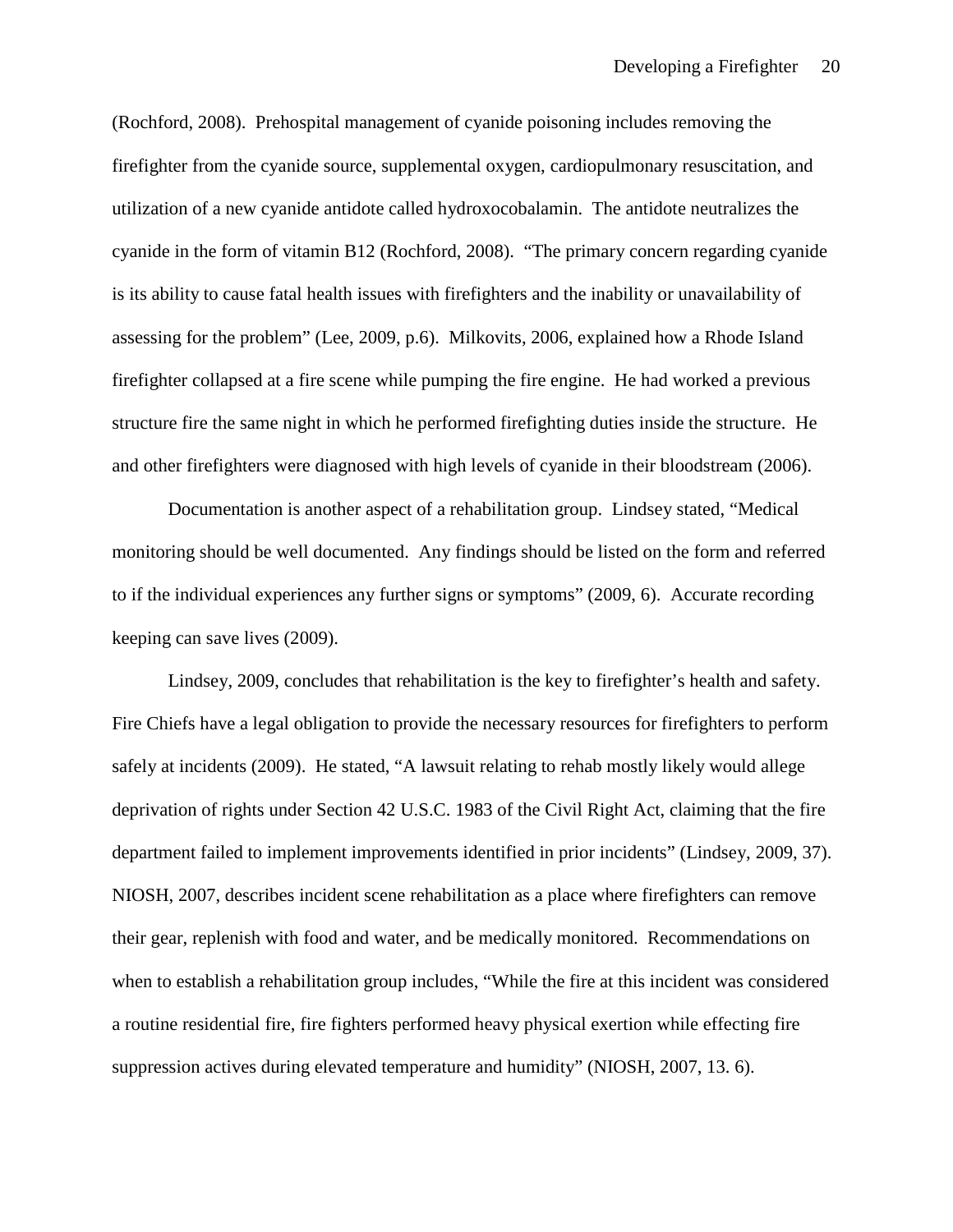(Rochford, 2008). Prehospital management of cyanide poisoning includes removing the firefighter from the cyanide source, supplemental oxygen, cardiopulmonary resuscitation, and utilization of a new cyanide antidote called hydroxocobalamin. The antidote neutralizes the cyanide in the form of vitamin B12 (Rochford, 2008). "The primary concern regarding cyanide is its ability to cause fatal health issues with firefighters and the inability or unavailability of assessing for the problem" (Lee, 2009, p.6). Milkovits, 2006, explained how a Rhode Island firefighter collapsed at a fire scene while pumping the fire engine. He had worked a previous structure fire the same night in which he performed firefighting duties inside the structure. He and other firefighters were diagnosed with high levels of cyanide in their bloodstream (2006).

Documentation is another aspect of a rehabilitation group. Lindsey stated, "Medical monitoring should be well documented. Any findings should be listed on the form and referred to if the individual experiences any further signs or symptoms" (2009, 6). Accurate recording keeping can save lives (2009).

Lindsey, 2009, concludes that rehabilitation is the key to firefighter's health and safety. Fire Chiefs have a legal obligation to provide the necessary resources for firefighters to perform safely at incidents (2009). He stated, "A lawsuit relating to rehab mostly likely would allege deprivation of rights under Section 42 U.S.C. 1983 of the Civil Right Act, claiming that the fire department failed to implement improvements identified in prior incidents" (Lindsey, 2009, 37). NIOSH, 2007, describes incident scene rehabilitation as a place where firefighters can remove their gear, replenish with food and water, and be medically monitored. Recommendations on when to establish a rehabilitation group includes, "While the fire at this incident was considered a routine residential fire, fire fighters performed heavy physical exertion while effecting fire suppression actives during elevated temperature and humidity" (NIOSH, 2007, 13. 6).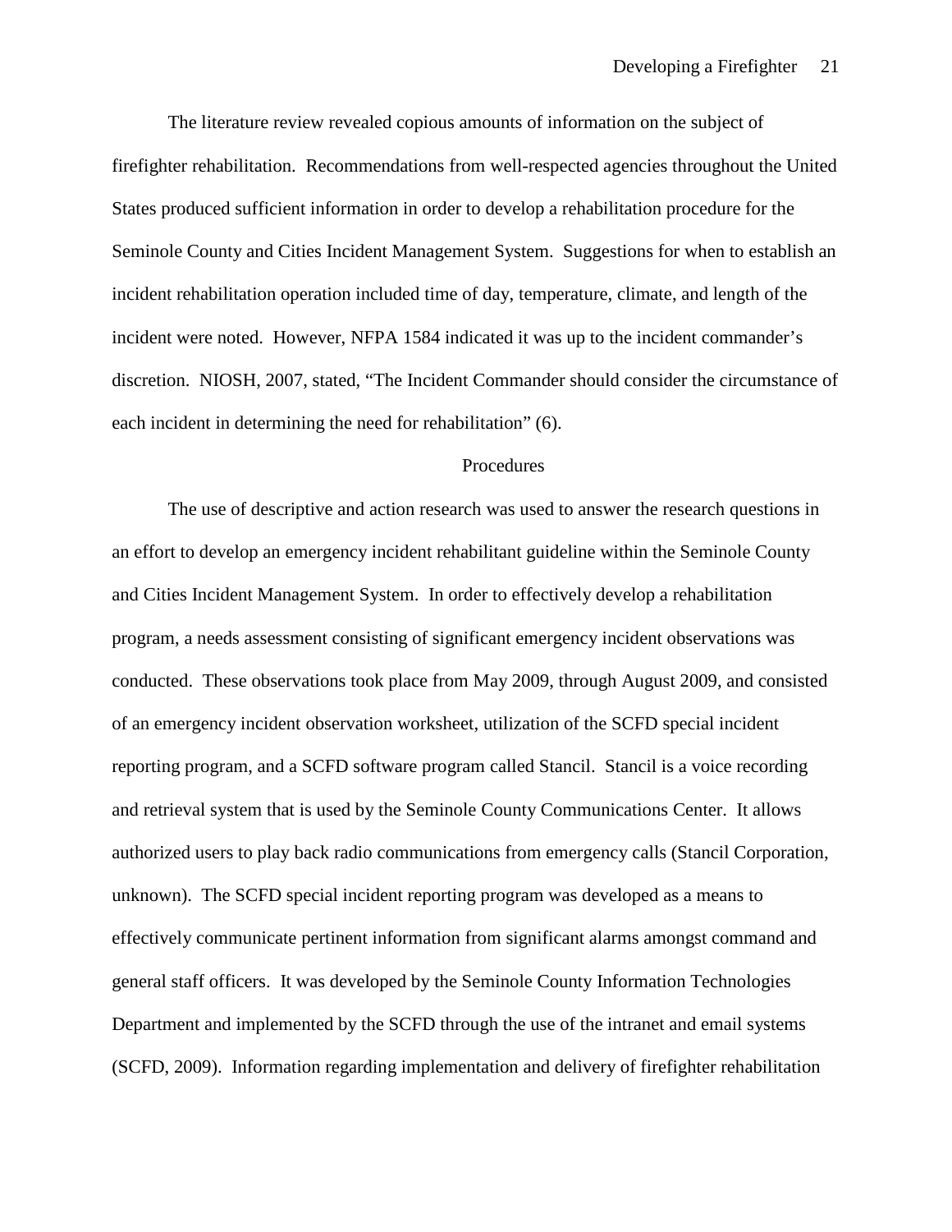The literature review revealed copious amounts of information on the subject of firefighter rehabilitation. Recommendations from well-respected agencies throughout the United States produced sufficient information in order to develop a rehabilitation procedure for the Seminole County and Cities Incident Management System. Suggestions for when to establish an incident rehabilitation operation included time of day, temperature, climate, and length of the incident were noted. However, NFPA 1584 indicated it was up to the incident commander's discretion. NIOSH, 2007, stated, "The Incident Commander should consider the circumstance of each incident in determining the need for rehabilitation" (6).

## Procedures

The use of descriptive and action research was used to answer the research questions in an effort to develop an emergency incident rehabilitant guideline within the Seminole County and Cities Incident Management System. In order to effectively develop a rehabilitation program, a needs assessment consisting of significant emergency incident observations was conducted. These observations took place from May 2009, through August 2009, and consisted of an emergency incident observation worksheet, utilization of the SCFD special incident reporting program, and a SCFD software program called Stancil. Stancil is a voice recording and retrieval system that is used by the Seminole County Communications Center. It allows authorized users to play back radio communications from emergency calls (Stancil Corporation, unknown). The SCFD special incident reporting program was developed as a means to effectively communicate pertinent information from significant alarms amongst command and general staff officers. It was developed by the Seminole County Information Technologies Department and implemented by the SCFD through the use of the intranet and email systems (SCFD, 2009). Information regarding implementation and delivery of firefighter rehabilitation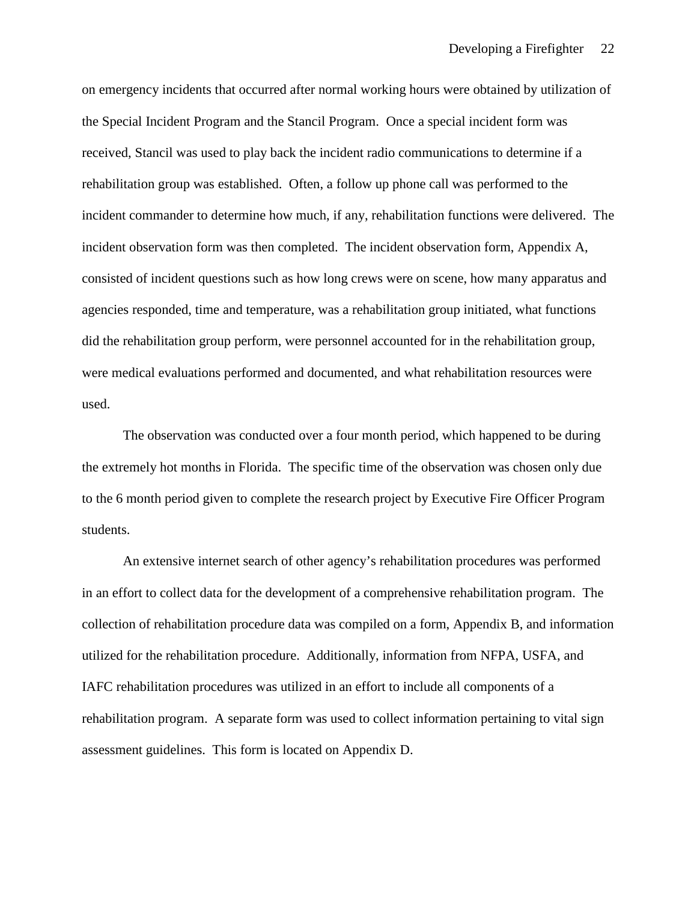on emergency incidents that occurred after normal working hours were obtained by utilization of the Special Incident Program and the Stancil Program. Once a special incident form was received, Stancil was used to play back the incident radio communications to determine if a rehabilitation group was established. Often, a follow up phone call was performed to the incident commander to determine how much, if any, rehabilitation functions were delivered. The incident observation form was then completed. The incident observation form, Appendix A, consisted of incident questions such as how long crews were on scene, how many apparatus and agencies responded, time and temperature, was a rehabilitation group initiated, what functions did the rehabilitation group perform, were personnel accounted for in the rehabilitation group, were medical evaluations performed and documented, and what rehabilitation resources were used.

The observation was conducted over a four month period, which happened to be during the extremely hot months in Florida. The specific time of the observation was chosen only due to the 6 month period given to complete the research project by Executive Fire Officer Program students.

An extensive internet search of other agency's rehabilitation procedures was performed in an effort to collect data for the development of a comprehensive rehabilitation program. The collection of rehabilitation procedure data was compiled on a form, Appendix B, and information utilized for the rehabilitation procedure. Additionally, information from NFPA, USFA, and IAFC rehabilitation procedures was utilized in an effort to include all components of a rehabilitation program. A separate form was used to collect information pertaining to vital sign assessment guidelines. This form is located on Appendix D.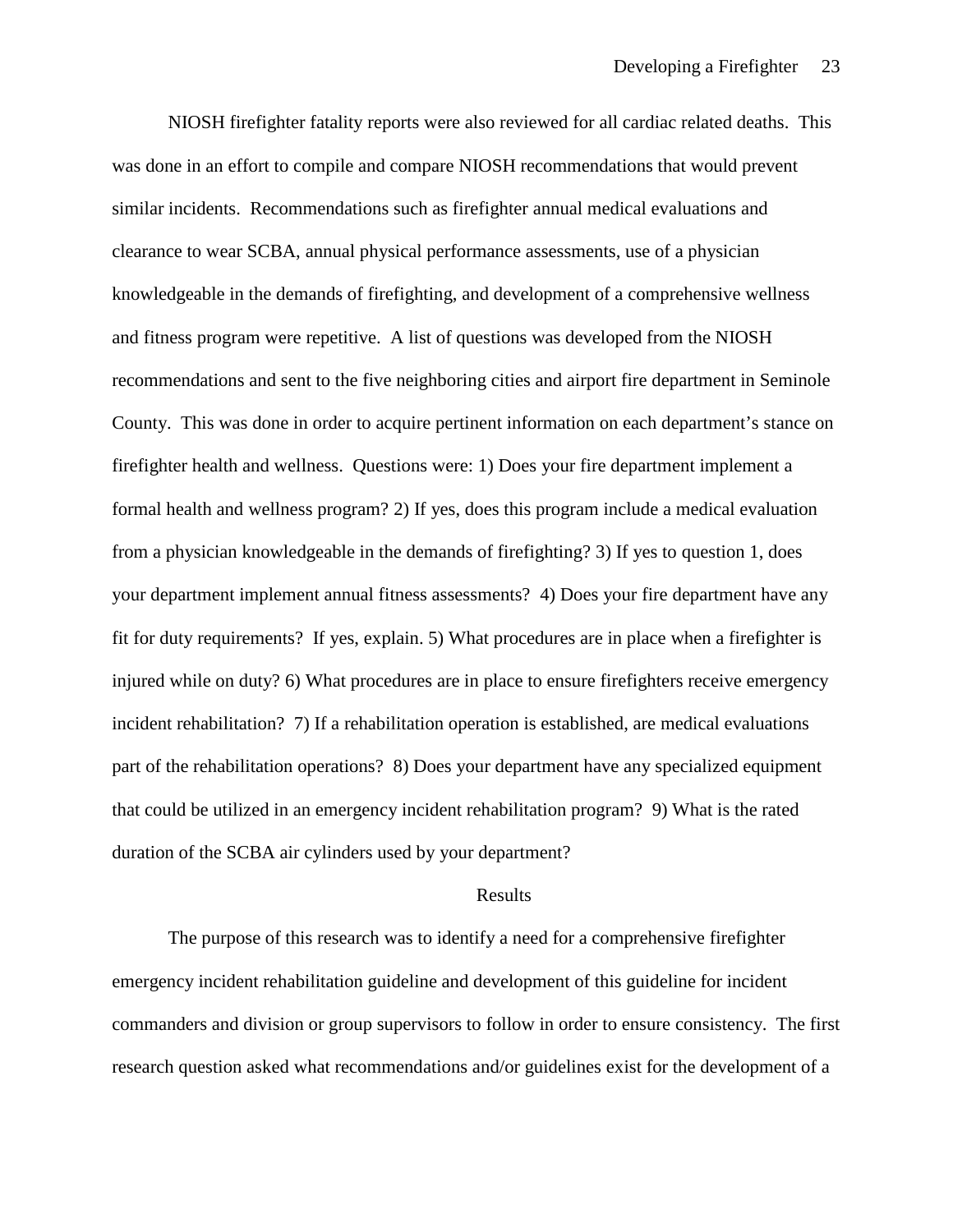NIOSH firefighter fatality reports were also reviewed for all cardiac related deaths. This was done in an effort to compile and compare NIOSH recommendations that would prevent similar incidents. Recommendations such as firefighter annual medical evaluations and clearance to wear SCBA, annual physical performance assessments, use of a physician knowledgeable in the demands of firefighting, and development of a comprehensive wellness and fitness program were repetitive. A list of questions was developed from the NIOSH recommendations and sent to the five neighboring cities and airport fire department in Seminole County. This was done in order to acquire pertinent information on each department's stance on firefighter health and wellness. Questions were: 1) Does your fire department implement a formal health and wellness program? 2) If yes, does this program include a medical evaluation from a physician knowledgeable in the demands of firefighting? 3) If yes to question 1, does your department implement annual fitness assessments? 4) Does your fire department have any fit for duty requirements? If yes, explain. 5) What procedures are in place when a firefighter is injured while on duty? 6) What procedures are in place to ensure firefighters receive emergency incident rehabilitation? 7) If a rehabilitation operation is established, are medical evaluations part of the rehabilitation operations? 8) Does your department have any specialized equipment that could be utilized in an emergency incident rehabilitation program? 9) What is the rated duration of the SCBA air cylinders used by your department?

## Results

The purpose of this research was to identify a need for a comprehensive firefighter emergency incident rehabilitation guideline and development of this guideline for incident commanders and division or group supervisors to follow in order to ensure consistency. The first research question asked what recommendations and/or guidelines exist for the development of a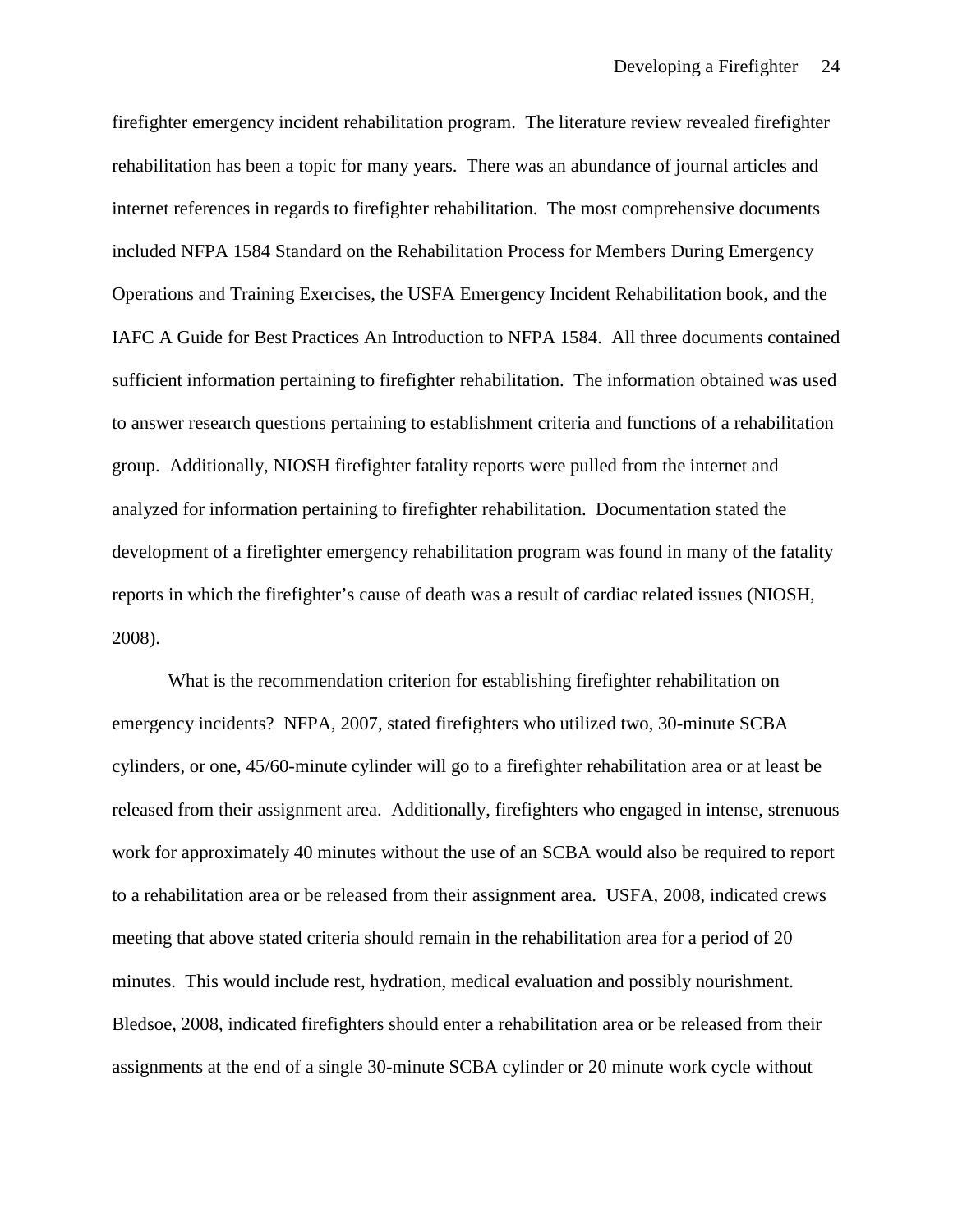firefighter emergency incident rehabilitation program. The literature review revealed firefighter rehabilitation has been a topic for many years. There was an abundance of journal articles and internet references in regards to firefighter rehabilitation. The most comprehensive documents included NFPA 1584 Standard on the Rehabilitation Process for Members During Emergency Operations and Training Exercises, the USFA Emergency Incident Rehabilitation book, and the IAFC A Guide for Best Practices An Introduction to NFPA 1584. All three documents contained sufficient information pertaining to firefighter rehabilitation. The information obtained was used to answer research questions pertaining to establishment criteria and functions of a rehabilitation group. Additionally, NIOSH firefighter fatality reports were pulled from the internet and analyzed for information pertaining to firefighter rehabilitation. Documentation stated the development of a firefighter emergency rehabilitation program was found in many of the fatality reports in which the firefighter's cause of death was a result of cardiac related issues (NIOSH, 2008).

What is the recommendation criterion for establishing firefighter rehabilitation on emergency incidents? NFPA, 2007, stated firefighters who utilized two, 30-minute SCBA cylinders, or one, 45/60-minute cylinder will go to a firefighter rehabilitation area or at least be released from their assignment area. Additionally, firefighters who engaged in intense, strenuous work for approximately 40 minutes without the use of an SCBA would also be required to report to a rehabilitation area or be released from their assignment area. USFA, 2008, indicated crews meeting that above stated criteria should remain in the rehabilitation area for a period of 20 minutes. This would include rest, hydration, medical evaluation and possibly nourishment. Bledsoe, 2008, indicated firefighters should enter a rehabilitation area or be released from their assignments at the end of a single 30-minute SCBA cylinder or 20 minute work cycle without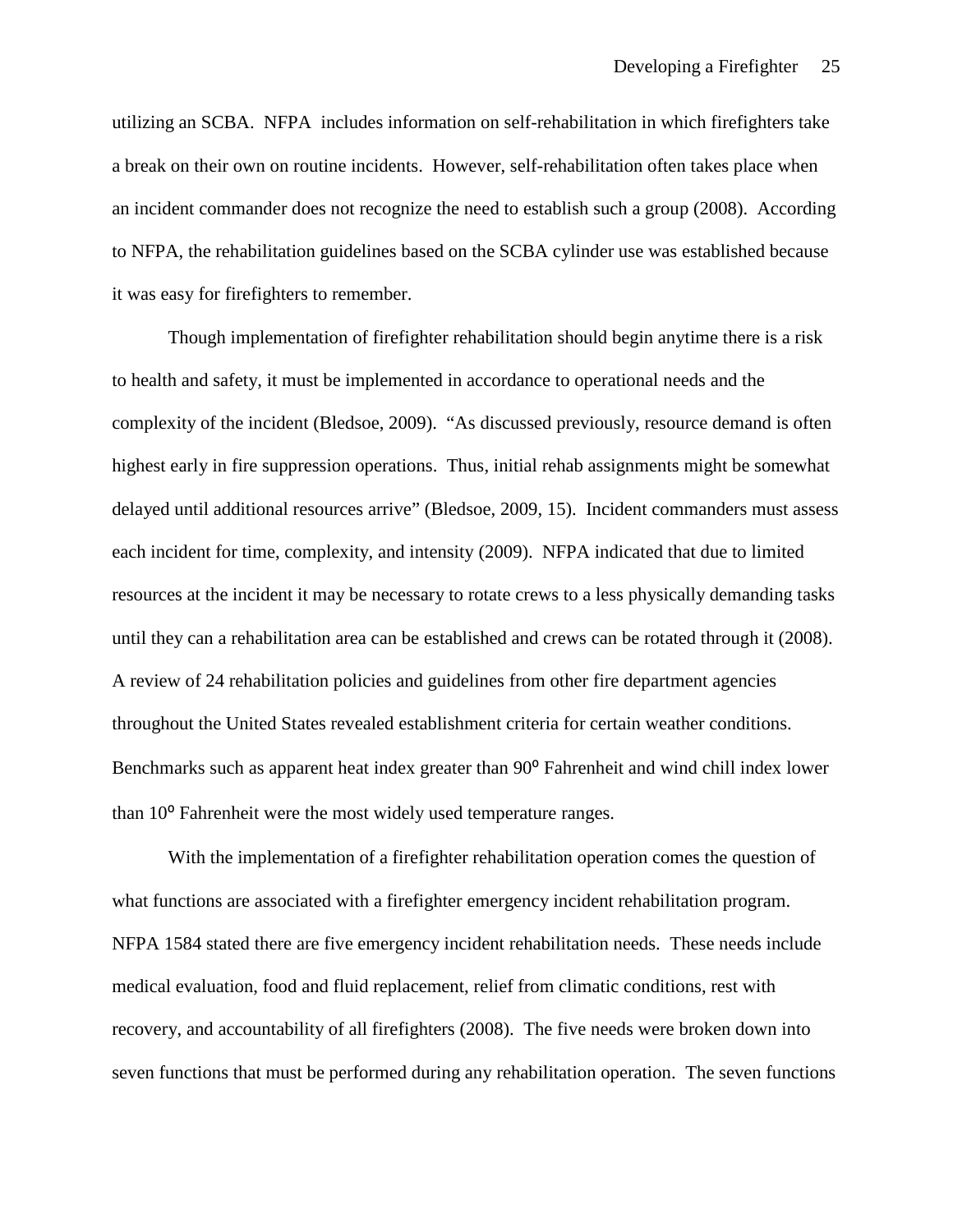utilizing an SCBA. NFPA includes information on self-rehabilitation in which firefighters take a break on their own on routine incidents. However, self-rehabilitation often takes place when an incident commander does not recognize the need to establish such a group (2008). According to NFPA, the rehabilitation guidelines based on the SCBA cylinder use was established because it was easy for firefighters to remember.

Though implementation of firefighter rehabilitation should begin anytime there is a risk to health and safety, it must be implemented in accordance to operational needs and the complexity of the incident (Bledsoe, 2009). "As discussed previously, resource demand is often highest early in fire suppression operations. Thus, initial rehab assignments might be somewhat delayed until additional resources arrive" (Bledsoe, 2009, 15). Incident commanders must assess each incident for time, complexity, and intensity (2009). NFPA indicated that due to limited resources at the incident it may be necessary to rotate crews to a less physically demanding tasks until they can a rehabilitation area can be established and crews can be rotated through it (2008). A review of 24 rehabilitation policies and guidelines from other fire department agencies throughout the United States revealed establishment criteria for certain weather conditions. Benchmarks such as apparent heat index greater than 90° Fahrenheit and wind chill index lower than 10° Fahrenheit were the most widely used temperature ranges.

With the implementation of a firefighter rehabilitation operation comes the question of what functions are associated with a firefighter emergency incident rehabilitation program. NFPA 1584 stated there are five emergency incident rehabilitation needs. These needs include medical evaluation, food and fluid replacement, relief from climatic conditions, rest with recovery, and accountability of all firefighters (2008). The five needs were broken down into seven functions that must be performed during any rehabilitation operation. The seven functions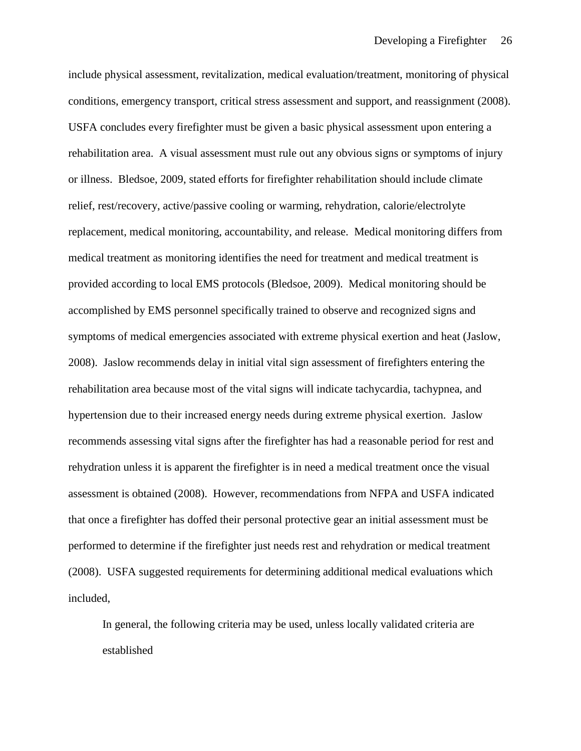include physical assessment, revitalization, medical evaluation/treatment, monitoring of physical conditions, emergency transport, critical stress assessment and support, and reassignment (2008). USFA concludes every firefighter must be given a basic physical assessment upon entering a rehabilitation area. A visual assessment must rule out any obvious signs or symptoms of injury or illness. Bledsoe, 2009, stated efforts for firefighter rehabilitation should include climate relief, rest/recovery, active/passive cooling or warming, rehydration, calorie/electrolyte replacement, medical monitoring, accountability, and release. Medical monitoring differs from medical treatment as monitoring identifies the need for treatment and medical treatment is provided according to local EMS protocols (Bledsoe, 2009). Medical monitoring should be accomplished by EMS personnel specifically trained to observe and recognized signs and symptoms of medical emergencies associated with extreme physical exertion and heat (Jaslow, 2008). Jaslow recommends delay in initial vital sign assessment of firefighters entering the rehabilitation area because most of the vital signs will indicate tachycardia, tachypnea, and hypertension due to their increased energy needs during extreme physical exertion. Jaslow recommends assessing vital signs after the firefighter has had a reasonable period for rest and rehydration unless it is apparent the firefighter is in need a medical treatment once the visual assessment is obtained (2008). However, recommendations from NFPA and USFA indicated that once a firefighter has doffed their personal protective gear an initial assessment must be performed to determine if the firefighter just needs rest and rehydration or medical treatment (2008). USFA suggested requirements for determining additional medical evaluations which included,

> In general, the following criteria may be used, unless locally validated criteria are established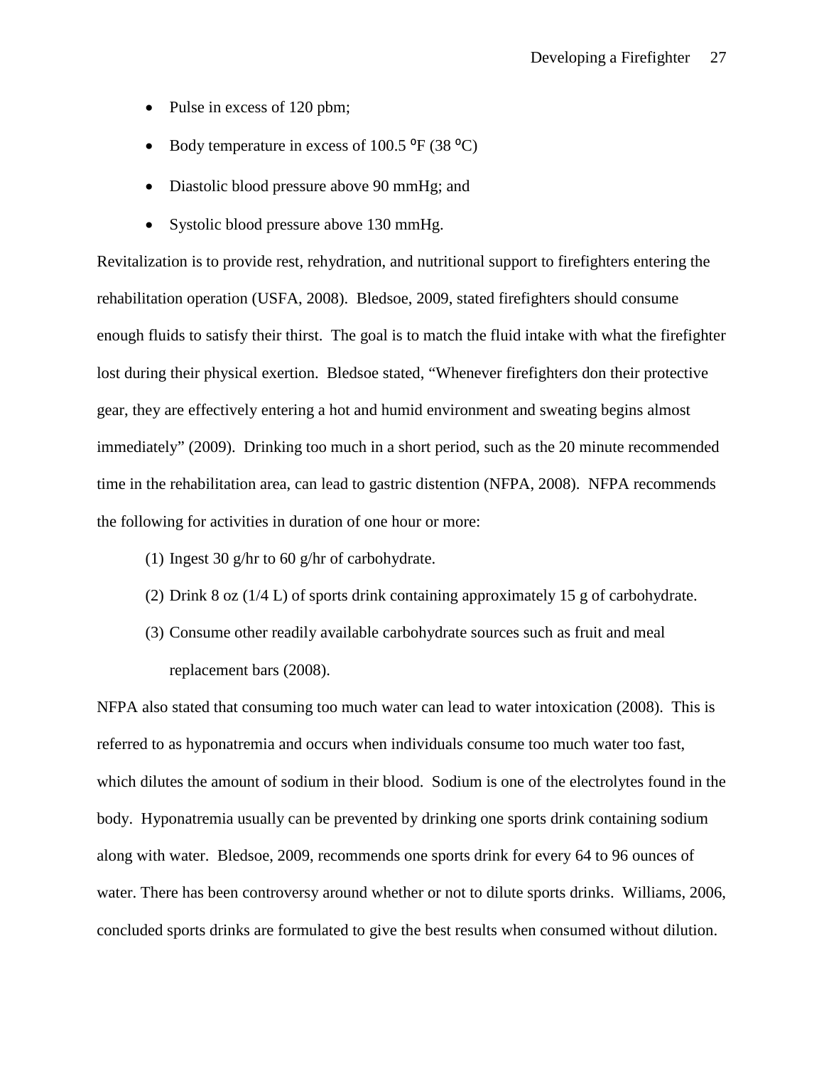- Pulse in excess of 120 pbm;
- Body temperature in excess of 100.5 ⁰F (38 ⁰C)
- Diastolic blood pressure above 90 mmHg; and
- Systolic blood pressure above 130 mmHg.

Revitalization is to provide rest, rehydration, and nutritional support to firefighters entering the rehabilitation operation (USFA, 2008). Bledsoe, 2009, stated firefighters should consume enough fluids to satisfy their thirst. The goal is to match the fluid intake with what the firefighter lost during their physical exertion. Bledsoe stated, "Whenever firefighters don their protective gear, they are effectively entering a hot and humid environment and sweating begins almost immediately" (2009). Drinking too much in a short period, such as the 20 minute recommended time in the rehabilitation area, can lead to gastric distention (NFPA, 2008). NFPA recommends the following for activities in duration of one hour or more:

(1) Ingest 30 g/hr to 60 g/hr of carbohydrate.

(2) Drink 8 oz (1/4 L) of sports drink containing approximately 15 g of carbohydrate.

(3) Consume other readily available carbohydrate sources such as fruit and meal replacement bars (2008).

NFPA also stated that consuming too much water can lead to water intoxication (2008). This is referred to as hyponatremia and occurs when individuals consume too much water too fast, which dilutes the amount of sodium in their blood. Sodium is one of the electrolytes found in the body. Hyponatremia usually can be prevented by drinking one sports drink containing sodium along with water. Bledsoe, 2009, recommends one sports drink for every 64 to 96 ounces of water. There has been controversy around whether or not to dilute sports drinks. Williams, 2006, concluded sports drinks are formulated to give the best results when consumed without dilution.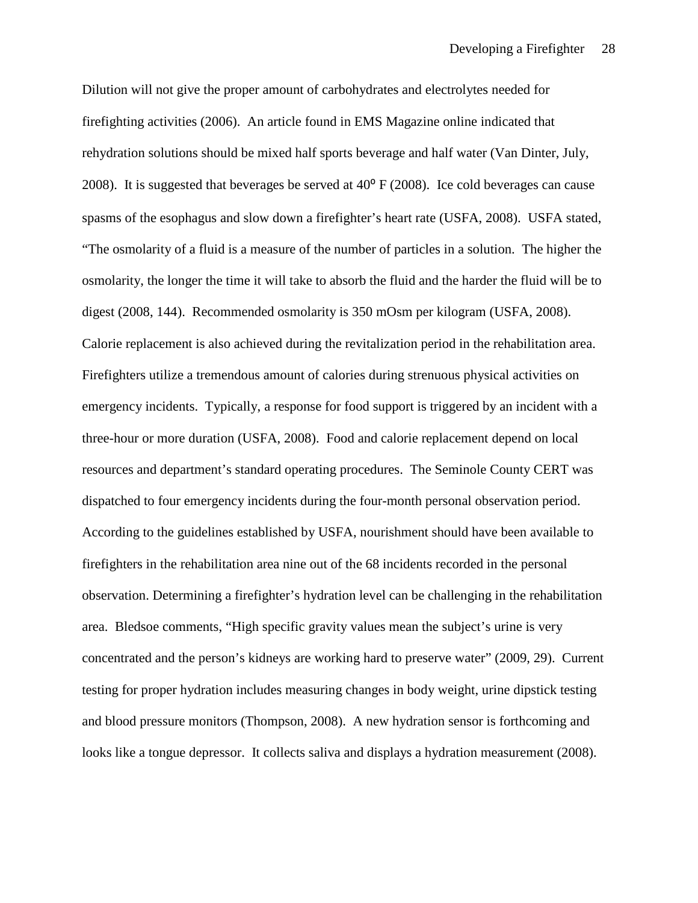Dilution will not give the proper amount of carbohydrates and electrolytes needed for firefighting activities (2006). An article found in EMS Magazine online indicated that rehydration solutions should be mixed half sports beverage and half water (Van Dinter, July, 2008). It is suggested that beverages be served at 40⁰ F (2008). Ice cold beverages can cause spasms of the esophagus and slow down a firefighter's heart rate (USFA, 2008). USFA stated, "The osmolarity of a fluid is a measure of the number of particles in a solution. The higher the osmolarity, the longer the time it will take to absorb the fluid and the harder the fluid will be to digest (2008, 144). Recommended osmolarity is 350 mOsm per kilogram (USFA, 2008). Calorie replacement is also achieved during the revitalization period in the rehabilitation area. Firefighters utilize a tremendous amount of calories during strenuous physical activities on emergency incidents. Typically, a response for food support is triggered by an incident with a three-hour or more duration (USFA, 2008). Food and calorie replacement depend on local resources and department's standard operating procedures. The Seminole County CERT was dispatched to four emergency incidents during the four-month personal observation period. According to the guidelines established by USFA, nourishment should have been available to firefighters in the rehabilitation area nine out of the 68 incidents recorded in the personal observation. Determining a firefighter's hydration level can be challenging in the rehabilitation area. Bledsoe comments, "High specific gravity values mean the subject's urine is very concentrated and the person's kidneys are working hard to preserve water" (2009, 29). Current testing for proper hydration includes measuring changes in body weight, urine dipstick testing and blood pressure monitors (Thompson, 2008). A new hydration sensor is forthcoming and looks like a tongue depressor. It collects saliva and displays a hydration measurement (2008).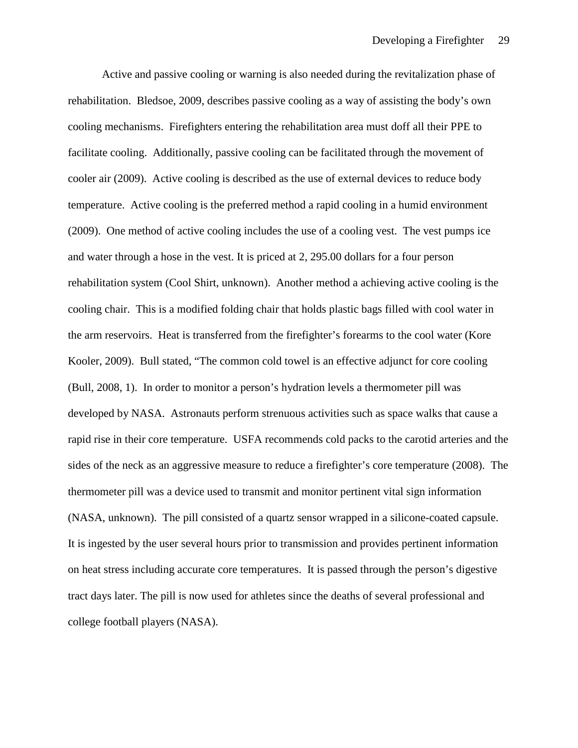Active and passive cooling or warning is also needed during the revitalization phase of rehabilitation. Bledsoe, 2009, describes passive cooling as a way of assisting the body's own cooling mechanisms. Firefighters entering the rehabilitation area must doff all their PPE to facilitate cooling. Additionally, passive cooling can be facilitated through the movement of cooler air (2009). Active cooling is described as the use of external devices to reduce body temperature. Active cooling is the preferred method a rapid cooling in a humid environment (2009). One method of active cooling includes the use of a cooling vest. The vest pumps ice and water through a hose in the vest. It is priced at 2, 295.00 dollars for a four person rehabilitation system (Cool Shirt, unknown). Another method a achieving active cooling is the cooling chair. This is a modified folding chair that holds plastic bags filled with cool water in the arm reservoirs. Heat is transferred from the firefighter's forearms to the cool water (Kore Kooler, 2009). Bull stated, "The common cold towel is an effective adjunct for core cooling (Bull, 2008, 1). In order to monitor a person's hydration levels a thermometer pill was developed by NASA. Astronauts perform strenuous activities such as space walks that cause a rapid rise in their core temperature. USFA recommends cold packs to the carotid arteries and the sides of the neck as an aggressive measure to reduce a firefighter's core temperature (2008). The thermometer pill was a device used to transmit and monitor pertinent vital sign information (NASA, unknown). The pill consisted of a quartz sensor wrapped in a silicone-coated capsule. It is ingested by the user several hours prior to transmission and provides pertinent information on heat stress including accurate core temperatures. It is passed through the person's digestive tract days later. The pill is now used for athletes since the deaths of several professional and college football players (NASA).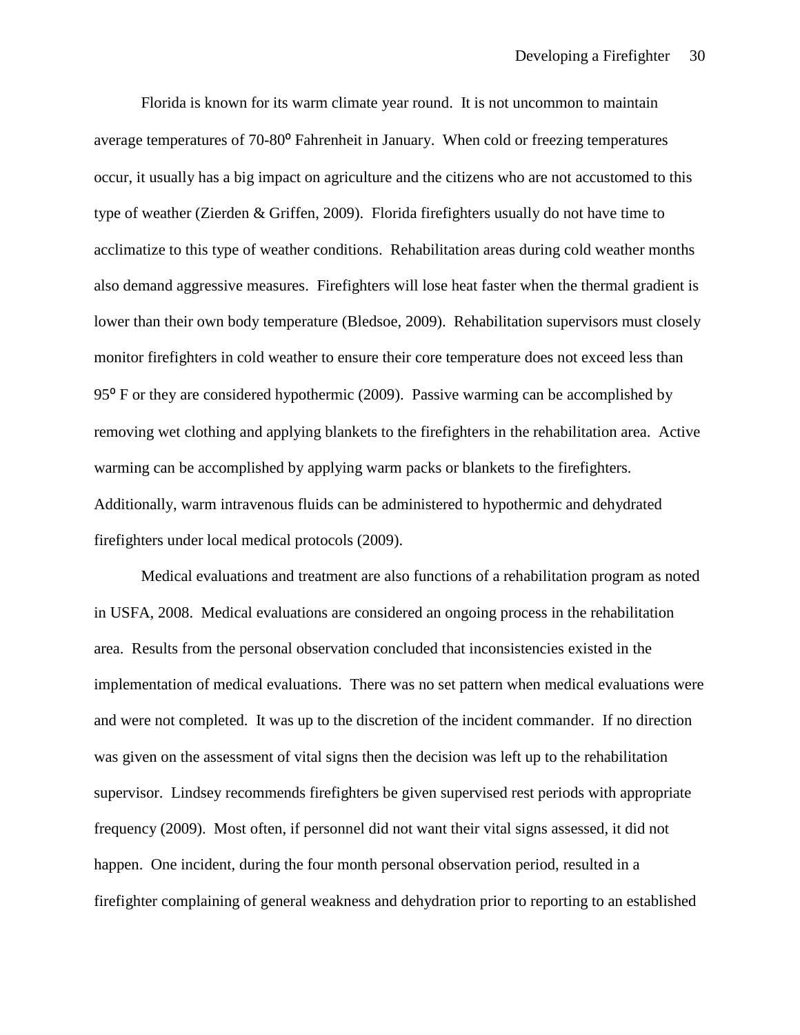Florida is known for its warm climate year round. It is not uncommon to maintain average temperatures of 70-80° Fahrenheit in January. When cold or freezing temperatures occur, it usually has a big impact on agriculture and the citizens who are not accustomed to this type of weather (Zierden & Griffen, 2009). Florida firefighters usually do not have time to acclimatize to this type of weather conditions. Rehabilitation areas during cold weather months also demand aggressive measures. Firefighters will lose heat faster when the thermal gradient is lower than their own body temperature (Bledsoe, 2009). Rehabilitation supervisors must closely monitor firefighters in cold weather to ensure their core temperature does not exceed less than 95° F or they are considered hypothermic (2009). Passive warming can be accomplished by removing wet clothing and applying blankets to the firefighters in the rehabilitation area. Active warming can be accomplished by applying warm packs or blankets to the firefighters. Additionally, warm intravenous fluids can be administered to hypothermic and dehydrated firefighters under local medical protocols (2009).

Medical evaluations and treatment are also functions of a rehabilitation program as noted in USFA, 2008. Medical evaluations are considered an ongoing process in the rehabilitation area. Results from the personal observation concluded that inconsistencies existed in the implementation of medical evaluations. There was no set pattern when medical evaluations were and were not completed. It was up to the discretion of the incident commander. If no direction was given on the assessment of vital signs then the decision was left up to the rehabilitation supervisor. Lindsey recommends firefighters be given supervised rest periods with appropriate frequency (2009). Most often, if personnel did not want their vital signs assessed, it did not happen. One incident, during the four month personal observation period, resulted in a firefighter complaining of general weakness and dehydration prior to reporting to an established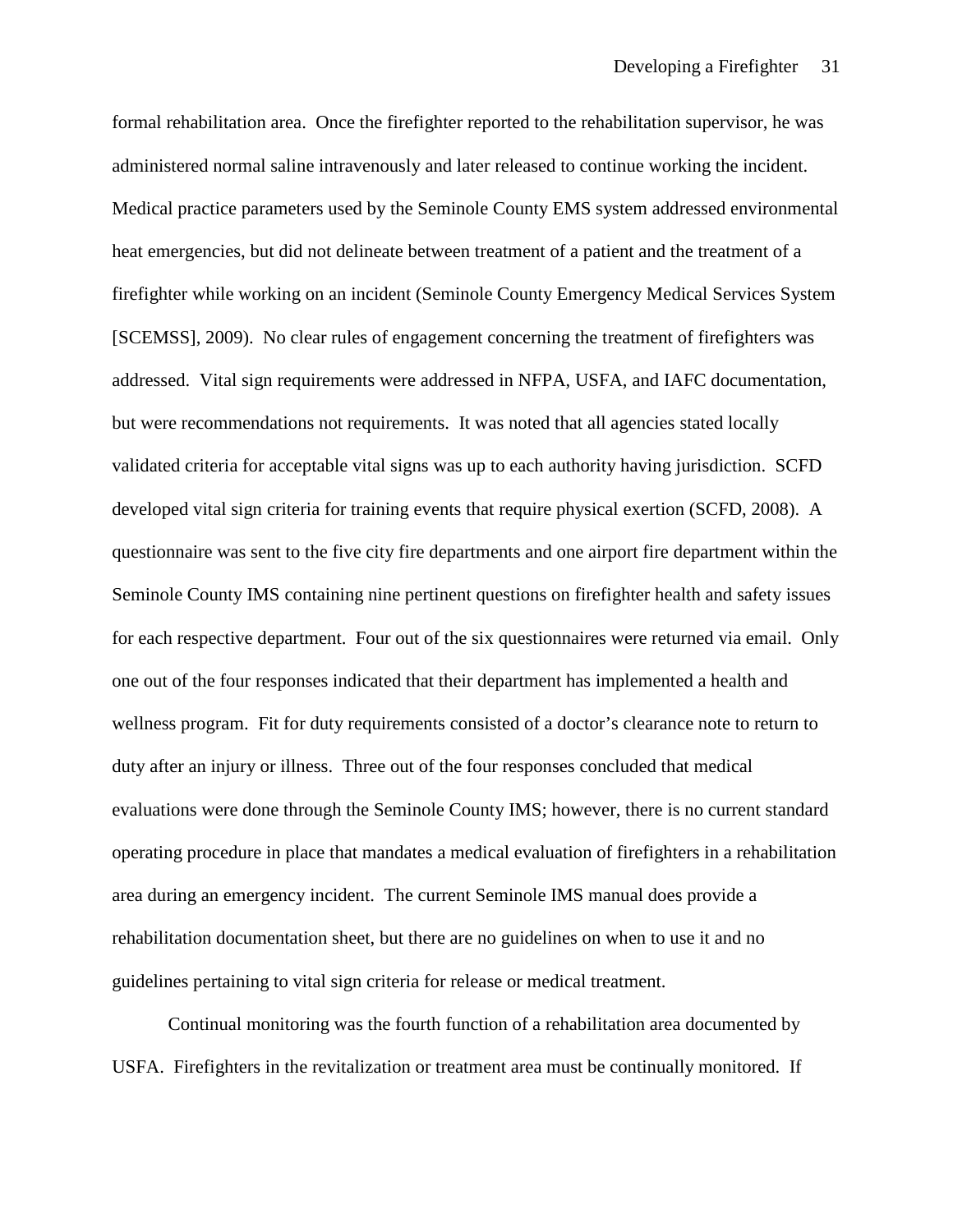formal rehabilitation area. Once the firefighter reported to the rehabilitation supervisor, he was administered normal saline intravenously and later released to continue working the incident. Medical practice parameters used by the Seminole County EMS system addressed environmental heat emergencies, but did not delineate between treatment of a patient and the treatment of a firefighter while working on an incident (Seminole County Emergency Medical Services System [SCEMSS], 2009). No clear rules of engagement concerning the treatment of firefighters was addressed. Vital sign requirements were addressed in NFPA, USFA, and IAFC documentation, but were recommendations not requirements. It was noted that all agencies stated locally validated criteria for acceptable vital signs was up to each authority having jurisdiction. SCFD developed vital sign criteria for training events that require physical exertion (SCFD, 2008). A questionnaire was sent to the five city fire departments and one airport fire department within the Seminole County IMS containing nine pertinent questions on firefighter health and safety issues for each respective department. Four out of the six questionnaires were returned via email. Only one out of the four responses indicated that their department has implemented a health and wellness program. Fit for duty requirements consisted of a doctor's clearance note to return to duty after an injury or illness. Three out of the four responses concluded that medical evaluations were done through the Seminole County IMS; however, there is no current standard operating procedure in place that mandates a medical evaluation of firefighters in a rehabilitation area during an emergency incident. The current Seminole IMS manual does provide a rehabilitation documentation sheet, but there are no guidelines on when to use it and no guidelines pertaining to vital sign criteria for release or medical treatment.

Continual monitoring was the fourth function of a rehabilitation area documented by USFA. Firefighters in the revitalization or treatment area must be continually monitored. If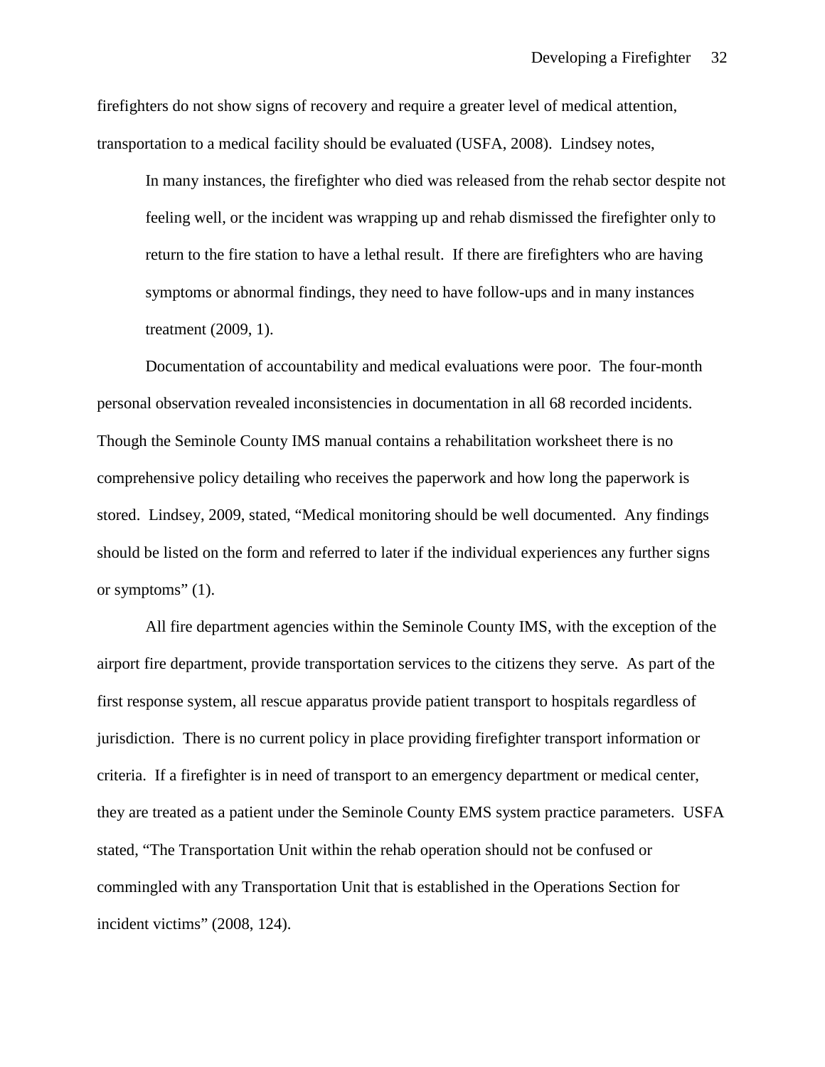firefighters do not show signs of recovery and require a greater level of medical attention, transportation to a medical facility should be evaluated (USFA, 2008). Lindsey notes,

> In many instances, the firefighter who died was released from the rehab sector despite not feeling well, or the incident was wrapping up and rehab dismissed the firefighter only to return to the fire station to have a lethal result. If there are firefighters who are having symptoms or abnormal findings, they need to have follow-ups and in many instances treatment (2009, 1).

Documentation of accountability and medical evaluations were poor. The four-month personal observation revealed inconsistencies in documentation in all 68 recorded incidents. Though the Seminole County IMS manual contains a rehabilitation worksheet there is no comprehensive policy detailing who receives the paperwork and how long the paperwork is stored. Lindsey, 2009, stated, "Medical monitoring should be well documented. Any findings should be listed on the form and referred to later if the individual experiences any further signs or symptoms" (1).

All fire department agencies within the Seminole County IMS, with the exception of the airport fire department, provide transportation services to the citizens they serve. As part of the first response system, all rescue apparatus provide patient transport to hospitals regardless of jurisdiction. There is no current policy in place providing firefighter transport information or criteria. If a firefighter is in need of transport to an emergency department or medical center, they are treated as a patient under the Seminole County EMS system practice parameters. USFA stated, "The Transportation Unit within the rehab operation should not be confused or commingled with any Transportation Unit that is established in the Operations Section for incident victims" (2008, 124).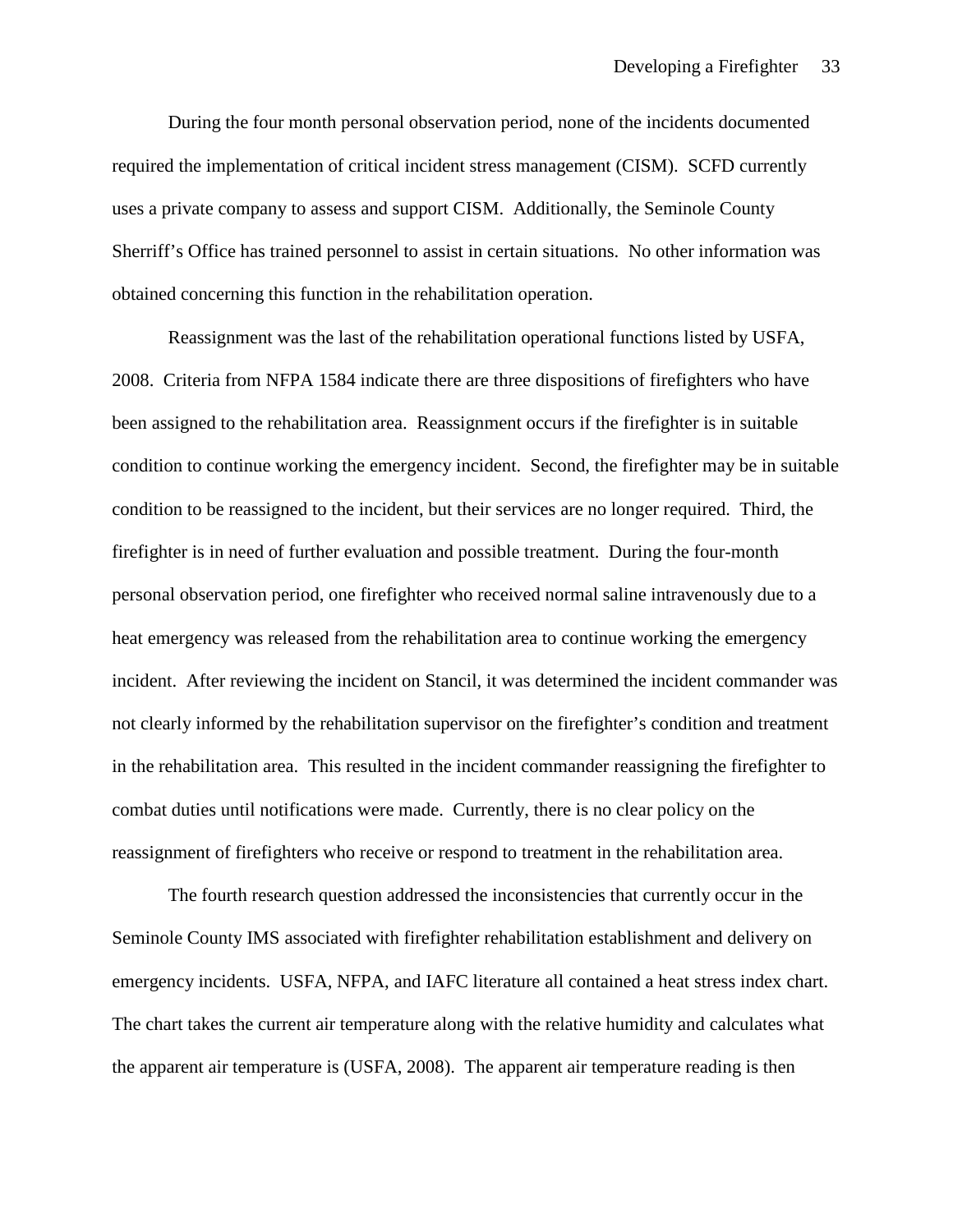During the four month personal observation period, none of the incidents documented required the implementation of critical incident stress management (CISM). SCFD currently uses a private company to assess and support CISM. Additionally, the Seminole County Sherriff's Office has trained personnel to assist in certain situations. No other information was obtained concerning this function in the rehabilitation operation.

Reassignment was the last of the rehabilitation operational functions listed by USFA, 2008. Criteria from NFPA 1584 indicate there are three dispositions of firefighters who have been assigned to the rehabilitation area. Reassignment occurs if the firefighter is in suitable condition to continue working the emergency incident. Second, the firefighter may be in suitable condition to be reassigned to the incident, but their services are no longer required. Third, the firefighter is in need of further evaluation and possible treatment. During the four-month personal observation period, one firefighter who received normal saline intravenously due to a heat emergency was released from the rehabilitation area to continue working the emergency incident. After reviewing the incident on Stancil, it was determined the incident commander was not clearly informed by the rehabilitation supervisor on the firefighter's condition and treatment in the rehabilitation area. This resulted in the incident commander reassigning the firefighter to combat duties until notifications were made. Currently, there is no clear policy on the reassignment of firefighters who receive or respond to treatment in the rehabilitation area.

The fourth research question addressed the inconsistencies that currently occur in the Seminole County IMS associated with firefighter rehabilitation establishment and delivery on emergency incidents. USFA, NFPA, and IAFC literature all contained a heat stress index chart. The chart takes the current air temperature along with the relative humidity and calculates what the apparent air temperature is (USFA, 2008). The apparent air temperature reading is then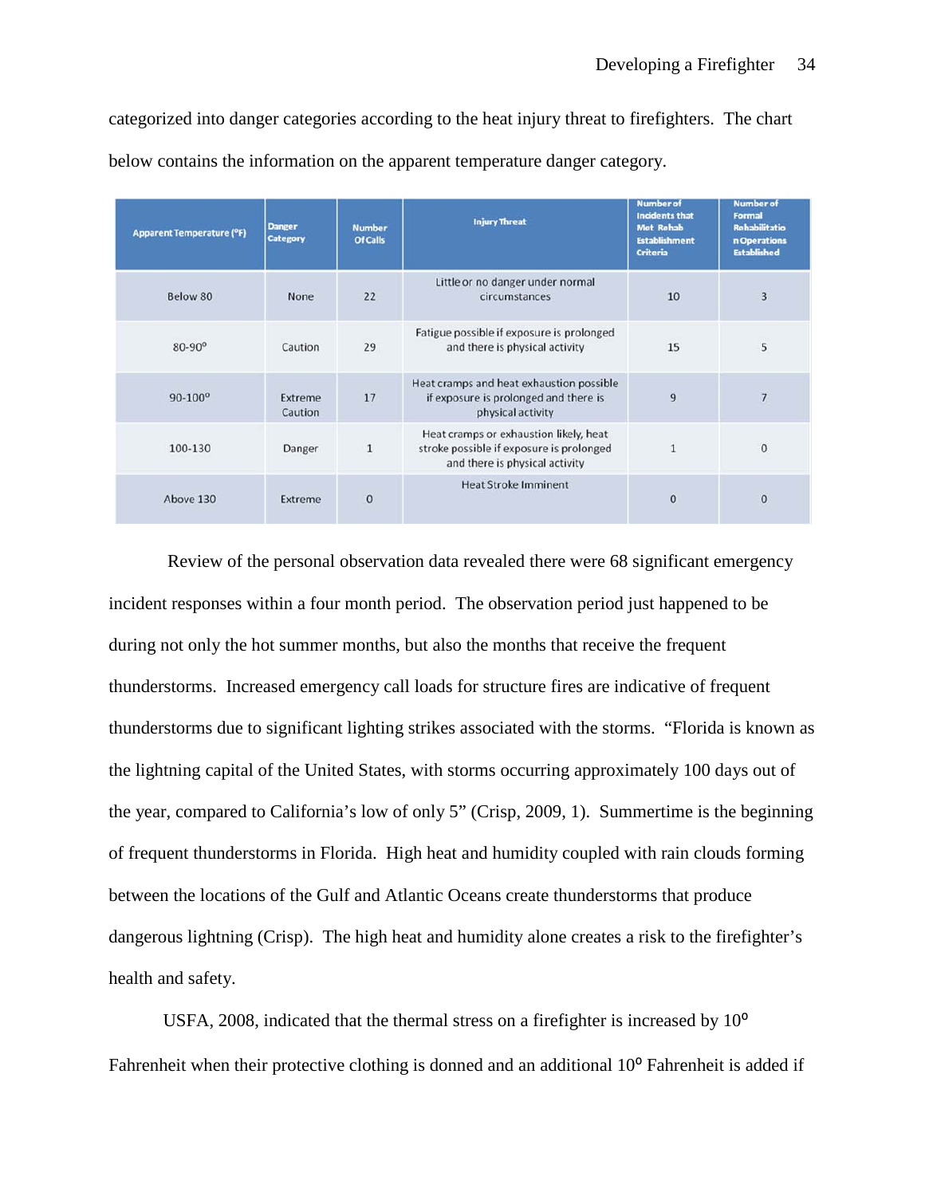categorized into danger categories according to the heat injury threat to firefighters. The chart below contains the information on the apparent temperature danger category.

| Apparent Temperature (°F) | Danger Category | Number Of Calls | Injury Threat | Number of Incidents that Met Rehab Establishment Criteria | Number of Formal Rehabilitation Operations Established |
|---|---|---|---|---|---|
| Below 80 | None | 22 | Little or no danger under normal circumstances | 10 | 3 |
| 80-90° | Caution | 29 | Fatigue possible if exposure is prolonged and there is physical activity | 15 | 5 |
| 90-100° | Extreme Caution | 17 | Heat cramps and heat exhaustion possible if exposure is prolonged and there is physical activity | 9 | 7 |
| 100-130 | Danger | 1 | Heat cramps or exhaustion likely, heat stroke possible if exposure is prolonged and there is physical activity | 1 | 0 |
| Above 130 | Extreme | 0 | Heat Stroke Imminent | 0 | 0 |

Review of the personal observation data revealed there were 68 significant emergency incident responses within a four month period. The observation period just happened to be during not only the hot summer months, but also the months that receive the frequent thunderstorms. Increased emergency call loads for structure fires are indicative of frequent thunderstorms due to significant lighting strikes associated with the storms. "Florida is known as the lightning capital of the United States, with storms occurring approximately 100 days out of the year, compared to California's low of only 5" (Crisp, 2009, 1). Summertime is the beginning of frequent thunderstorms in Florida. High heat and humidity coupled with rain clouds forming between the locations of the Gulf and Atlantic Oceans create thunderstorms that produce dangerous lightning (Crisp). The high heat and humidity alone creates a risk to the firefighter's health and safety.

USFA, 2008, indicated that the thermal stress on a firefighter is increased by 10° Fahrenheit when their protective clothing is donned and an additional 10° Fahrenheit is added if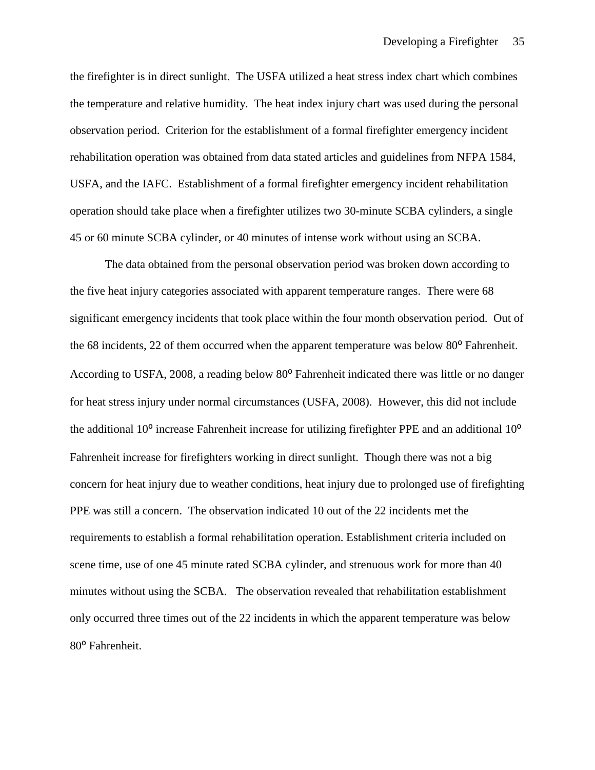the firefighter is in direct sunlight. The USFA utilized a heat stress index chart which combines the temperature and relative humidity. The heat index injury chart was used during the personal observation period. Criterion for the establishment of a formal firefighter emergency incident rehabilitation operation was obtained from data stated articles and guidelines from NFPA 1584, USFA, and the IAFC. Establishment of a formal firefighter emergency incident rehabilitation operation should take place when a firefighter utilizes two 30-minute SCBA cylinders, a single 45 or 60 minute SCBA cylinder, or 40 minutes of intense work without using an SCBA.

The data obtained from the personal observation period was broken down according to the five heat injury categories associated with apparent temperature ranges. There were 68 significant emergency incidents that took place within the four month observation period. Out of the 68 incidents, 22 of them occurred when the apparent temperature was below 80° Fahrenheit. According to USFA, 2008, a reading below 80° Fahrenheit indicated there was little or no danger for heat stress injury under normal circumstances (USFA, 2008). However, this did not include the additional 10° increase Fahrenheit increase for utilizing firefighter PPE and an additional 10° Fahrenheit increase for firefighters working in direct sunlight. Though there was not a big concern for heat injury due to weather conditions, heat injury due to prolonged use of firefighting PPE was still a concern. The observation indicated 10 out of the 22 incidents met the requirements to establish a formal rehabilitation operation. Establishment criteria included on scene time, use of one 45 minute rated SCBA cylinder, and strenuous work for more than 40 minutes without using the SCBA. The observation revealed that rehabilitation establishment only occurred three times out of the 22 incidents in which the apparent temperature was below 80° Fahrenheit.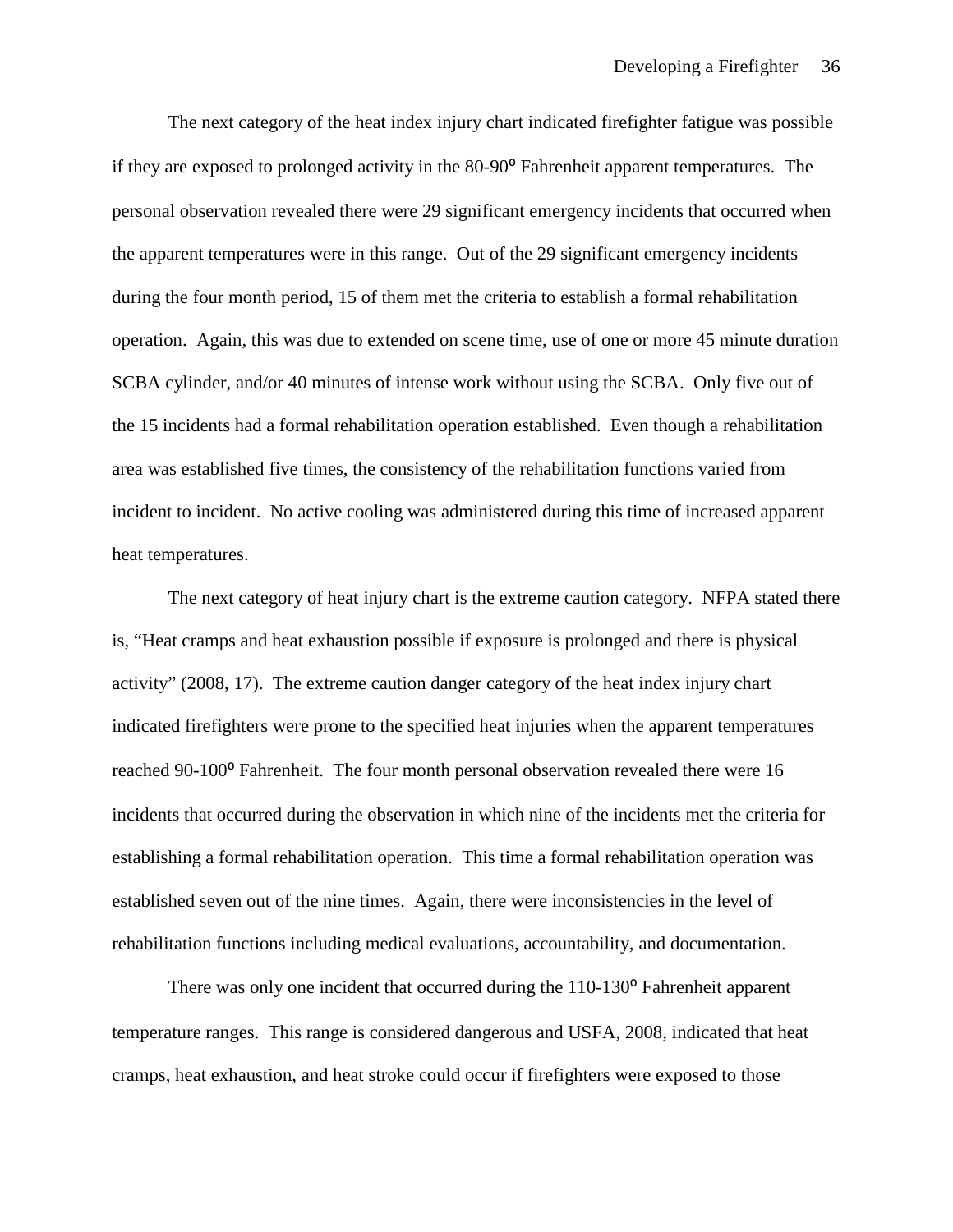The next category of the heat index injury chart indicated firefighter fatigue was possible if they are exposed to prolonged activity in the 80-90° Fahrenheit apparent temperatures. The personal observation revealed there were 29 significant emergency incidents that occurred when the apparent temperatures were in this range. Out of the 29 significant emergency incidents during the four month period, 15 of them met the criteria to establish a formal rehabilitation operation. Again, this was due to extended on scene time, use of one or more 45 minute duration SCBA cylinder, and/or 40 minutes of intense work without using the SCBA. Only five out of the 15 incidents had a formal rehabilitation operation established. Even though a rehabilitation area was established five times, the consistency of the rehabilitation functions varied from incident to incident. No active cooling was administered during this time of increased apparent heat temperatures.

The next category of heat injury chart is the extreme caution category. NFPA stated there is, "Heat cramps and heat exhaustion possible if exposure is prolonged and there is physical activity" (2008, 17). The extreme caution danger category of the heat index injury chart indicated firefighters were prone to the specified heat injuries when the apparent temperatures reached 90-100° Fahrenheit. The four month personal observation revealed there were 16 incidents that occurred during the observation in which nine of the incidents met the criteria for establishing a formal rehabilitation operation. This time a formal rehabilitation operation was established seven out of the nine times. Again, there were inconsistencies in the level of rehabilitation functions including medical evaluations, accountability, and documentation.

There was only one incident that occurred during the 110-130° Fahrenheit apparent temperature ranges. This range is considered dangerous and USFA, 2008, indicated that heat cramps, heat exhaustion, and heat stroke could occur if firefighters were exposed to those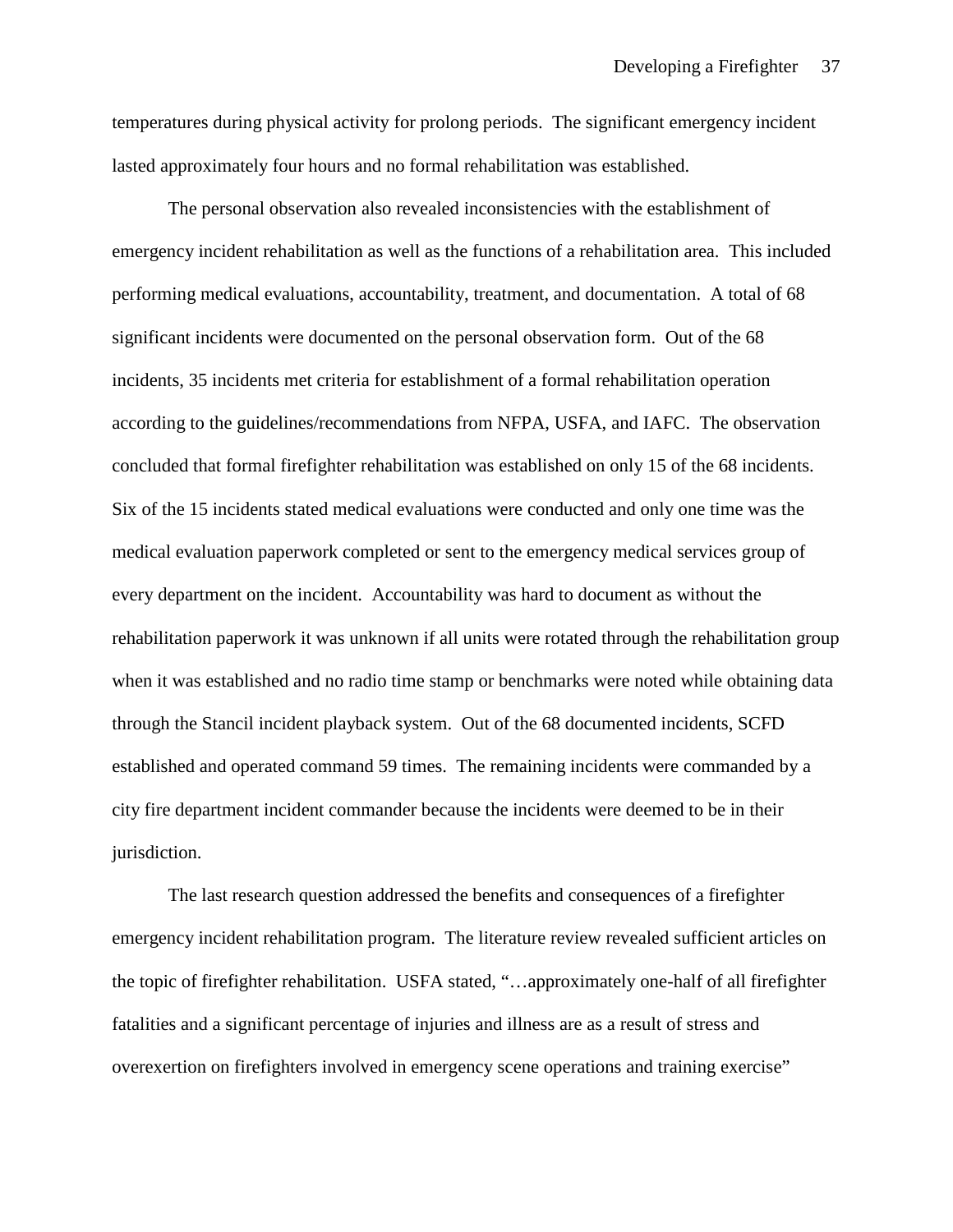temperatures during physical activity for prolong periods. The significant emergency incident lasted approximately four hours and no formal rehabilitation was established.

The personal observation also revealed inconsistencies with the establishment of emergency incident rehabilitation as well as the functions of a rehabilitation area. This included performing medical evaluations, accountability, treatment, and documentation. A total of 68 significant incidents were documented on the personal observation form. Out of the 68 incidents, 35 incidents met criteria for establishment of a formal rehabilitation operation according to the guidelines/recommendations from NFPA, USFA, and IAFC. The observation concluded that formal firefighter rehabilitation was established on only 15 of the 68 incidents. Six of the 15 incidents stated medical evaluations were conducted and only one time was the medical evaluation paperwork completed or sent to the emergency medical services group of every department on the incident. Accountability was hard to document as without the rehabilitation paperwork it was unknown if all units were rotated through the rehabilitation group when it was established and no radio time stamp or benchmarks were noted while obtaining data through the Stancil incident playback system. Out of the 68 documented incidents, SCFD established and operated command 59 times. The remaining incidents were commanded by a city fire department incident commander because the incidents were deemed to be in their jurisdiction.

The last research question addressed the benefits and consequences of a firefighter emergency incident rehabilitation program. The literature review revealed sufficient articles on the topic of firefighter rehabilitation. USFA stated, "…approximately one-half of all firefighter fatalities and a significant percentage of injuries and illness are as a result of stress and overexertion on firefighters involved in emergency scene operations and training exercise"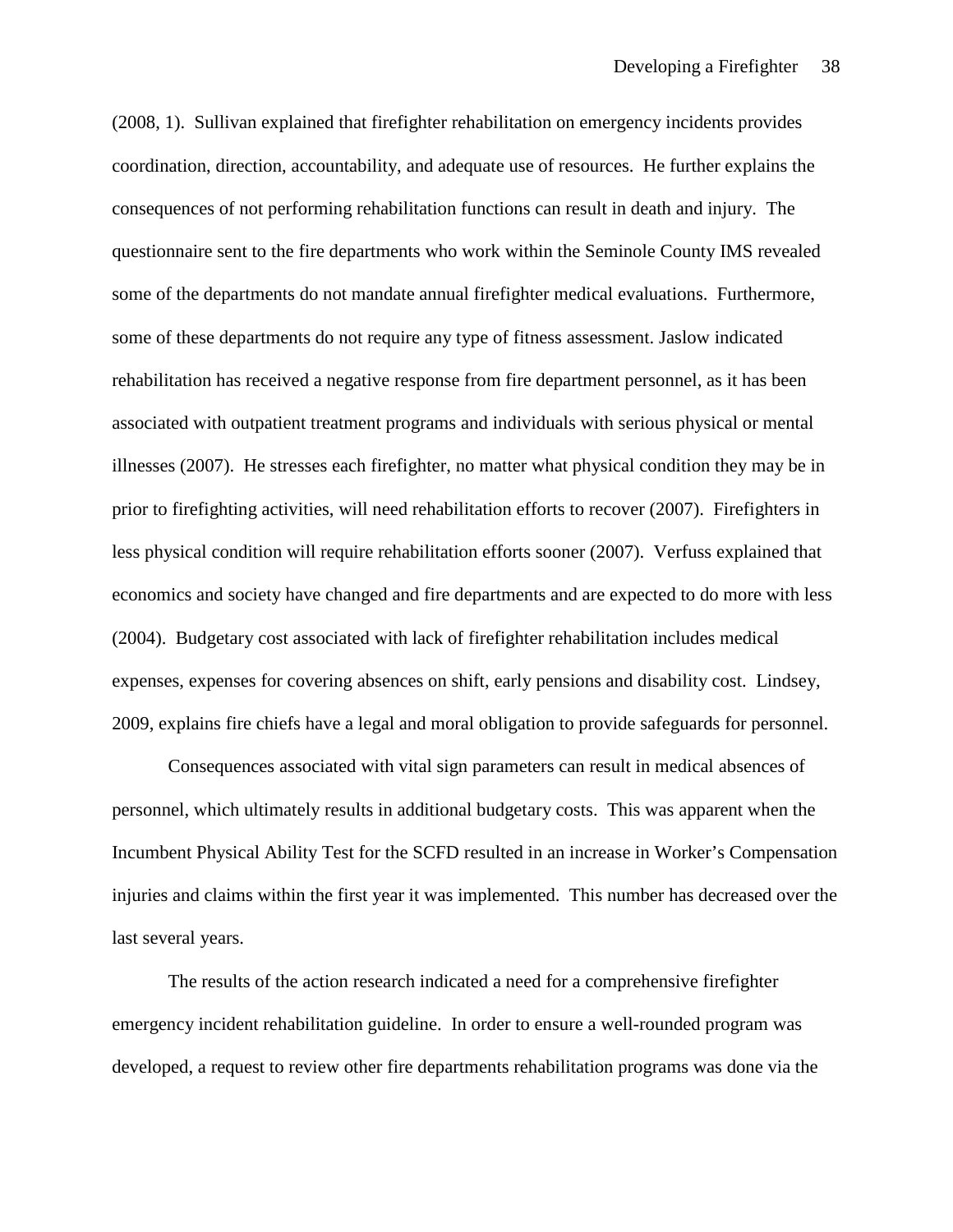(2008, 1). Sullivan explained that firefighter rehabilitation on emergency incidents provides coordination, direction, accountability, and adequate use of resources. He further explains the consequences of not performing rehabilitation functions can result in death and injury. The questionnaire sent to the fire departments who work within the Seminole County IMS revealed some of the departments do not mandate annual firefighter medical evaluations. Furthermore, some of these departments do not require any type of fitness assessment. Jaslow indicated rehabilitation has received a negative response from fire department personnel, as it has been associated with outpatient treatment programs and individuals with serious physical or mental illnesses (2007). He stresses each firefighter, no matter what physical condition they may be in prior to firefighting activities, will need rehabilitation efforts to recover (2007). Firefighters in less physical condition will require rehabilitation efforts sooner (2007). Verfuss explained that economics and society have changed and fire departments and are expected to do more with less (2004). Budgetary cost associated with lack of firefighter rehabilitation includes medical expenses, expenses for covering absences on shift, early pensions and disability cost. Lindsey, 2009, explains fire chiefs have a legal and moral obligation to provide safeguards for personnel.

Consequences associated with vital sign parameters can result in medical absences of personnel, which ultimately results in additional budgetary costs. This was apparent when the Incumbent Physical Ability Test for the SCFD resulted in an increase in Worker's Compensation injuries and claims within the first year it was implemented. This number has decreased over the last several years.

The results of the action research indicated a need for a comprehensive firefighter emergency incident rehabilitation guideline. In order to ensure a well-rounded program was developed, a request to review other fire departments rehabilitation programs was done via the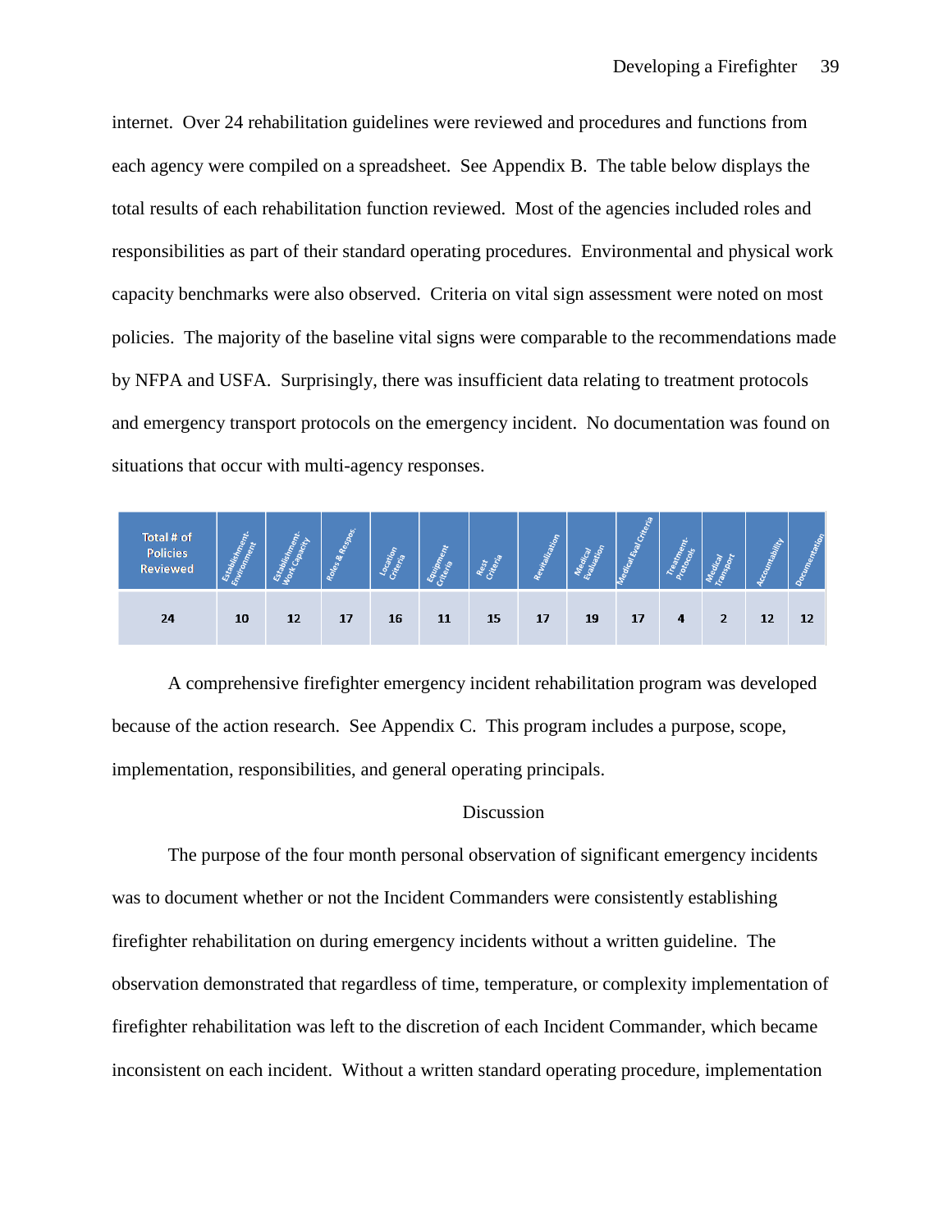internet. Over 24 rehabilitation guidelines were reviewed and procedures and functions from each agency were compiled on a spreadsheet. See Appendix B. The table below displays the total results of each rehabilitation function reviewed. Most of the agencies included roles and responsibilities as part of their standard operating procedures. Environmental and physical work capacity benchmarks were also observed. Criteria on vital sign assessment were noted on most policies. The majority of the baseline vital signs were comparable to the recommendations made by NFPA and USFA. Surprisingly, there was insufficient data relating to treatment protocols and emergency transport protocols on the emergency incident. No documentation was found on situations that occur with multi-agency responses.

| Total # of Policies Reviewed | Establishment-Environment | Establishment-Work Capacity | Roles & Respos. | Location Criteria | Equipment Criteria | Rest Criteria | Revitalization | Medical Evaluation | Medical Eval Criteria | Treatment-Protocols | Medical Transport | Accountability | Documentation |
|---|---|---|---|---|---|---|---|---|---|---|---|---|---|
| 24 | 10 | 12 | 17 | 16 | 11 | 15 | 17 | 19 | 17 | 4 | 2 | 12 | 12 |

A comprehensive firefighter emergency incident rehabilitation program was developed because of the action research. See Appendix C. This program includes a purpose, scope, implementation, responsibilities, and general operating principals.

## Discussion

The purpose of the four month personal observation of significant emergency incidents was to document whether or not the Incident Commanders were consistently establishing firefighter rehabilitation on during emergency incidents without a written guideline. The observation demonstrated that regardless of time, temperature, or complexity implementation of firefighter rehabilitation was left to the discretion of each Incident Commander, which became inconsistent on each incident. Without a written standard operating procedure, implementation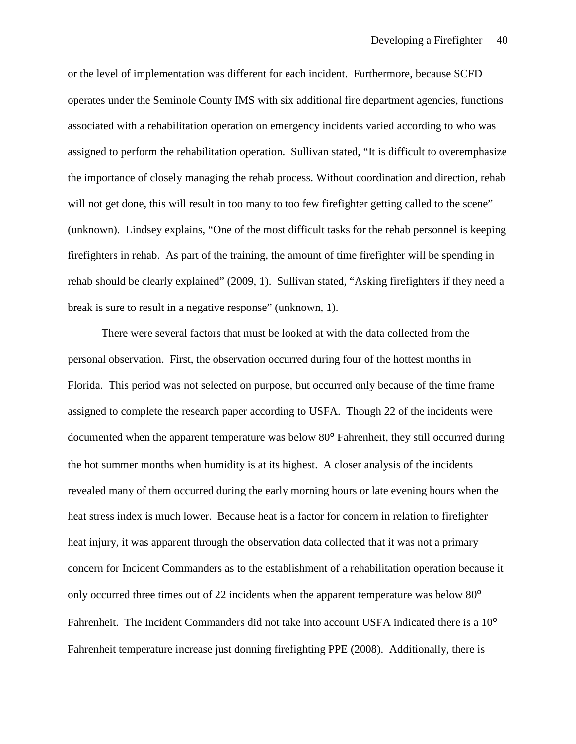or the level of implementation was different for each incident. Furthermore, because SCFD operates under the Seminole County IMS with six additional fire department agencies, functions associated with a rehabilitation operation on emergency incidents varied according to who was assigned to perform the rehabilitation operation. Sullivan stated, "It is difficult to overemphasize the importance of closely managing the rehab process. Without coordination and direction, rehab will not get done, this will result in too many to too few firefighter getting called to the scene" (unknown). Lindsey explains, "One of the most difficult tasks for the rehab personnel is keeping firefighters in rehab. As part of the training, the amount of time firefighter will be spending in rehab should be clearly explained" (2009, 1). Sullivan stated, "Asking firefighters if they need a break is sure to result in a negative response" (unknown, 1).

There were several factors that must be looked at with the data collected from the personal observation. First, the observation occurred during four of the hottest months in Florida. This period was not selected on purpose, but occurred only because of the time frame assigned to complete the research paper according to USFA. Though 22 of the incidents were documented when the apparent temperature was below 80° Fahrenheit, they still occurred during the hot summer months when humidity is at its highest. A closer analysis of the incidents revealed many of them occurred during the early morning hours or late evening hours when the heat stress index is much lower. Because heat is a factor for concern in relation to firefighter heat injury, it was apparent through the observation data collected that it was not a primary concern for Incident Commanders as to the establishment of a rehabilitation operation because it only occurred three times out of 22 incidents when the apparent temperature was below 80° Fahrenheit. The Incident Commanders did not take into account USFA indicated there is a 10° Fahrenheit temperature increase just donning firefighting PPE (2008). Additionally, there is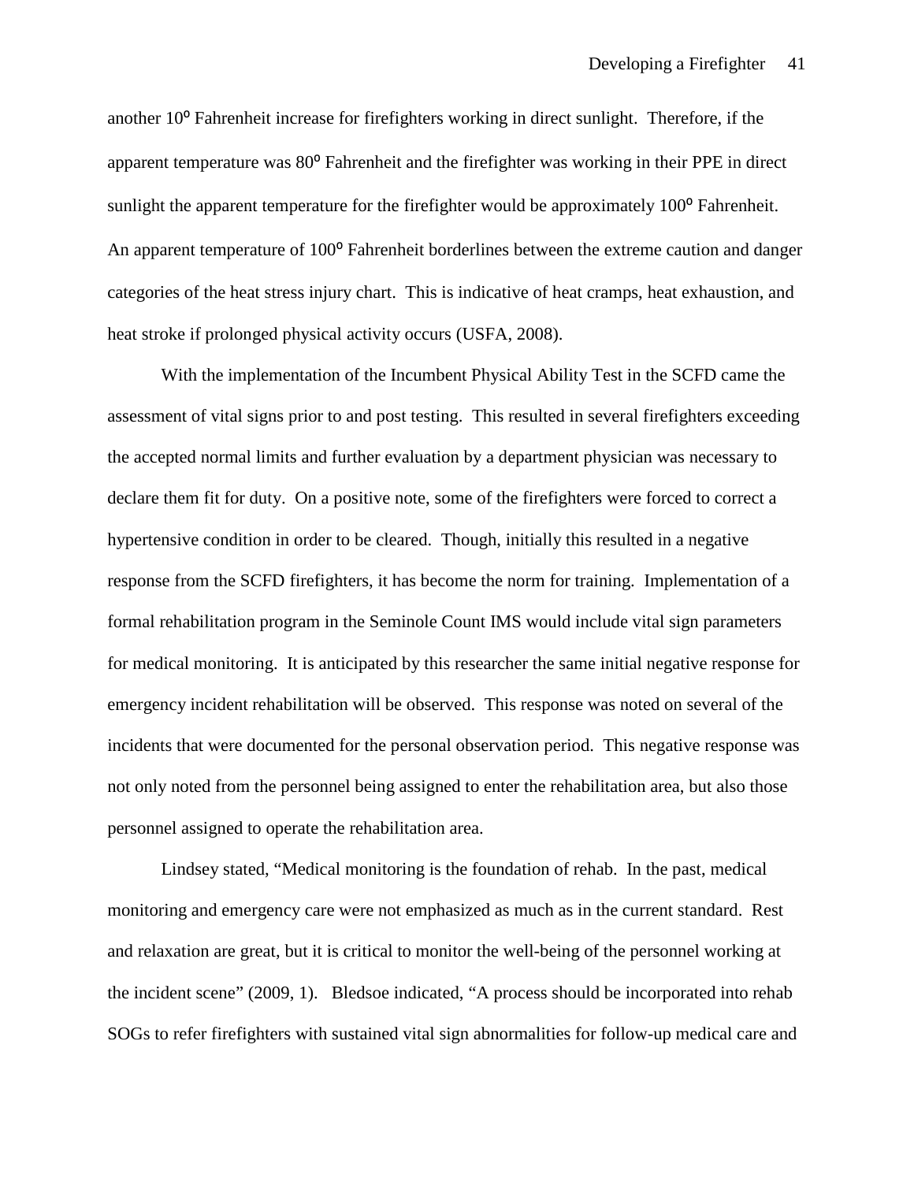another 10° Fahrenheit increase for firefighters working in direct sunlight. Therefore, if the apparent temperature was 80° Fahrenheit and the firefighter was working in their PPE in direct sunlight the apparent temperature for the firefighter would be approximately 100° Fahrenheit. An apparent temperature of 100° Fahrenheit borderlines between the extreme caution and danger categories of the heat stress injury chart. This is indicative of heat cramps, heat exhaustion, and heat stroke if prolonged physical activity occurs (USFA, 2008).

With the implementation of the Incumbent Physical Ability Test in the SCFD came the assessment of vital signs prior to and post testing. This resulted in several firefighters exceeding the accepted normal limits and further evaluation by a department physician was necessary to declare them fit for duty. On a positive note, some of the firefighters were forced to correct a hypertensive condition in order to be cleared. Though, initially this resulted in a negative response from the SCFD firefighters, it has become the norm for training. Implementation of a formal rehabilitation program in the Seminole Count IMS would include vital sign parameters for medical monitoring. It is anticipated by this researcher the same initial negative response for emergency incident rehabilitation will be observed. This response was noted on several of the incidents that were documented for the personal observation period. This negative response was not only noted from the personnel being assigned to enter the rehabilitation area, but also those personnel assigned to operate the rehabilitation area.

Lindsey stated, "Medical monitoring is the foundation of rehab. In the past, medical monitoring and emergency care were not emphasized as much as in the current standard. Rest and relaxation are great, but it is critical to monitor the well-being of the personnel working at the incident scene" (2009, 1). Bledsoe indicated, "A process should be incorporated into rehab SOGs to refer firefighters with sustained vital sign abnormalities for follow-up medical care and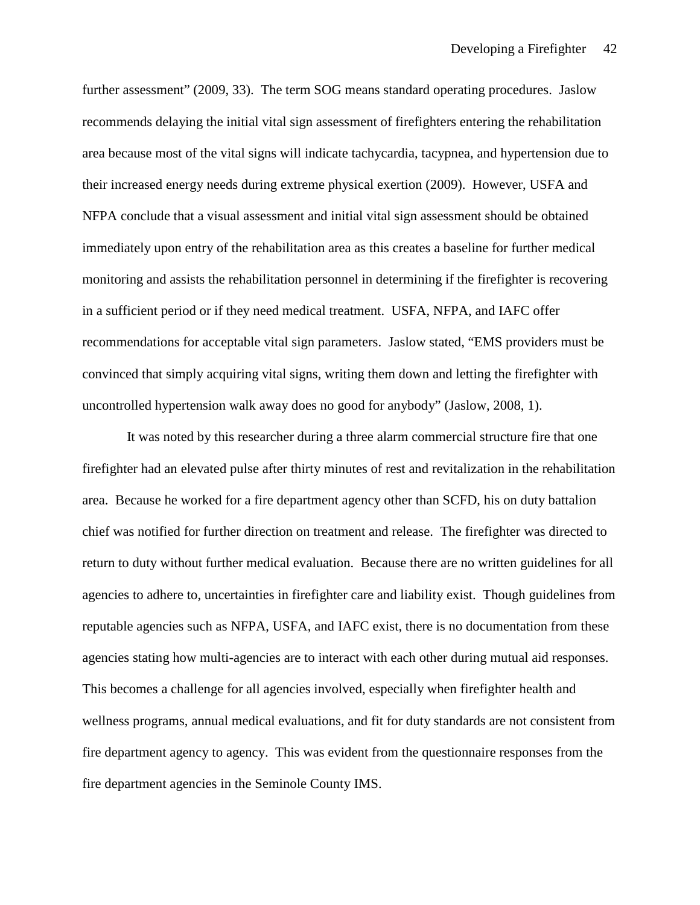further assessment" (2009, 33). The term SOG means standard operating procedures. Jaslow recommends delaying the initial vital sign assessment of firefighters entering the rehabilitation area because most of the vital signs will indicate tachycardia, tacypnea, and hypertension due to their increased energy needs during extreme physical exertion (2009). However, USFA and NFPA conclude that a visual assessment and initial vital sign assessment should be obtained immediately upon entry of the rehabilitation area as this creates a baseline for further medical monitoring and assists the rehabilitation personnel in determining if the firefighter is recovering in a sufficient period or if they need medical treatment. USFA, NFPA, and IAFC offer recommendations for acceptable vital sign parameters. Jaslow stated, "EMS providers must be convinced that simply acquiring vital signs, writing them down and letting the firefighter with uncontrolled hypertension walk away does no good for anybody" (Jaslow, 2008, 1).

It was noted by this researcher during a three alarm commercial structure fire that one firefighter had an elevated pulse after thirty minutes of rest and revitalization in the rehabilitation area. Because he worked for a fire department agency other than SCFD, his on duty battalion chief was notified for further direction on treatment and release. The firefighter was directed to return to duty without further medical evaluation. Because there are no written guidelines for all agencies to adhere to, uncertainties in firefighter care and liability exist. Though guidelines from reputable agencies such as NFPA, USFA, and IAFC exist, there is no documentation from these agencies stating how multi-agencies are to interact with each other during mutual aid responses. This becomes a challenge for all agencies involved, especially when firefighter health and wellness programs, annual medical evaluations, and fit for duty standards are not consistent from fire department agency to agency. This was evident from the questionnaire responses from the fire department agencies in the Seminole County IMS.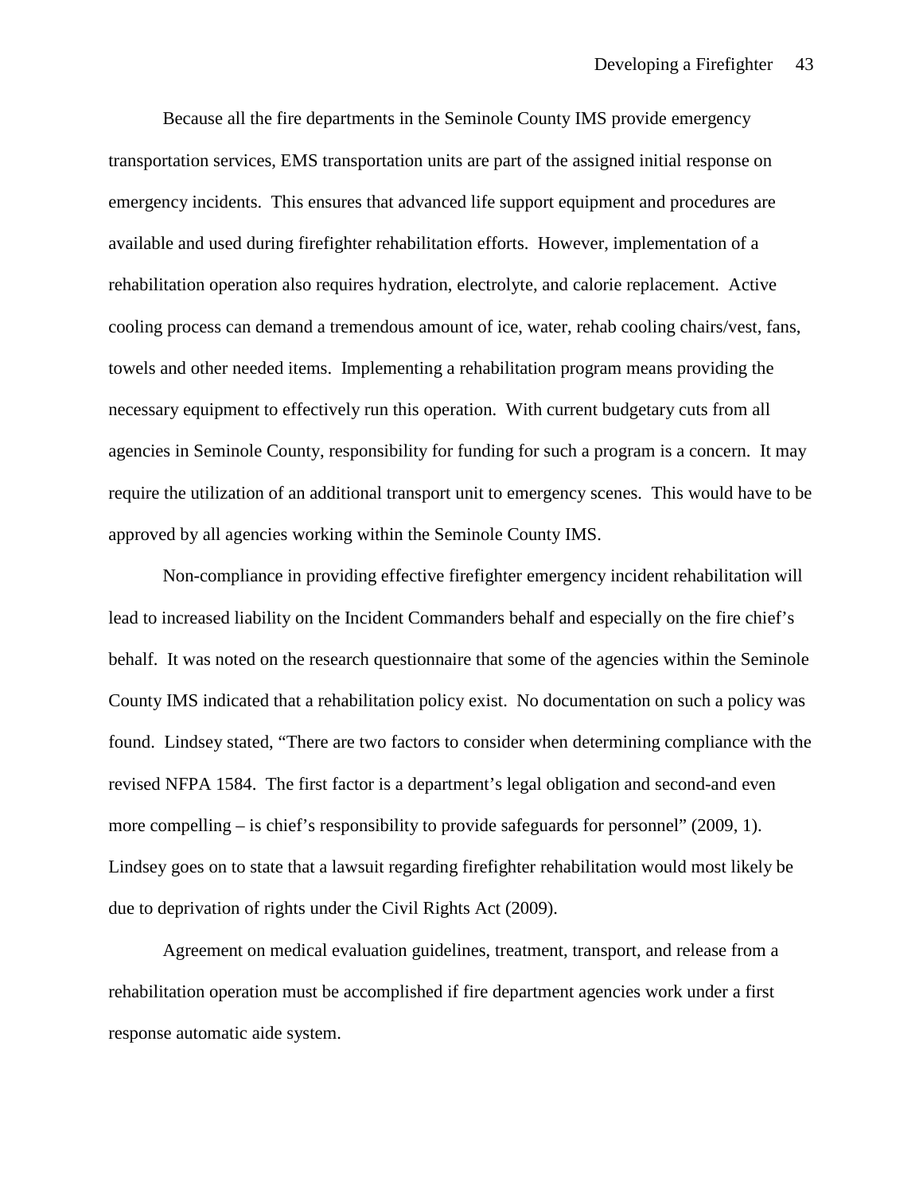Because all the fire departments in the Seminole County IMS provide emergency transportation services, EMS transportation units are part of the assigned initial response on emergency incidents. This ensures that advanced life support equipment and procedures are available and used during firefighter rehabilitation efforts. However, implementation of a rehabilitation operation also requires hydration, electrolyte, and calorie replacement. Active cooling process can demand a tremendous amount of ice, water, rehab cooling chairs/vest, fans, towels and other needed items. Implementing a rehabilitation program means providing the necessary equipment to effectively run this operation. With current budgetary cuts from all agencies in Seminole County, responsibility for funding for such a program is a concern. It may require the utilization of an additional transport unit to emergency scenes. This would have to be approved by all agencies working within the Seminole County IMS.

Non-compliance in providing effective firefighter emergency incident rehabilitation will lead to increased liability on the Incident Commanders behalf and especially on the fire chief's behalf. It was noted on the research questionnaire that some of the agencies within the Seminole County IMS indicated that a rehabilitation policy exist. No documentation on such a policy was found. Lindsey stated, "There are two factors to consider when determining compliance with the revised NFPA 1584. The first factor is a department's legal obligation and second-and even more compelling – is chief's responsibility to provide safeguards for personnel" (2009, 1). Lindsey goes on to state that a lawsuit regarding firefighter rehabilitation would most likely be due to deprivation of rights under the Civil Rights Act (2009).

Agreement on medical evaluation guidelines, treatment, transport, and release from a rehabilitation operation must be accomplished if fire department agencies work under a first response automatic aide system.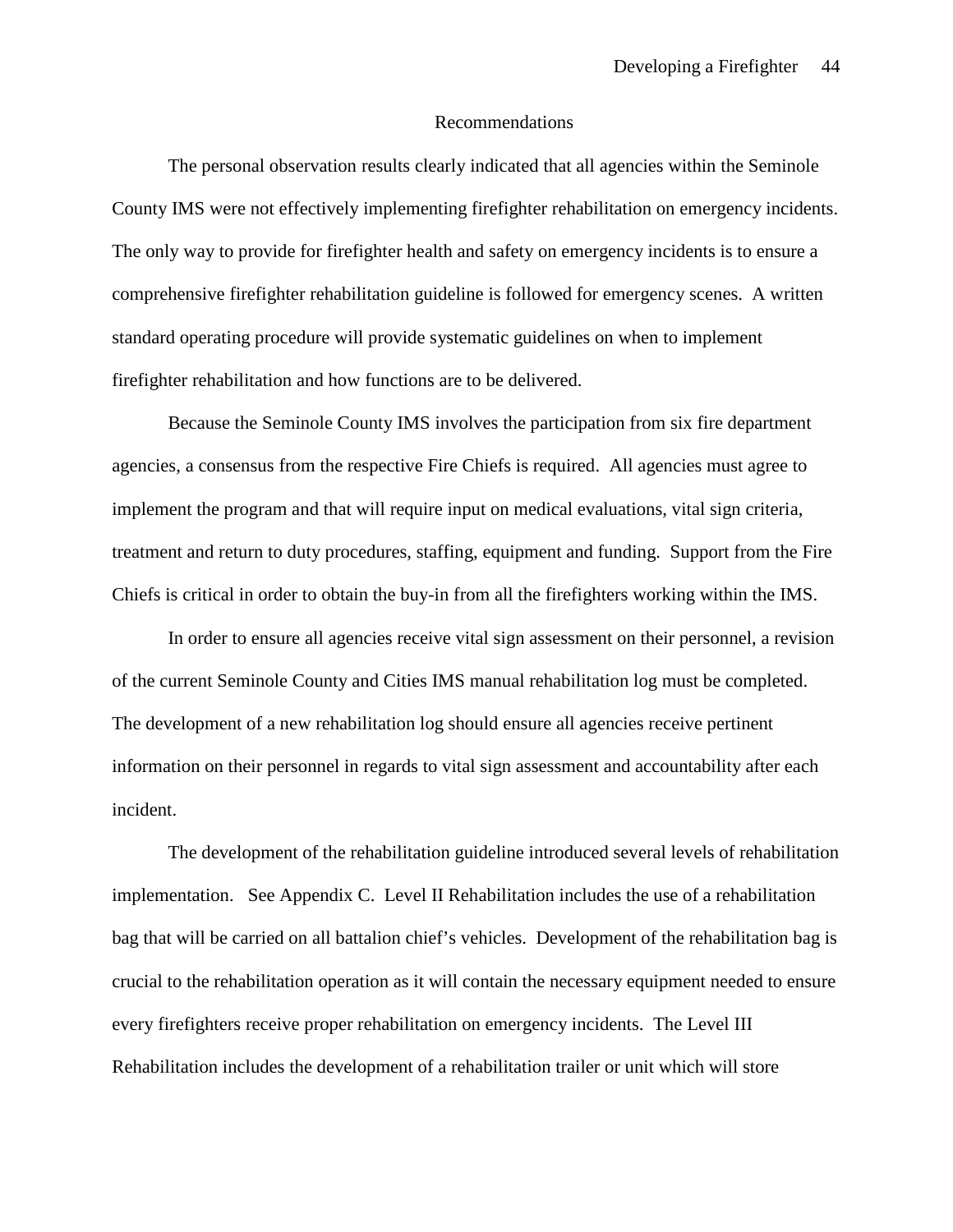## Recommendations

The personal observation results clearly indicated that all agencies within the Seminole County IMS were not effectively implementing firefighter rehabilitation on emergency incidents. The only way to provide for firefighter health and safety on emergency incidents is to ensure a comprehensive firefighter rehabilitation guideline is followed for emergency scenes. A written standard operating procedure will provide systematic guidelines on when to implement firefighter rehabilitation and how functions are to be delivered.

Because the Seminole County IMS involves the participation from six fire department agencies, a consensus from the respective Fire Chiefs is required. All agencies must agree to implement the program and that will require input on medical evaluations, vital sign criteria, treatment and return to duty procedures, staffing, equipment and funding. Support from the Fire Chiefs is critical in order to obtain the buy-in from all the firefighters working within the IMS.

In order to ensure all agencies receive vital sign assessment on their personnel, a revision of the current Seminole County and Cities IMS manual rehabilitation log must be completed. The development of a new rehabilitation log should ensure all agencies receive pertinent information on their personnel in regards to vital sign assessment and accountability after each incident.

The development of the rehabilitation guideline introduced several levels of rehabilitation implementation. See Appendix C. Level II Rehabilitation includes the use of a rehabilitation bag that will be carried on all battalion chief's vehicles. Development of the rehabilitation bag is crucial to the rehabilitation operation as it will contain the necessary equipment needed to ensure every firefighters receive proper rehabilitation on emergency incidents. The Level III Rehabilitation includes the development of a rehabilitation trailer or unit which will store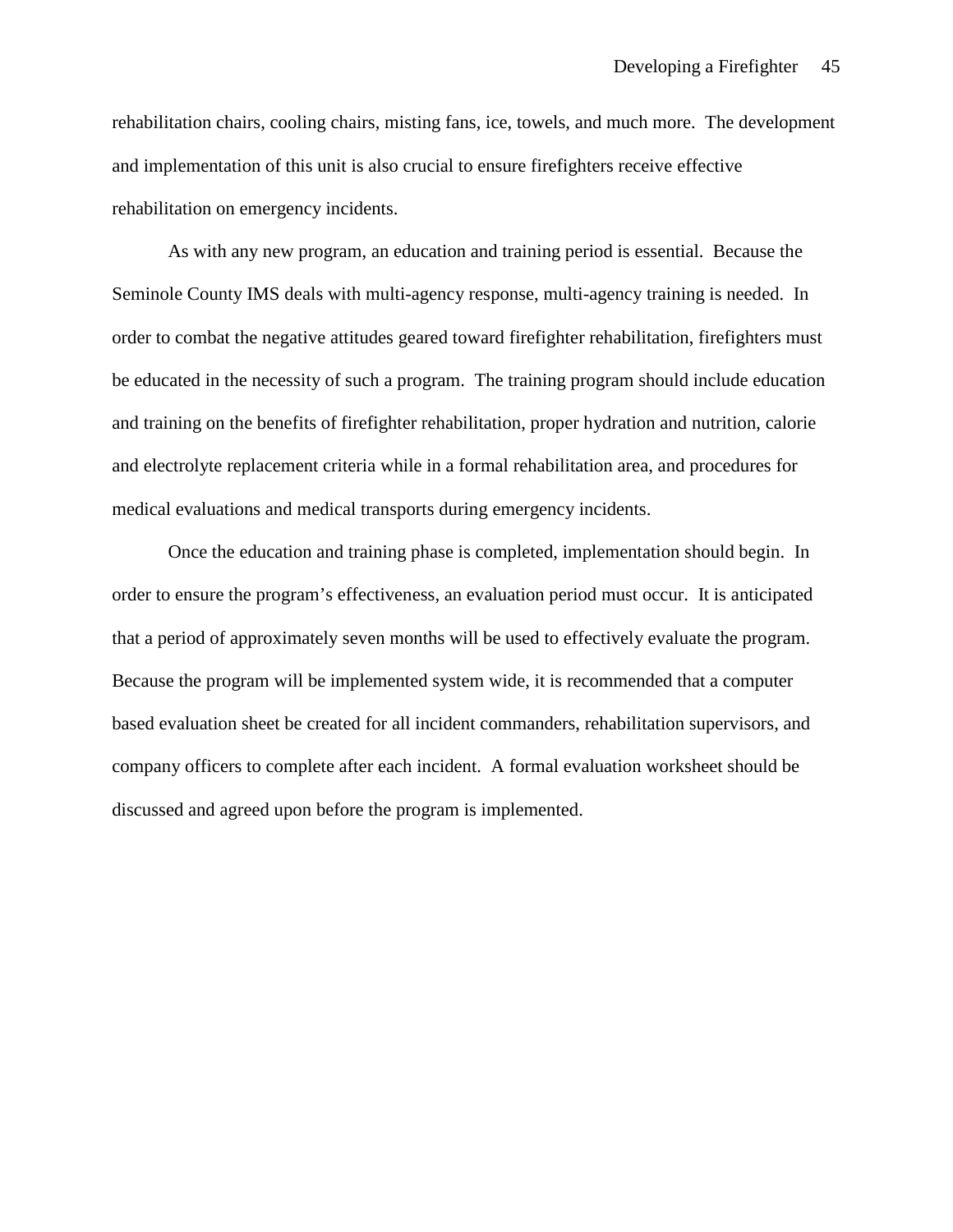rehabilitation chairs, cooling chairs, misting fans, ice, towels, and much more. The development and implementation of this unit is also crucial to ensure firefighters receive effective rehabilitation on emergency incidents.

As with any new program, an education and training period is essential. Because the Seminole County IMS deals with multi-agency response, multi-agency training is needed. In order to combat the negative attitudes geared toward firefighter rehabilitation, firefighters must be educated in the necessity of such a program. The training program should include education and training on the benefits of firefighter rehabilitation, proper hydration and nutrition, calorie and electrolyte replacement criteria while in a formal rehabilitation area, and procedures for medical evaluations and medical transports during emergency incidents.

Once the education and training phase is completed, implementation should begin. In order to ensure the program's effectiveness, an evaluation period must occur. It is anticipated that a period of approximately seven months will be used to effectively evaluate the program. Because the program will be implemented system wide, it is recommended that a computer based evaluation sheet be created for all incident commanders, rehabilitation supervisors, and company officers to complete after each incident. A formal evaluation worksheet should be discussed and agreed upon before the program is implemented.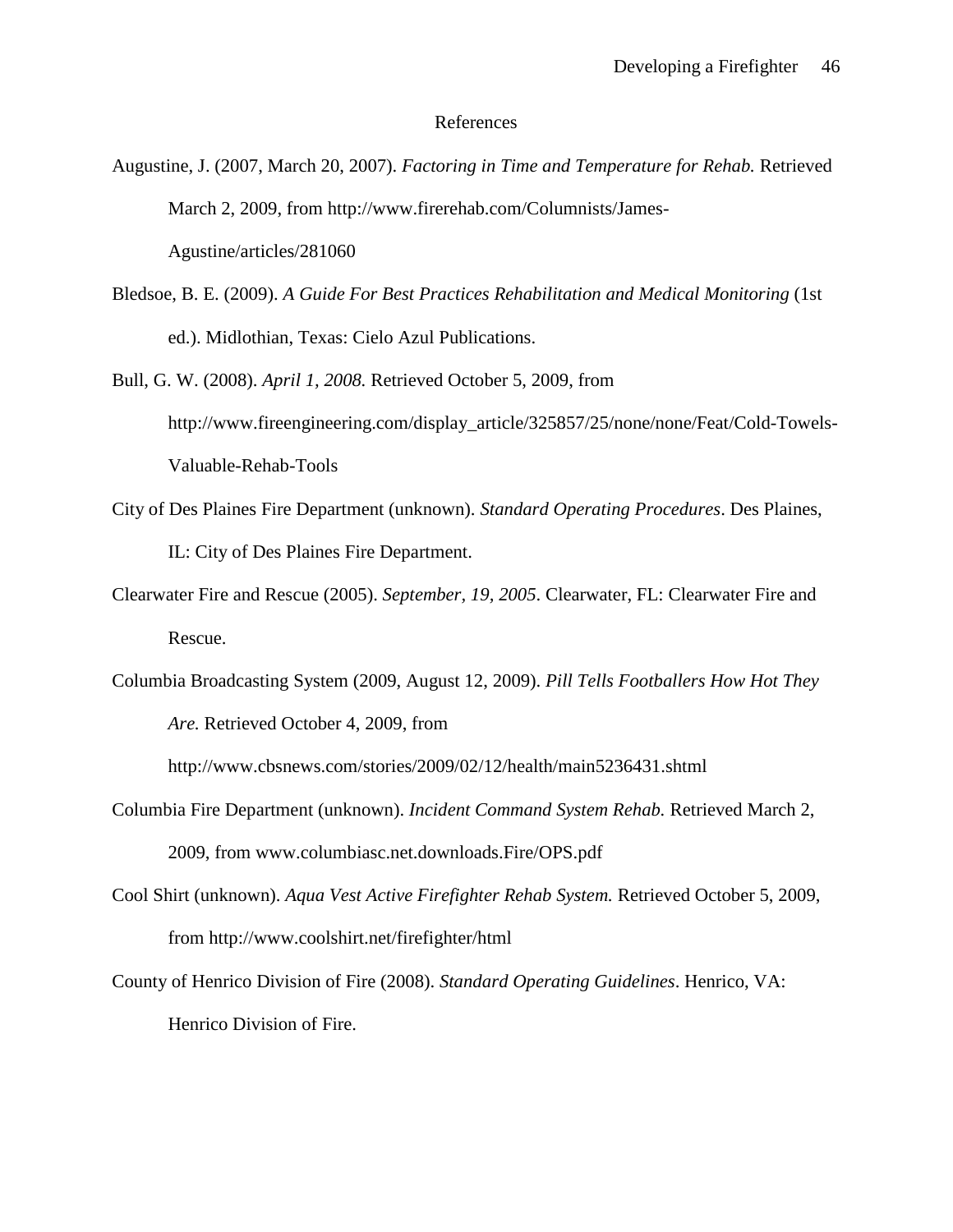# References

Augustine, J. (2007, March 20, 2007). *Factoring in Time and Temperature for Rehab.* Retrieved March 2, 2009, from http://www.firerehab.com/Columnists/James-Agustine/articles/281060

Bledsoe, B. E. (2009). *A Guide For Best Practices Rehabilitation and Medical Monitoring* (1st ed.). Midlothian, Texas: Cielo Azul Publications.

Bull, G. W. (2008). *April 1, 2008.* Retrieved October 5, 2009, from http://www.fireengineering.com/display_article/325857/25/none/none/Feat/Cold-Towels-Valuable-Rehab-Tools

City of Des Plaines Fire Department (unknown). *Standard Operating Procedures*. Des Plaines, IL: City of Des Plaines Fire Department.

Clearwater Fire and Rescue (2005). *September, 19, 2005*. Clearwater, FL: Clearwater Fire and Rescue.

Columbia Broadcasting System (2009, August 12, 2009). *Pill Tells Footballers How Hot They Are.* Retrieved October 4, 2009, from http://www.cbsnews.com/stories/2009/02/12/health/main5236431.shtml

Columbia Fire Department (unknown). *Incident Command System Rehab.* Retrieved March 2, 2009, from www.columbiasc.net.downloads.Fire/OPS.pdf

Cool Shirt (unknown). *Aqua Vest Active Firefighter Rehab System.* Retrieved October 5, 2009, from http://www.coolshirt.net/firefighter/html

County of Henrico Division of Fire (2008). *Standard Operating Guidelines*. Henrico, VA: Henrico Division of Fire.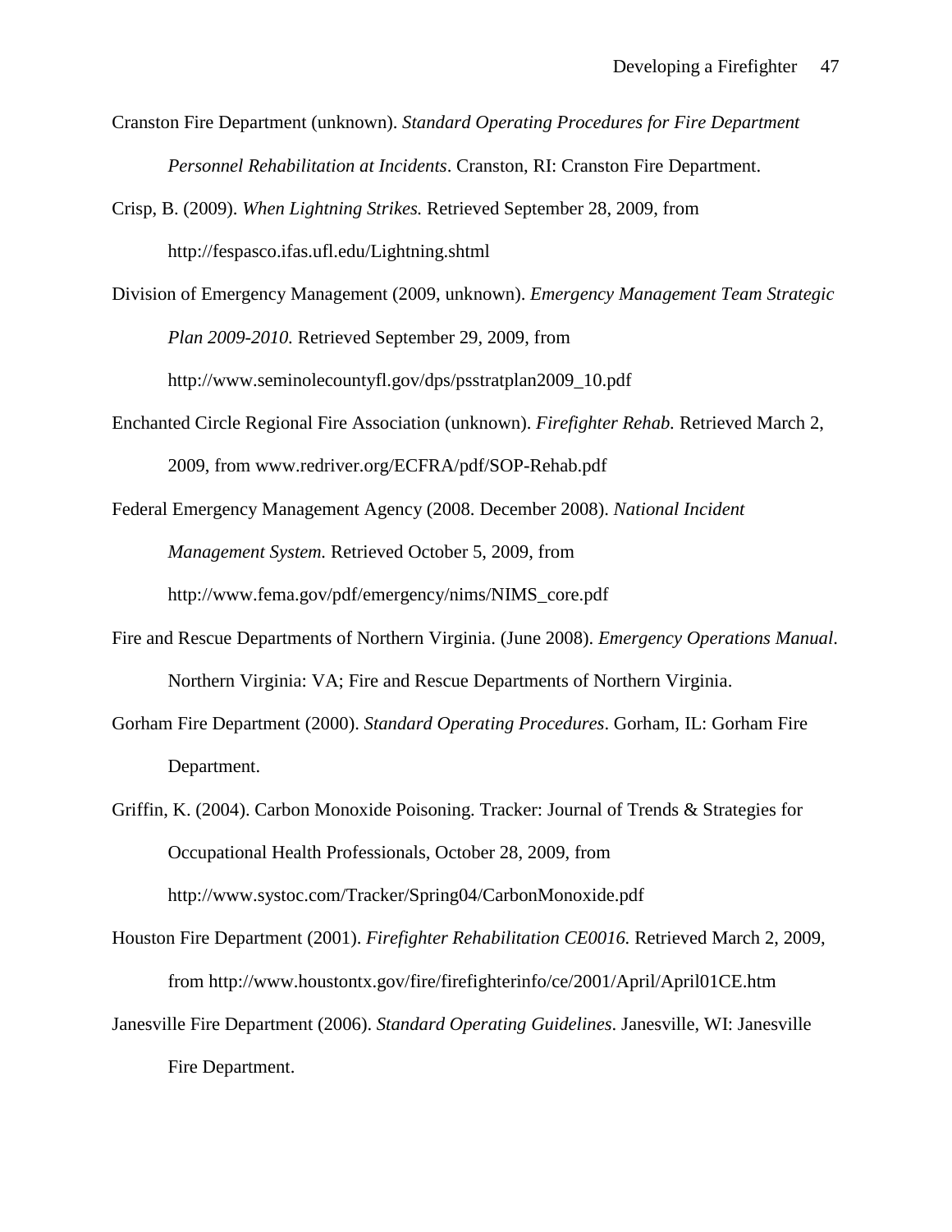Cranston Fire Department (unknown). *Standard Operating Procedures for Fire Department Personnel Rehabilitation at Incidents*. Cranston, RI: Cranston Fire Department.

Crisp, B. (2009). *When Lightning Strikes.* Retrieved September 28, 2009, from http://fespasco.ifas.ufl.edu/Lightning.shtml

Division of Emergency Management (2009, unknown). *Emergency Management Team Strategic Plan 2009-2010.* Retrieved September 29, 2009, from http://www.seminolecountyfl.gov/dps/psstratplan2009_10.pdf

Enchanted Circle Regional Fire Association (unknown). *Firefighter Rehab.* Retrieved March 2, 2009, from www.redriver.org/ECFRA/pdf/SOP-Rehab.pdf

Federal Emergency Management Agency (2008. December 2008). *National Incident Management System.* Retrieved October 5, 2009, from http://www.fema.gov/pdf/emergency/nims/NIMS_core.pdf

Fire and Rescue Departments of Northern Virginia. (June 2008). *Emergency Operations Manual*. Northern Virginia: VA; Fire and Rescue Departments of Northern Virginia.

Gorham Fire Department (2000). *Standard Operating Procedures*. Gorham, IL: Gorham Fire Department.

Griffin, K. (2004). Carbon Monoxide Poisoning. Tracker: Journal of Trends & Strategies for Occupational Health Professionals, October 28, 2009, from http://www.systoc.com/Tracker/Spring04/CarbonMonoxide.pdf

Houston Fire Department (2001). *Firefighter Rehabilitation CE0016.* Retrieved March 2, 2009, from http://www.houstontx.gov/fire/firefighterinfo/ce/2001/April/April01CE.htm

Janesville Fire Department (2006). *Standard Operating Guidelines*. Janesville, WI: Janesville Fire Department.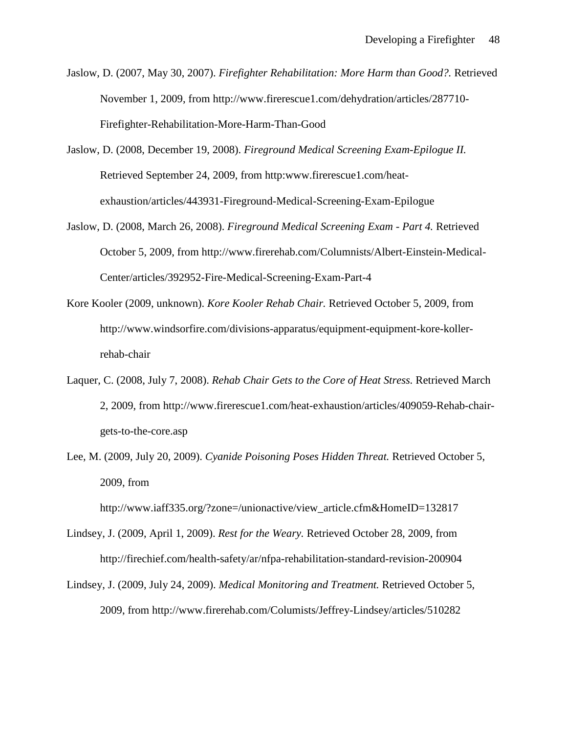Jaslow, D. (2007, May 30, 2007). *Firefighter Rehabilitation: More Harm than Good?.* Retrieved November 1, 2009, from http://www.firerescue1.com/dehydration/articles/287710-Firefighter-Rehabilitation-More-Harm-Than-Good

Jaslow, D. (2008, December 19, 2008). *Fireground Medical Screening Exam-Epilogue II.* Retrieved September 24, 2009, from http:www.firerescue1.com/heat-exhaustion/articles/443931-Fireground-Medical-Screening-Exam-Epilogue

Jaslow, D. (2008, March 26, 2008). *Fireground Medical Screening Exam - Part 4.* Retrieved October 5, 2009, from http://www.firerehab.com/Columnists/Albert-Einstein-Medical-Center/articles/392952-Fire-Medical-Screening-Exam-Part-4

Kore Kooler (2009, unknown). *Kore Kooler Rehab Chair.* Retrieved October 5, 2009, from http://www.windsorfire.com/divisions-apparatus/equipment-equipment-kore-koller-rehab-chair

Laquer, C. (2008, July 7, 2008). *Rehab Chair Gets to the Core of Heat Stress.* Retrieved March 2, 2009, from http://www.firerescue1.com/heat-exhaustion/articles/409059-Rehab-chair-gets-to-the-core.asp

Lee, M. (2009, July 20, 2009). *Cyanide Poisoning Poses Hidden Threat.* Retrieved October 5, 2009, from http://www.iaff335.org/?zone=/unionactive/view_article.cfm&HomeID=132817

Lindsey, J. (2009, April 1, 2009). *Rest for the Weary.* Retrieved October 28, 2009, from http://firechief.com/health-safety/ar/nfpa-rehabilitation-standard-revision-200904

Lindsey, J. (2009, July 24, 2009). *Medical Monitoring and Treatment.* Retrieved October 5, 2009, from http://www.firerehab.com/Columists/Jeffrey-Lindsey/articles/510282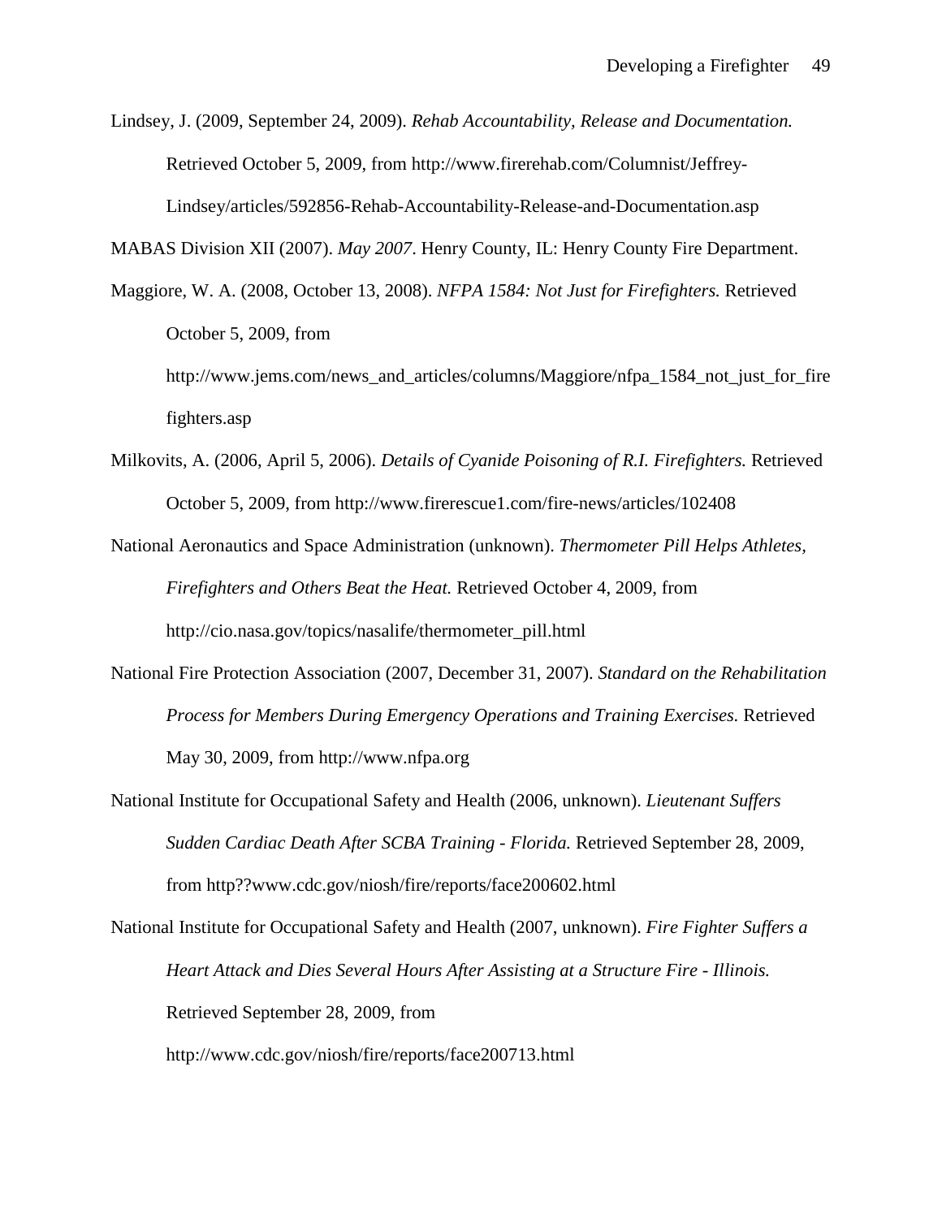Lindsey, J. (2009, September 24, 2009). *Rehab Accountability, Release and Documentation.* Retrieved October 5, 2009, from http://www.firerehab.com/Columnist/Jeffrey-Lindsey/articles/592856-Rehab-Accountability-Release-and-Documentation.asp

MABAS Division XII (2007). *May 2007*. Henry County, IL: Henry County Fire Department.

Maggiore, W. A. (2008, October 13, 2008). *NFPA 1584: Not Just for Firefighters.* Retrieved October 5, 2009, from http://www.jems.com/news_and_articles/columns/Maggiore/nfpa_1584_not_just_for_firefighters.asp

Milkovits, A. (2006, April 5, 2006). *Details of Cyanide Poisoning of R.I. Firefighters.* Retrieved October 5, 2009, from http://www.firerescue1.com/fire-news/articles/102408

National Aeronautics and Space Administration (unknown). *Thermometer Pill Helps Athletes, Firefighters and Others Beat the Heat.* Retrieved October 4, 2009, from http://cio.nasa.gov/topics/nasalife/thermometer_pill.html

National Fire Protection Association (2007, December 31, 2007). *Standard on the Rehabilitation Process for Members During Emergency Operations and Training Exercises.* Retrieved May 30, 2009, from http://www.nfpa.org

National Institute for Occupational Safety and Health (2006, unknown). *Lieutenant Suffers Sudden Cardiac Death After SCBA Training - Florida.* Retrieved September 28, 2009, from http??www.cdc.gov/niosh/fire/reports/face200602.html

National Institute for Occupational Safety and Health (2007, unknown). *Fire Fighter Suffers a Heart Attack and Dies Several Hours After Assisting at a Structure Fire - Illinois.* Retrieved September 28, 2009, from http://www.cdc.gov/niosh/fire/reports/face200713.html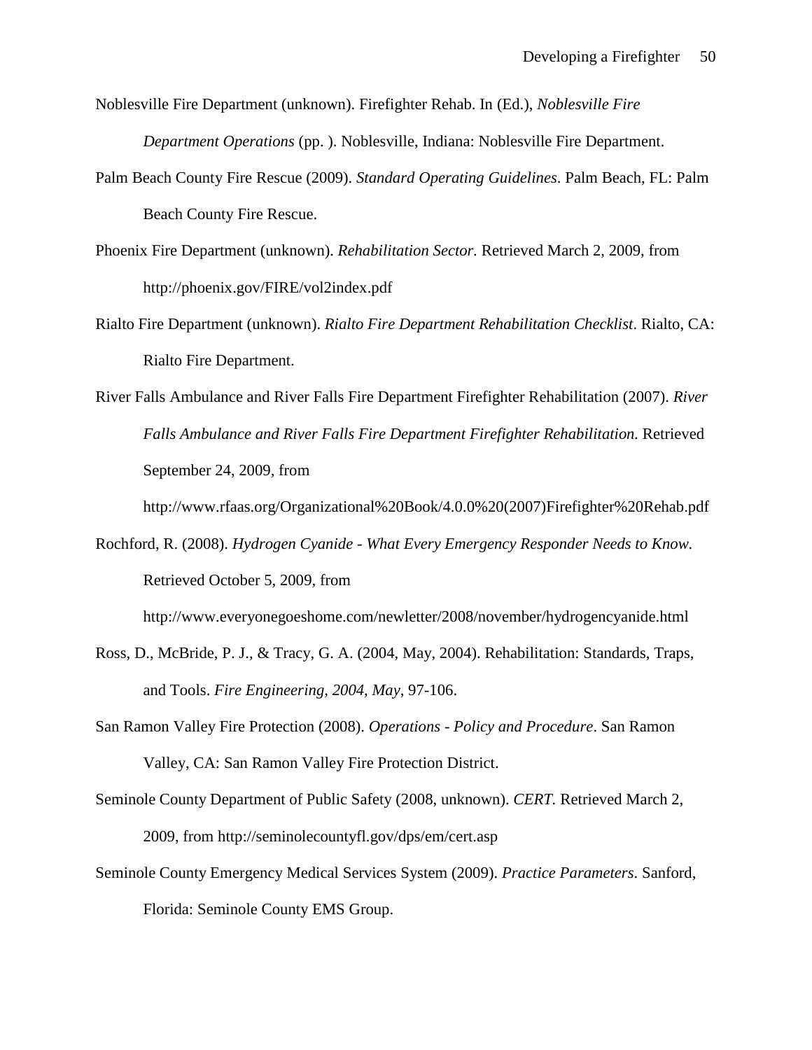Noblesville Fire Department (unknown). Firefighter Rehab. In (Ed.), *Noblesville Fire Department Operations* (pp. ). Noblesville, Indiana: Noblesville Fire Department.

Palm Beach County Fire Rescue (2009). *Standard Operating Guidelines*. Palm Beach, FL: Palm Beach County Fire Rescue.

Phoenix Fire Department (unknown). *Rehabilitation Sector.* Retrieved March 2, 2009, from http://phoenix.gov/FIRE/vol2index.pdf

Rialto Fire Department (unknown). *Rialto Fire Department Rehabilitation Checklist*. Rialto, CA: Rialto Fire Department.

River Falls Ambulance and River Falls Fire Department Firefighter Rehabilitation (2007). *River Falls Ambulance and River Falls Fire Department Firefighter Rehabilitation.* Retrieved September 24, 2009, from http://www.rfaas.org/Organizational%20Book/4.0.0%20(2007)Firefighter%20Rehab.pdf

Rochford, R. (2008). *Hydrogen Cyanide - What Every Emergency Responder Needs to Know.* Retrieved October 5, 2009, from http://www.everyonegoeshome.com/newletter/2008/november/hydrogencyanide.html

Ross, D., McBride, P. J., & Tracy, G. A. (2004, May, 2004). Rehabilitation: Standards, Traps, and Tools. *Fire Engineering, 2004, May,* 97-106.

San Ramon Valley Fire Protection (2008). *Operations - Policy and Procedure*. San Ramon Valley, CA: San Ramon Valley Fire Protection District.

Seminole County Department of Public Safety (2008, unknown). *CERT.* Retrieved March 2, 2009, from http://seminolecountyfl.gov/dps/em/cert.asp

Seminole County Emergency Medical Services System (2009). *Practice Parameters*. Sanford, Florida: Seminole County EMS Group.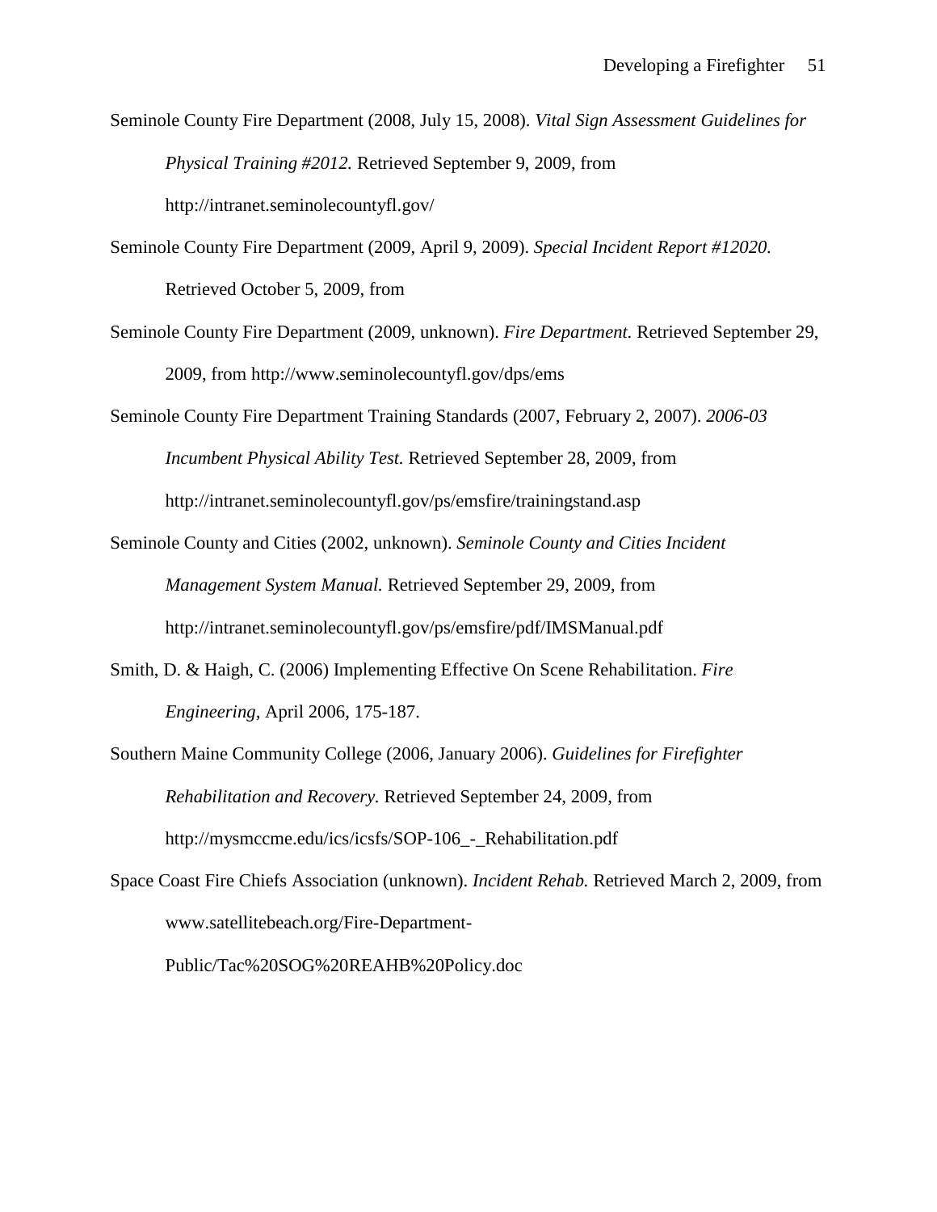Seminole County Fire Department (2008, July 15, 2008). *Vital Sign Assessment Guidelines for Physical Training #2012.* Retrieved September 9, 2009, from http://intranet.seminolecountyfl.gov/

Seminole County Fire Department (2009, April 9, 2009). *Special Incident Report #12020.* Retrieved October 5, 2009, from

Seminole County Fire Department (2009, unknown). *Fire Department.* Retrieved September 29, 2009, from http://www.seminolecountyfl.gov/dps/ems

Seminole County Fire Department Training Standards (2007, February 2, 2007). *2006-03 Incumbent Physical Ability Test.* Retrieved September 28, 2009, from http://intranet.seminolecountyfl.gov/ps/emsfire/trainingstand.asp

Seminole County and Cities (2002, unknown). *Seminole County and Cities Incident Management System Manual.* Retrieved September 29, 2009, from http://intranet.seminolecountyfl.gov/ps/emsfire/pdf/IMSManual.pdf

Smith, D. & Haigh, C. (2006) Implementing Effective On Scene Rehabilitation. *Fire Engineering,* April 2006, 175-187.

Southern Maine Community College (2006, January 2006). *Guidelines for Firefighter Rehabilitation and Recovery.* Retrieved September 24, 2009, from http://mysmccme.edu/ics/icsfs/SOP-106_-_Rehabilitation.pdf

Space Coast Fire Chiefs Association (unknown). *Incident Rehab.* Retrieved March 2, 2009, from www.satellitebeach.org/Fire-Department-Public/Tac%20SOG%20REAHB%20Policy.doc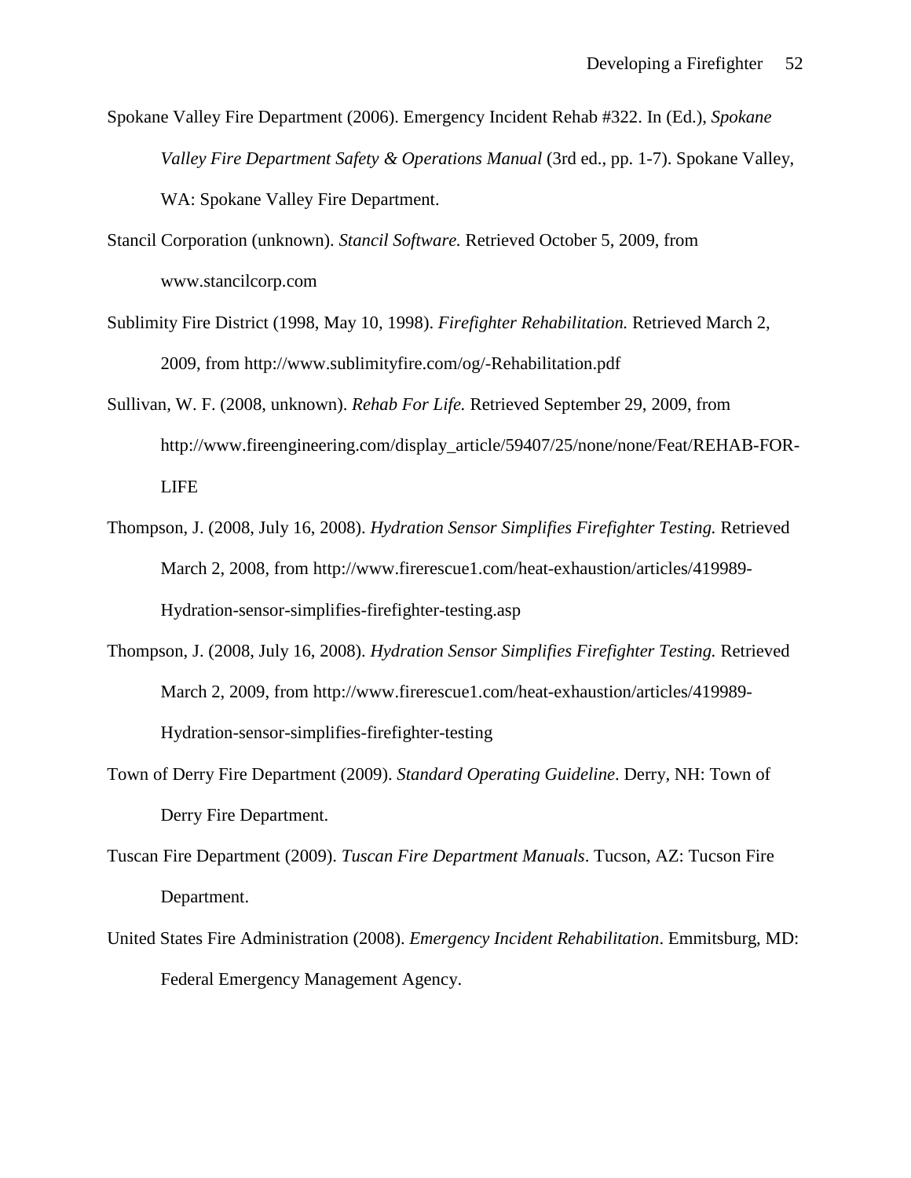Spokane Valley Fire Department (2006). Emergency Incident Rehab #322. In (Ed.), *Spokane Valley Fire Department Safety & Operations Manual* (3rd ed., pp. 1-7). Spokane Valley, WA: Spokane Valley Fire Department.

Stancil Corporation (unknown). *Stancil Software.* Retrieved October 5, 2009, from www.stancilcorp.com

Sublimity Fire District (1998, May 10, 1998). *Firefighter Rehabilitation.* Retrieved March 2, 2009, from http://www.sublimityfire.com/og/-Rehabilitation.pdf

Sullivan, W. F. (2008, unknown). *Rehab For Life.* Retrieved September 29, 2009, from http://www.fireengineering.com/display_article/59407/25/none/none/Feat/REHAB-FOR-LIFE

Thompson, J. (2008, July 16, 2008). *Hydration Sensor Simplifies Firefighter Testing.* Retrieved March 2, 2008, from http://www.firerescue1.com/heat-exhaustion/articles/419989-Hydration-sensor-simplifies-firefighter-testing.asp

Thompson, J. (2008, July 16, 2008). *Hydration Sensor Simplifies Firefighter Testing.* Retrieved March 2, 2009, from http://www.firerescue1.com/heat-exhaustion/articles/419989-Hydration-sensor-simplifies-firefighter-testing

Town of Derry Fire Department (2009). *Standard Operating Guideline*. Derry, NH: Town of Derry Fire Department.

Tuscan Fire Department (2009). *Tuscan Fire Department Manuals*. Tucson, AZ: Tucson Fire Department.

United States Fire Administration (2008). *Emergency Incident Rehabilitation*. Emmitsburg, MD: Federal Emergency Management Agency.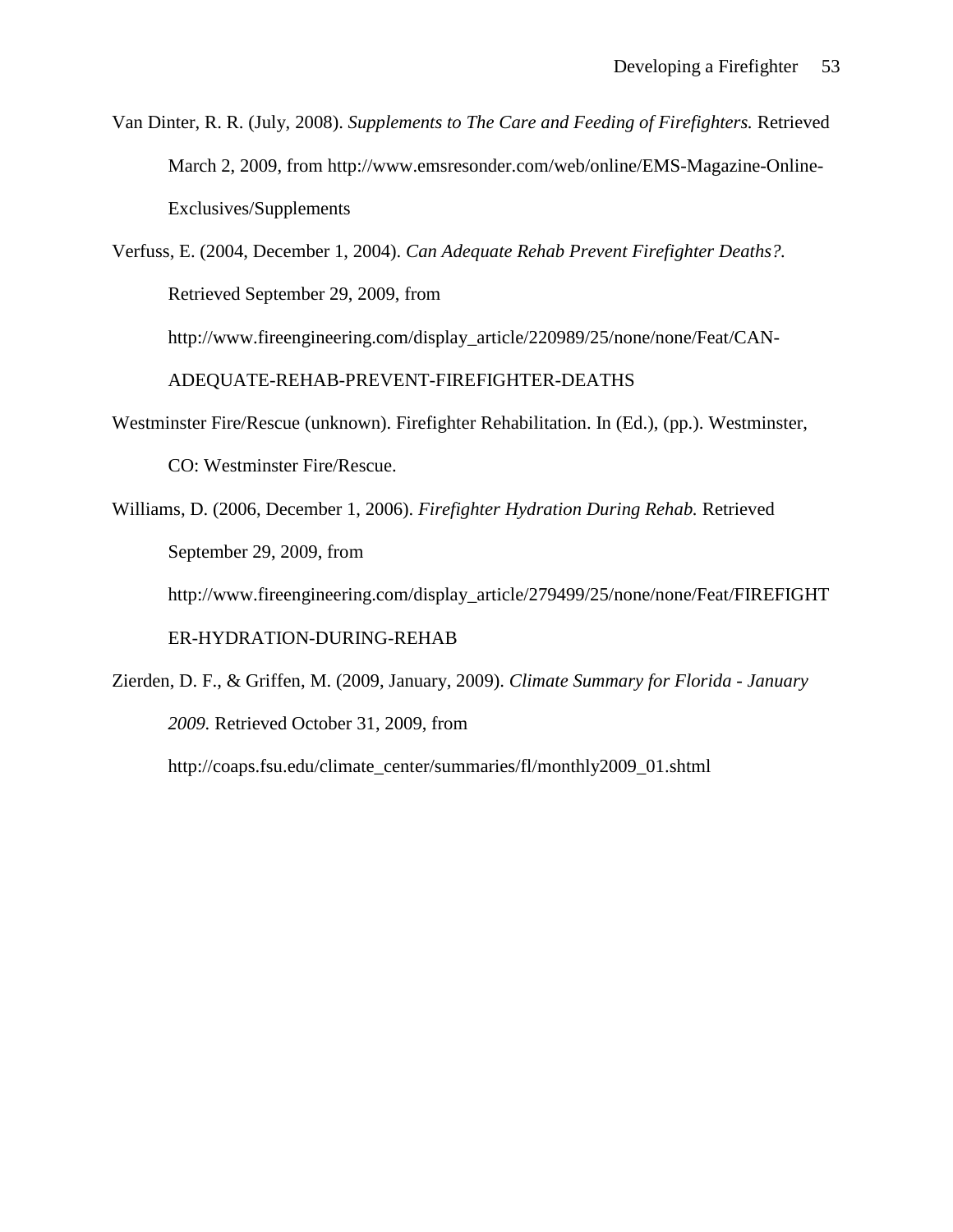Van Dinter, R. R. (July, 2008). *Supplements to The Care and Feeding of Firefighters.* Retrieved March 2, 2009, from http://www.emsresonder.com/web/online/EMS-Magazine-Online-Exclusives/Supplements

Verfuss, E. (2004, December 1, 2004). *Can Adequate Rehab Prevent Firefighter Deaths?.* Retrieved September 29, 2009, from http://www.fireengineering.com/display_article/220989/25/none/none/Feat/CAN-ADEQUATE-REHAB-PREVENT-FIREFIGHTER-DEATHS

Westminster Fire/Rescue (unknown). Firefighter Rehabilitation. In (Ed.), (pp.). Westminster, CO: Westminster Fire/Rescue.

Williams, D. (2006, December 1, 2006). *Firefighter Hydration During Rehab.* Retrieved September 29, 2009, from http://www.fireengineering.com/display_article/279499/25/none/none/Feat/FIREFIGHTER-HYDRATION-DURING-REHAB

Zierden, D. F., & Griffen, M. (2009, January, 2009). *Climate Summary for Florida - January 2009.* Retrieved October 31, 2009, from http://coaps.fsu.edu/climate_center/summaries/fl/monthly2009_01.shtml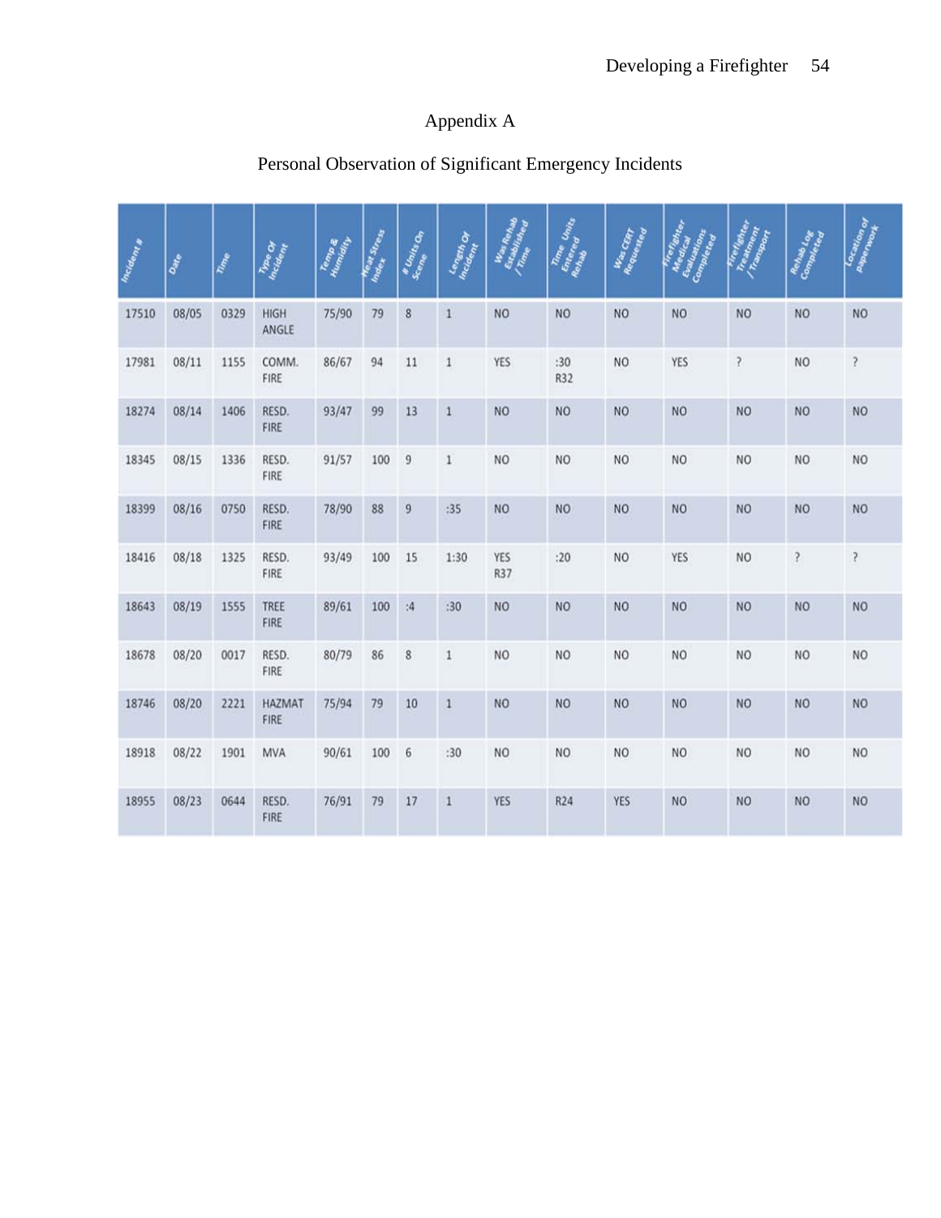# Appendix A

## Personal Observation of Significant Emergency Incidents

| Incident # | Date | Time | Type Of Incident | Temp & Humidity | Heat Stress Index | # Units On Scene | Length Of Incident | Was Rehab Established / Time | Time Units Entered Rehab | Was CERT Requested | Firefighter Medical Evaluations Completed | Firefighter Treatment / Transport | Rehab Log Completed | Location of paperwork |
|---|---|---|---|---|---|---|---|---|---|---|---|---|---|---|
| 17510 | 08/05 | 0329 | HIGH ANGLE | 75/90 | 79 | 8 | 1 | NO | NO | NO | NO | NO | NO | NO |
| 17981 | 08/11 | 1155 | COMM. FIRE | 86/67 | 94 | 11 | 1 | YES | :30 R32 | NO | YES | ? | NO | ? |
| 18274 | 08/14 | 1406 | RESD. FIRE | 93/47 | 99 | 13 | 1 | NO | NO | NO | NO | NO | NO | NO |
| 18345 | 08/15 | 1336 | RESD. FIRE | 91/57 | 100 | 9 | 1 | NO | NO | NO | NO | NO | NO | NO |
| 18399 | 08/16 | 0750 | RESD. FIRE | 78/90 | 88 | 9 | :35 | NO | NO | NO | NO | NO | NO | NO |
| 18416 | 08/18 | 1325 | RESD. FIRE | 93/49 | 100 | 15 | 1:30 | YES R37 | :20 | NO | YES | NO | ? | ? |
| 18643 | 08/19 | 1555 | TREE FIRE | 89/61 | 100 | :4 | :30 | NO | NO | NO | NO | NO | NO | NO |
| 18678 | 08/20 | 0017 | RESD. FIRE | 80/79 | 86 | 8 | 1 | NO | NO | NO | NO | NO | NO | NO |
| 18746 | 08/20 | 2221 | HAZMAT FIRE | 75/94 | 79 | 10 | 1 | NO | NO | NO | NO | NO | NO | NO |
| 18918 | 08/22 | 1901 | MVA | 90/61 | 100 | 6 | :30 | NO | NO | NO | NO | NO | NO | NO |
| 18955 | 08/23 | 0644 | RESD. FIRE | 76/91 | 79 | 17 | 1 | YES | R24 | YES | NO | NO | NO | NO |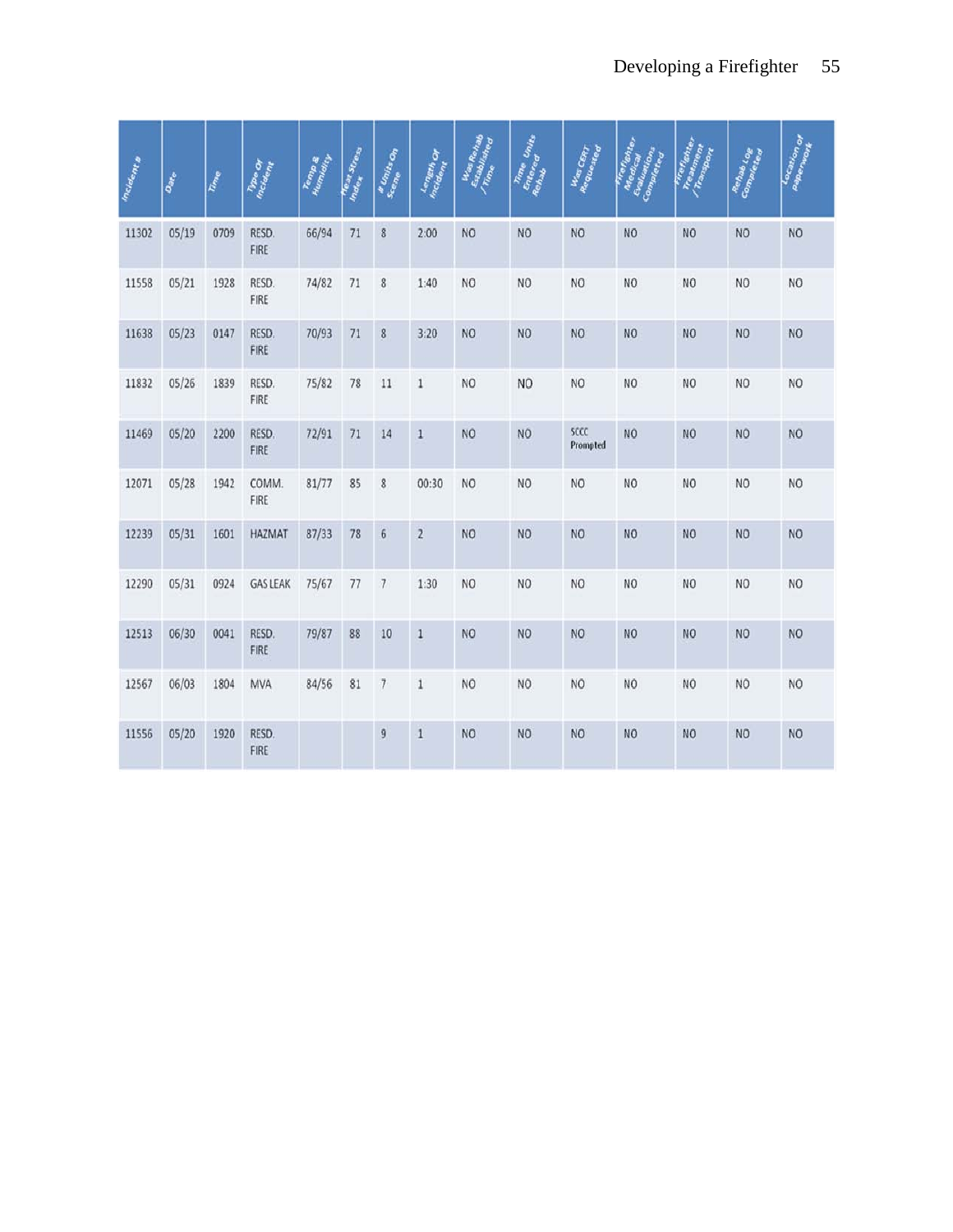| Incident # | Date | Time | Type Of Incident | Temp & Humidity | Heat Stress Index | # Units On Scene | Length Of Incident | Was Rehab Established / Time | Time Units Entered Rehab | Was CERT Requested | Firefighter Medical Evaluations Completed | Firefighter Treatment / Transport | Rehab Log Completed | Location of Paperwork |
|---|---|---|---|---|---|---|---|---|---|---|---|---|---|---|
| 11302 | 05/19 | 0709 | RESD. FIRE | 66/94 | 71 | 8 | 2:00 | NO | NO | NO | NO | NO | NO | NO |
| 11558 | 05/21 | 1928 | RESD. FIRE | 74/82 | 71 | 8 | 1:40 | NO | NO | NO | NO | NO | NO | NO |
| 11638 | 05/23 | 0147 | RESD. FIRE | 70/93 | 71 | 8 | 3:20 | NO | NO | NO | NO | NO | NO | NO |
| 11832 | 05/26 | 1839 | RESD. FIRE | 75/82 | 78 | 11 | 1 | NO | NO | NO | NO | NO | NO | NO |
| 11469 | 05/20 | 2200 | RESD. FIRE | 72/91 | 71 | 14 | 1 | NO | NO | SCCC Prompted | NO | NO | NO | NO |
| 12071 | 05/28 | 1942 | COMM. FIRE | 81/77 | 85 | 8 | 00:30 | NO | NO | NO | NO | NO | NO | NO |
| 12239 | 05/31 | 1601 | HAZMAT | 87/33 | 78 | 6 | 2 | NO | NO | NO | NO | NO | NO | NO |
| 12290 | 05/31 | 0924 | GAS LEAK | 75/67 | 77 | 7 | 1:30 | NO | NO | NO | NO | NO | NO | NO |
| 12513 | 06/30 | 0041 | RESD. FIRE | 79/87 | 88 | 10 | 1 | NO | NO | NO | NO | NO | NO | NO |
| 12567 | 06/03 | 1804 | MVA | 84/56 | 81 | 7 | 1 | NO | NO | NO | NO | NO | NO | NO |
| 11556 | 05/20 | 1920 | RESD. FIRE | | | 9 | 1 | NO | NO | NO | NO | NO | NO | NO |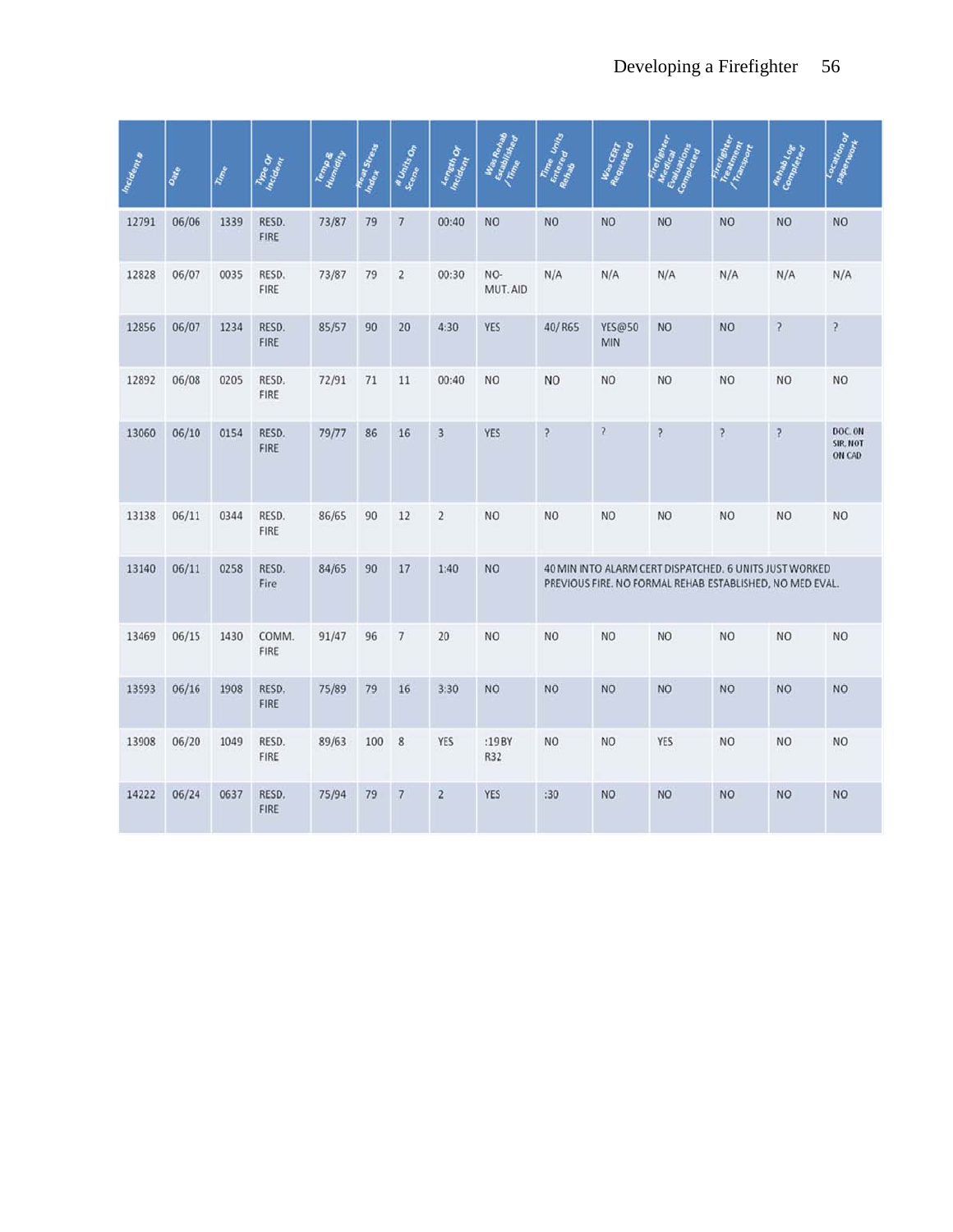| Incident # | Date | Time | Type Of Incident | Temp & Humidity | Heat Stress Index | # Units On Scene | Length Of Incident | Was Rehab Established / Time | Time Units Entered Rehab | Was CERT Requested | Firefighter Medical Evaluations Completed | Firefighter Treatment / Transport | Rehab Log Completed | Location of Paperwork |
|---|---|---|---|---|---|---|---|---|---|---|---|---|---|---|
| 12791 | 06/06 | 1339 | RESD. FIRE | 73/87 | 79 | 7 | 00:40 | NO | NO | NO | NO | NO | NO | NO |
| 12828 | 06/07 | 0035 | RESD. FIRE | 73/87 | 79 | 2 | 00:30 | NO- MUT. AID | N/A | N/A | N/A | N/A | N/A | N/A |
| 12856 | 06/07 | 1234 | RESD. FIRE | 85/57 | 90 | 20 | 4:30 | YES | 40/ R65 | YES@50 MIN | NO | NO | ? | ? |
| 12892 | 06/08 | 0205 | RESD. FIRE | 72/91 | 71 | 11 | 00:40 | NO | NO | NO | NO | NO | NO | NO |
| 13060 | 06/10 | 0154 | RESD. FIRE | 79/77 | 86 | 16 | 3 | YES | ? | ? | ? | ? | ? | DOC. ON SIR, NOT ON CAD |
| 13138 | 06/11 | 0344 | RESD. FIRE | 86/65 | 90 | 12 | 2 | NO | NO | NO | NO | NO | NO | NO |
| 13140 | 06/11 | 0258 | RESD. Fire | 84/65 | 90 | 17 | 1:40 | NO | 40 MIN INTO ALARM CERT DISPATCHED. 6 UNITS JUST WORKED PREVIOUS FIRE. NO FORMAL REHAB ESTABLISHED, NO MED EVAL. | | | | | |
| 13469 | 06/15 | 1430 | COMM. FIRE | 91/47 | 96 | 7 | 20 | NO | NO | NO | NO | NO | NO | NO |
| 13593 | 06/16 | 1908 | RESD. FIRE | 75/89 | 79 | 16 | 3:30 | NO | NO | NO | NO | NO | NO | NO |
| 13908 | 06/20 | 1049 | RESD. FIRE | 89/63 | 100 | 8 | YES | :19 BY R32 | NO | NO | YES | NO | NO | NO |
| 14222 | 06/24 | 0637 | RESD. FIRE | 75/94 | 79 | 7 | 2 | YES | :30 | NO | NO | NO | NO | NO |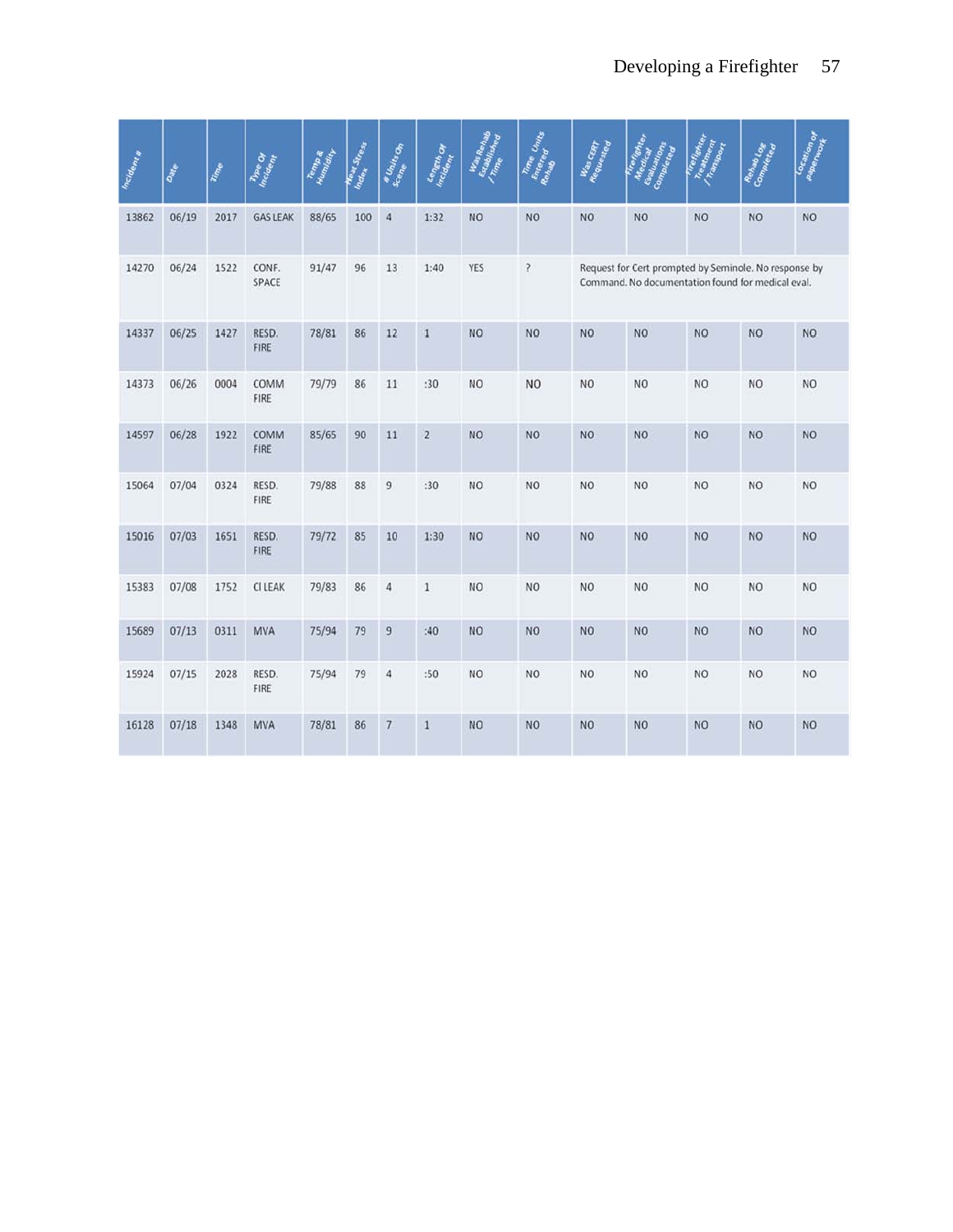| Incident # | Date | Time | Type Of Incident | Temp & Humidity | Heat Stress Index | # Units On Scene | Length Of Incident | Was Rehab Established / Time | Time Units Entered Rehab | Was CERT Requested | Firefighter Medical Evaluations Completed | Firefighter Treatment / Transport | Rehab Log Completed | Location of paperwork |
|---|---|---|---|---|---|---|---|---|---|---|---|---|---|---|
| 13862 | 06/19 | 2017 | GAS LEAK | 88/65 | 100 | 4 | 1:32 | NO | NO | NO | NO | NO | NO | NO |
| 14270 | 06/24 | 1522 | CONF. SPACE | 91/47 | 96 | 13 | 1:40 | YES | ? | Request for Cert prompted by Seminole. No response by Command. No documentation found for medical eval. | | | | |
| 14337 | 06/25 | 1427 | RESD. FIRE | 78/81 | 86 | 12 | 1 | NO | NO | NO | NO | NO | NO | NO |
| 14373 | 06/26 | 0004 | COMM FIRE | 79/79 | 86 | 11 | :30 | NO | NO | NO | NO | NO | NO | NO |
| 14597 | 06/28 | 1922 | COMM FIRE | 85/65 | 90 | 11 | 2 | NO | NO | NO | NO | NO | NO | NO |
| 15064 | 07/04 | 0324 | RESD. FIRE | 79/88 | 88 | 9 | :30 | NO | NO | NO | NO | NO | NO | NO |
| 15016 | 07/03 | 1651 | RESD. FIRE | 79/72 | 85 | 10 | 1:30 | NO | NO | NO | NO | NO | NO | NO |
| 15383 | 07/08 | 1752 | CI LEAK | 79/83 | 86 | 4 | 1 | NO | NO | NO | NO | NO | NO | NO |
| 15689 | 07/13 | 0311 | MVA | 75/94 | 79 | 9 | :40 | NO | NO | NO | NO | NO | NO | NO |
| 15924 | 07/15 | 2028 | RESD. FIRE | 75/94 | 79 | 4 | :50 | NO | NO | NO | NO | NO | NO | NO |
| 16128 | 07/18 | 1348 | MVA | 78/81 | 86 | 7 | 1 | NO | NO | NO | NO | NO | NO | NO |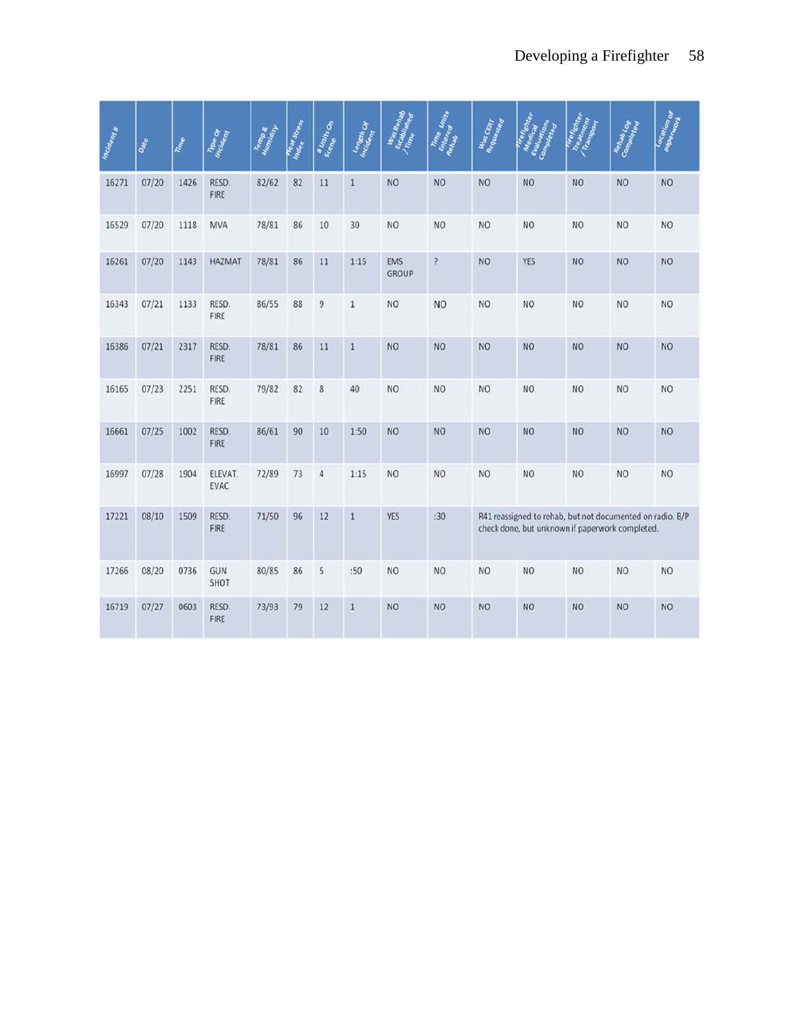| Incident # | Date | Time | Type Of Incident | Temp & Humidity | Heat Stress Index | # Units On Scene | Length Of Incident | Was Rehab Established / Time | Time Units Entered Rehab | Was CERT Requested | Firefighter Medical Evaluations Completed | Firefighter Treatment / Transport | Rehab Log Completed | Location of paperwork |
|---|---|---|---|---|---|---|---|---|---|---|---|---|---|---|
| 16271 | 07/20 | 1426 | RESD. FIRE | 82/62 | 82 | 11 | 1 | NO | NO | NO | NO | NO | NO | NO |
| 16529 | 07/20 | 1118 | MVA | 78/81 | 86 | 10 | 30 | NO | NO | NO | NO | NO | NO | NO |
| 16261 | 07/20 | 1143 | HAZMAT | 78/81 | 86 | 11 | 1:15 | EMS GROUP | ? | NO | YES | NO | NO | NO |
| 16343 | 07/21 | 1133 | RESD. FIRE | 86/55 | 88 | 9 | 1 | NO | NO | NO | NO | NO | NO | NO |
| 16386 | 07/21 | 2317 | RESD. FIRE | 78/81 | 86 | 11 | 1 | NO | NO | NO | NO | NO | NO | NO |
| 16165 | 07/23 | 2251 | RESD. FIRE | 79/82 | 82 | 8 | 40 | NO | NO | NO | NO | NO | NO | NO |
| 16661 | 07/25 | 1002 | RESD. FIRE | 86/61 | 90 | 10 | 1:50 | NO | NO | NO | NO | NO | NO | NO |
| 16997 | 07/28 | 1904 | ELEVAT. EVAC | 72/89 | 73 | 4 | 1:15 | NO | NO | NO | NO | NO | NO | NO |
| 17221 | 08/10 | 1509 | RESD. FIRE | 71/50 | 96 | 12 | 1 | YES | :30 | R41 reassigned to rehab, but not documented on radio. B/P check done, but unknown if paperwork completed. | | | | |
| 17266 | 08/20 | 0736 | GUN SHOT | 80/85 | 86 | 5 | :50 | NO | NO | NO | NO | NO | NO | NO |
| 16719 | 07/27 | 0603 | RESD. FIRE | 73/93 | 79 | 12 | 1 | NO | NO | NO | NO | NO | NO | NO |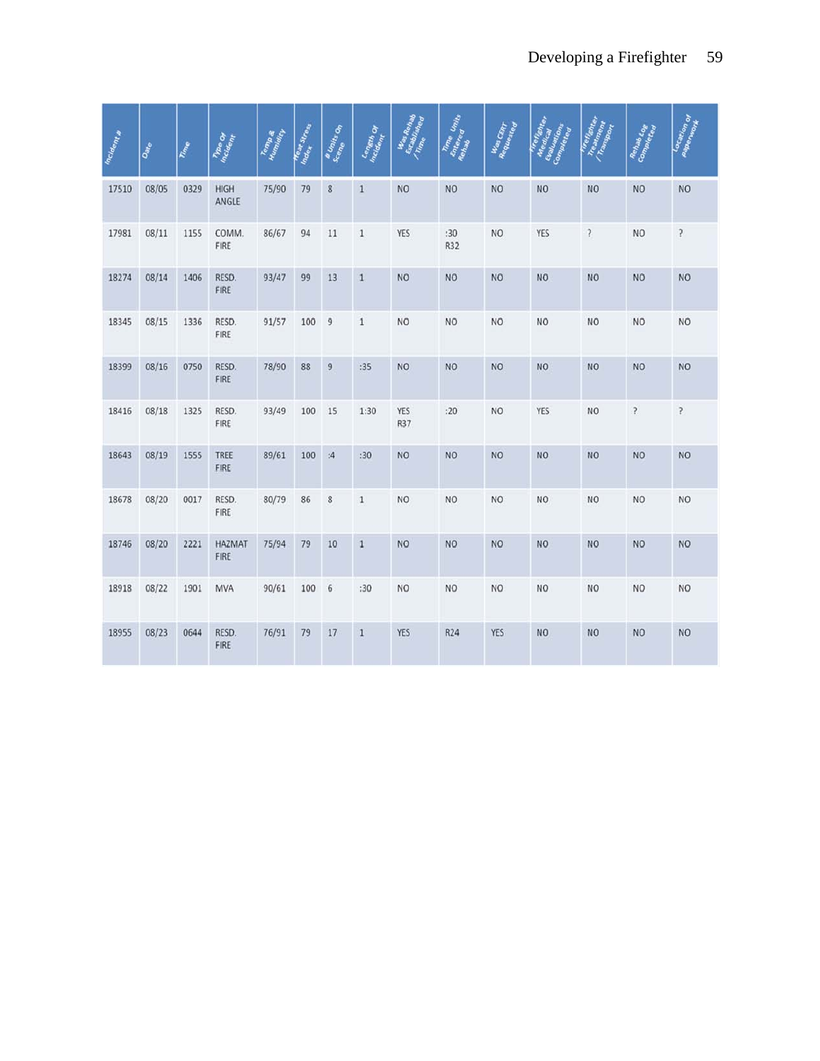| Incident # | Date | Time | Type Of Incident | Temp & Humidity | Heat Stress Index | # Units On Scene | Length Of Incident | Was Rehab Established / Time | Time Units Entered Rehab | Was CERT Requested | Firefighter Medical Evaluations Completed | Firefighter Treatment / Transport | Rehab Log Completed | Location of paperwork |
|---|---|---|---|---|---|---|---|---|---|---|---|---|---|---|
| 17510 | 08/05 | 0329 | HIGH ANGLE | 75/90 | 79 | 8 | 1 | NO | NO | NO | NO | NO | NO | NO |
| 17981 | 08/11 | 1155 | COMM. FIRE | 86/67 | 94 | 11 | 1 | YES | :30 R32 | NO | YES | ? | NO | ? |
| 18274 | 08/14 | 1406 | RESD. FIRE | 93/47 | 99 | 13 | 1 | NO | NO | NO | NO | NO | NO | NO |
| 18345 | 08/15 | 1336 | RESD. FIRE | 91/57 | 100 | 9 | 1 | NO | NO | NO | NO | NO | NO | NO |
| 18399 | 08/16 | 0750 | RESD. FIRE | 78/90 | 88 | 9 | :35 | NO | NO | NO | NO | NO | NO | NO |
| 18416 | 08/18 | 1325 | RESD. FIRE | 93/49 | 100 | 15 | 1:30 | YES R37 | :20 | NO | YES | NO | ? | ? |
| 18643 | 08/19 | 1555 | TREE FIRE | 89/61 | 100 | :4 | :30 | NO | NO | NO | NO | NO | NO | NO |
| 18678 | 08/20 | 0017 | RESD. FIRE | 80/79 | 86 | 8 | 1 | NO | NO | NO | NO | NO | NO | NO |
| 18746 | 08/20 | 2221 | HAZMAT FIRE | 75/94 | 79 | 10 | 1 | NO | NO | NO | NO | NO | NO | NO |
| 18918 | 08/22 | 1901 | MVA | 90/61 | 100 | 6 | :30 | NO | NO | NO | NO | NO | NO | NO |
| 18955 | 08/23 | 0644 | RESD. FIRE | 76/91 | 79 | 17 | 1 | YES | R24 | YES | NO | NO | NO | NO |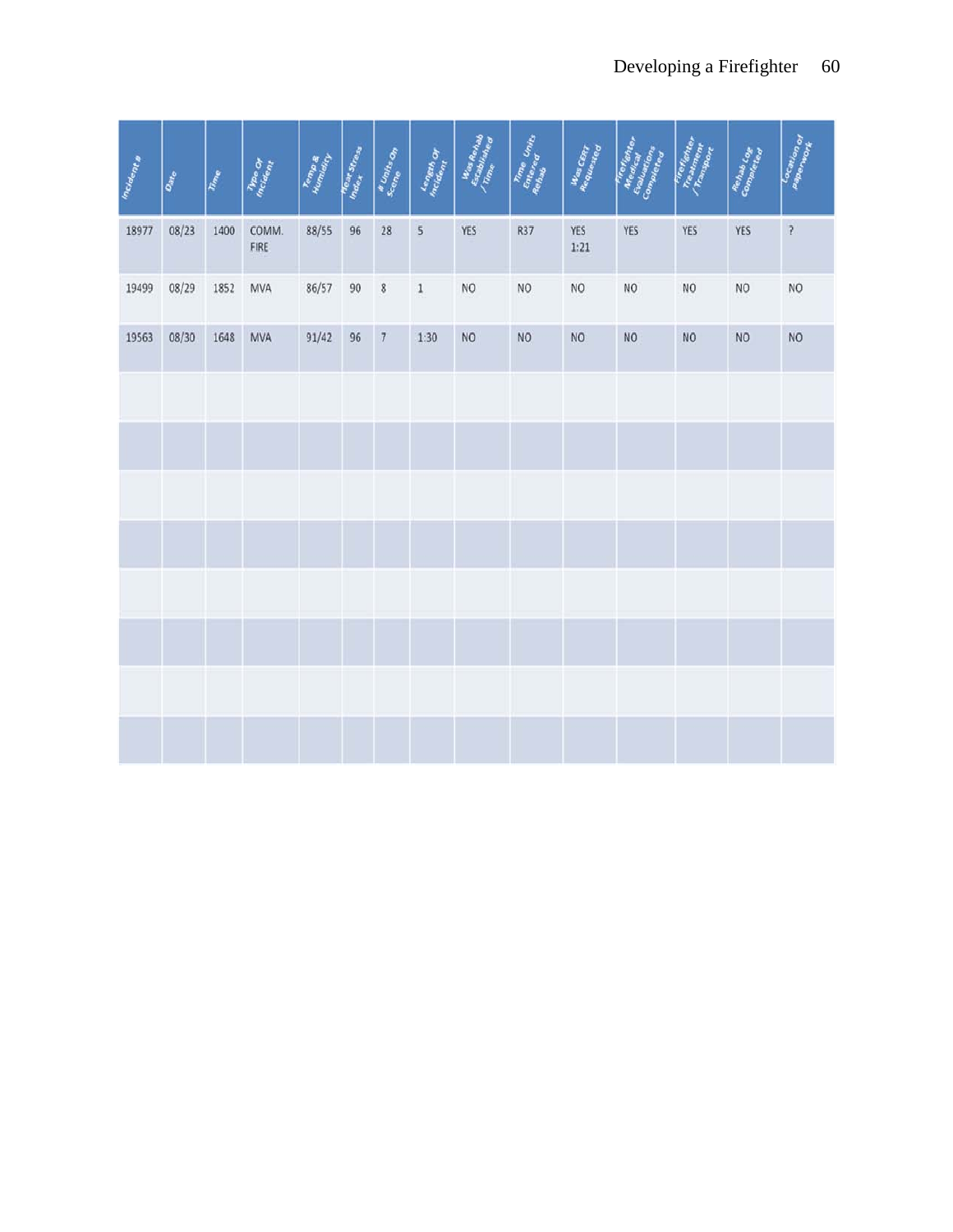| Incident # | Date | Time | Type Of Incident | Temp & Humidity | Heat Stress Index | # Units On Scene | Length Of Incident | Was Rehab Established / Time | Time Units Entered Rehab | Was CERT Requested | Firefighter Medical Evaluations Completed | Firefighter Treatment / Transport | Rehab Log Completed | Location of paperwork |
|---|---|---|---|---|---|---|---|---|---|---|---|---|---|---|
| 18977 | 08/23 | 1400 | COMM. FIRE | 88/55 | 96 | 28 | 5 | YES | R37 | YES 1:21 | YES | YES | YES | ? |
| 19499 | 08/29 | 1852 | MVA | 86/57 | 90 | 8 | 1 | NO | NO | NO | NO | NO | NO | NO |
| 19563 | 08/30 | 1648 | MVA | 91/42 | 96 | 7 | 1:30 | NO | NO | NO | NO | NO | NO | NO |
| | | | | | | | | | | | | | | |
| | | | | | | | | | | | | | | |
| | | | | | | | | | | | | | | |
| | | | | | | | | | | | | | | |
| | | | | | | | | | | | | | | |
| | | | | | | | | | | | | | | |
| | | | | | | | | | | | | | | |
| | | | | | | | | | | | | | | |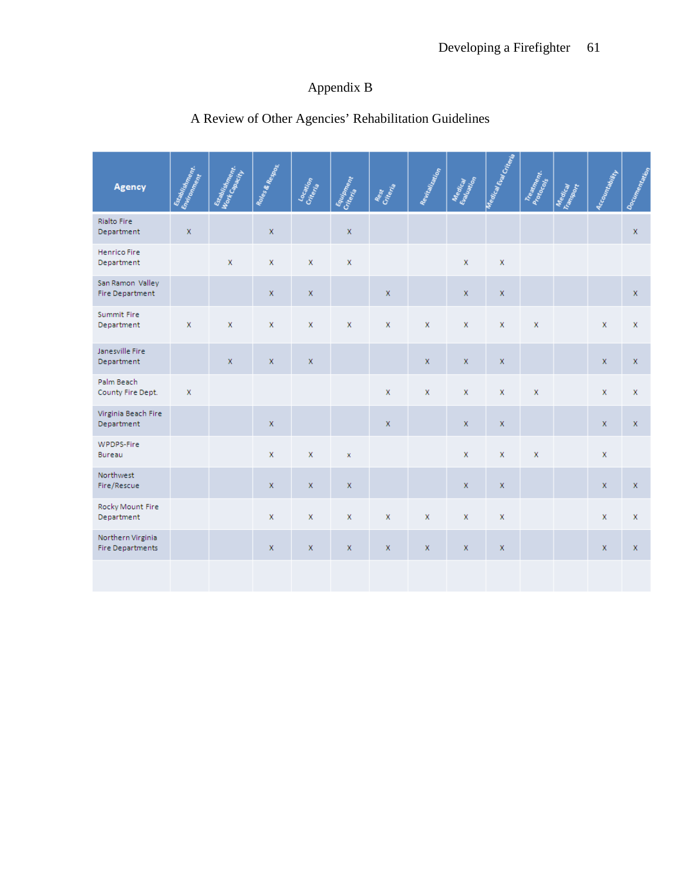# Appendix B

## A Review of Other Agencies' Rehabilitation Guidelines

| Agency | Establishment-Environment | Establishment-Work Capacity | Roles & Respos. | Location Criteria | Equipment Criteria | Rest Criteria | Revitalization | Medical Evaluation | Medical Eval Criteria | Treatment-Protocols | Medical Transport | Accountability | Documentation |
|---|---|---|---|---|---|---|---|---|---|---|---|---|---|
| Rialto Fire Department | X | | X | | X | | | | | | | | X |
| Henrico Fire Department | | X | X | X | X | | | X | X | | | | |
| San Ramon Valley Fire Department | | | X | X | | X | | X | X | | | | X |
| Summit Fire Department | X | X | X | X | X | X | X | X | X | X | | X | X |
| Janesville Fire Department | | X | X | X | | | X | X | X | | | X | X |
| Palm Beach County Fire Dept. | X | | | | | X | X | X | X | X | | X | X |
| Virginia Beach Fire Department | | | X | | | X | | X | X | | | X | X |
| WPDPS-Fire Bureau | | | X | X | x | | | X | X | X | | X | |
| Northwest Fire/Rescue | | | X | X | X | | | X | X | | | X | X |
| Rocky Mount Fire Department | | | X | X | X | X | X | X | X | | | X | X |
| Northern Virginia Fire Departments | | | X | X | X | X | X | X | X | | | X | X |
| | | | | | | | | | | | | | |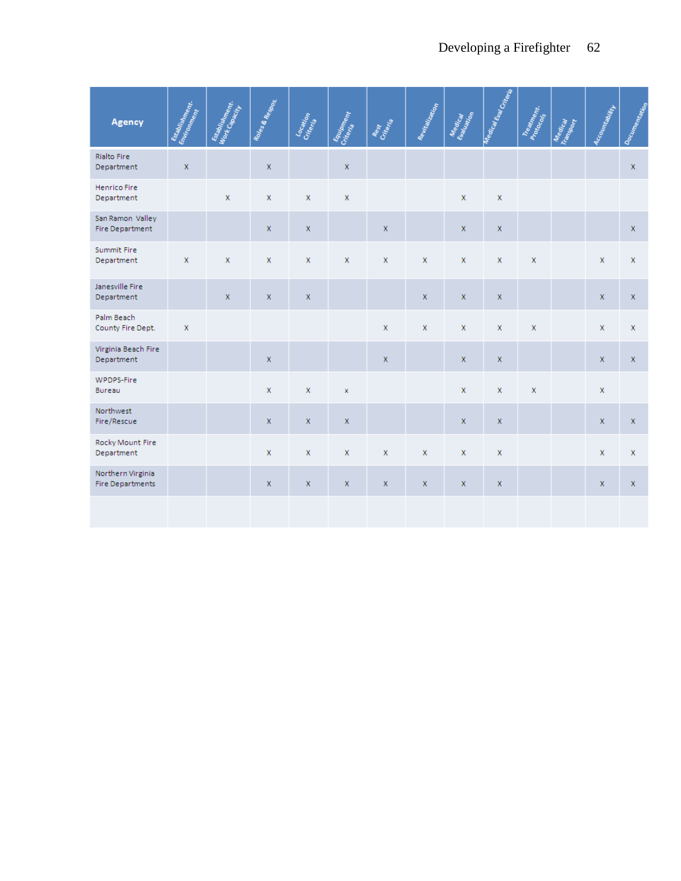| Agency | Establishment-Environment | Establishment-Work Capacity | Roles & Respos. | Location Criteria | Equipment Criteria | Rest Criteria | Revitalization | Medical Evaluation | Medical Eval Criteria | Treatment-Protocols | Medical Transport | Accountability | Documentation |
|---|---|---|---|---|---|---|---|---|---|---|---|---|---|
| Rialto Fire Department | X | | X | | X | | | | | | | | X |
| Henrico Fire Department | | X | X | X | X | | | X | X | | | | |
| San Ramon Valley Fire Department | | | X | X | | X | | X | X | | | | X |
| Summit Fire Department | X | X | X | X | X | X | X | X | X | X | | X | X |
| Janesville Fire Department | | X | X | X | | | X | X | X | | | X | X |
| Palm Beach County Fire Dept. | X | | | | | X | X | X | X | X | | X | X |
| Virginia Beach Fire Department | | | X | | | X | | X | X | | | X | X |
| WPDPS-Fire Bureau | | | X | X | x | | | X | X | X | | X | |
| Northwest Fire/Rescue | | | X | X | X | | | X | X | | | X | X |
| Rocky Mount Fire Department | | | X | X | X | X | X | X | X | | | X | X |
| Northern Virginia Fire Departments | | | X | X | X | X | X | X | X | | | X | X |
| | | | | | | | | | | | | | |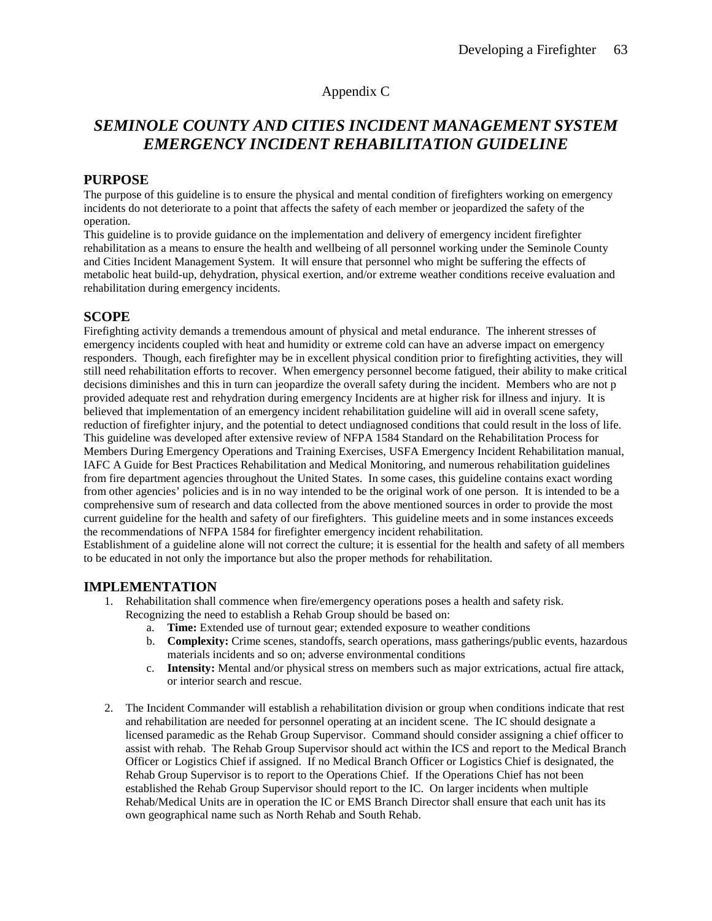Appendix C

# *SEMINOLE COUNTY AND CITIES INCIDENT MANAGEMENT SYSTEM EMERGENCY INCIDENT REHABILITATION GUIDELINE*

## PURPOSE

The purpose of this guideline is to ensure the physical and mental condition of firefighters working on emergency incidents do not deteriorate to a point that affects the safety of each member or jeopardized the safety of the operation.

This guideline is to provide guidance on the implementation and delivery of emergency incident firefighter rehabilitation as a means to ensure the health and wellbeing of all personnel working under the Seminole County and Cities Incident Management System. It will ensure that personnel who might be suffering the effects of metabolic heat build-up, dehydration, physical exertion, and/or extreme weather conditions receive evaluation and rehabilitation during emergency incidents.

## SCOPE

Firefighting activity demands a tremendous amount of physical and metal endurance. The inherent stresses of emergency incidents coupled with heat and humidity or extreme cold can have an adverse impact on emergency responders. Though, each firefighter may be in excellent physical condition prior to firefighting activities, they will still need rehabilitation efforts to recover. When emergency personnel become fatigued, their ability to make critical decisions diminishes and this in turn can jeopardize the overall safety during the incident. Members who are not p provided adequate rest and rehydration during emergency Incidents are at higher risk for illness and injury. It is believed that implementation of an emergency incident rehabilitation guideline will aid in overall scene safety, reduction of firefighter injury, and the potential to detect undiagnosed conditions that could result in the loss of life. This guideline was developed after extensive review of NFPA 1584 Standard on the Rehabilitation Process for Members During Emergency Operations and Training Exercises, USFA Emergency Incident Rehabilitation manual, IAFC A Guide for Best Practices Rehabilitation and Medical Monitoring, and numerous rehabilitation guidelines from fire department agencies throughout the United States. In some cases, this guideline contains exact wording from other agencies' policies and is in no way intended to be the original work of one person. It is intended to be a comprehensive sum of research and data collected from the above mentioned sources in order to provide the most current guideline for the health and safety of our firefighters. This guideline meets and in some instances exceeds the recommendations of NFPA 1584 for firefighter emergency incident rehabilitation.

Establishment of a guideline alone will not correct the culture; it is essential for the health and safety of all members to be educated in not only the importance but also the proper methods for rehabilitation.

## IMPLEMENTATION

1. Rehabilitation shall commence when fire/emergency operations poses a health and safety risk. Recognizing the need to establish a Rehab Group should be based on:
    a. **Time:** Extended use of turnout gear; extended exposure to weather conditions
    b. **Complexity:** Crime scenes, standoffs, search operations, mass gatherings/public events, hazardous materials incidents and so on; adverse environmental conditions
    c. **Intensity:** Mental and/or physical stress on members such as major extrications, actual fire attack, or interior search and rescue.

2. The Incident Commander will establish a rehabilitation division or group when conditions indicate that rest and rehabilitation are needed for personnel operating at an incident scene. The IC should designate a licensed paramedic as the Rehab Group Supervisor. Command should consider assigning a chief officer to assist with rehab. The Rehab Group Supervisor should act within the ICS and report to the Medical Branch Officer or Logistics Chief if assigned. If no Medical Branch Officer or Logistics Chief is designated, the Rehab Group Supervisor is to report to the Operations Chief. If the Operations Chief has not been established the Rehab Group Supervisor should report to the IC. On larger incidents when multiple Rehab/Medical Units are in operation the IC or EMS Branch Director shall ensure that each unit has its own geographical name such as North Rehab and South Rehab.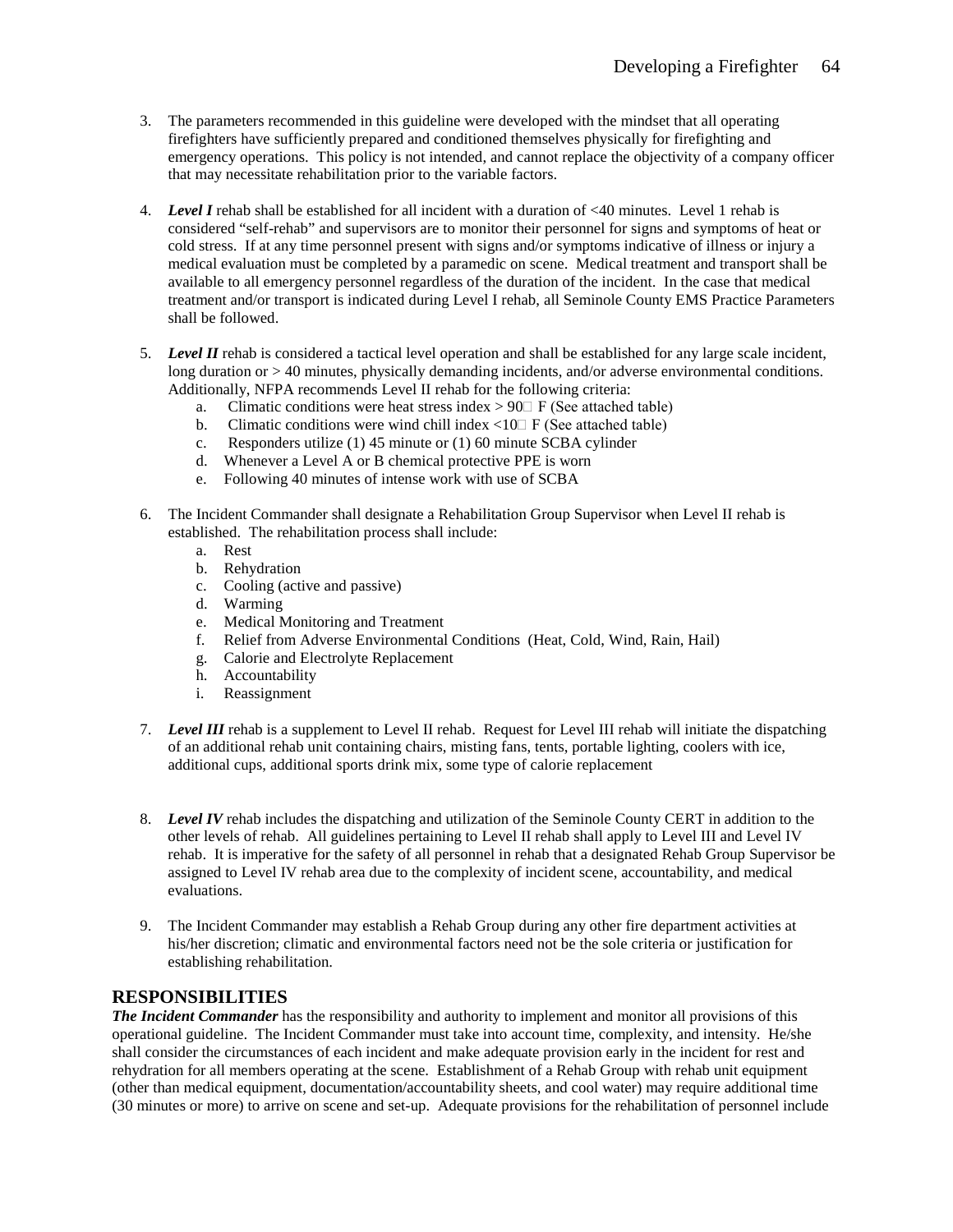3. The parameters recommended in this guideline were developed with the mindset that all operating firefighters have sufficiently prepared and conditioned themselves physically for firefighting and emergency operations. This policy is not intended, and cannot replace the objectivity of a company officer that may necessitate rehabilitation prior to the variable factors.

4. ***Level I*** rehab shall be established for all incident with a duration of <40 minutes. Level 1 rehab is considered "self-rehab" and supervisors are to monitor their personnel for signs and symptoms of heat or cold stress. If at any time personnel present with signs and/or symptoms indicative of illness or injury a medical evaluation must be completed by a paramedic on scene. Medical treatment and transport shall be available to all emergency personnel regardless of the duration of the incident. In the case that medical treatment and/or transport is indicated during Level I rehab, all Seminole County EMS Practice Parameters shall be followed.

5. ***Level II*** rehab is considered a tactical level operation and shall be established for any large scale incident, long duration or > 40 minutes, physically demanding incidents, and/or adverse environmental conditions. Additionally, NFPA recommends Level II rehab for the following criteria:
   a. Climatic conditions were heat stress index > 90 F (See attached table)
   b. Climatic conditions were wind chill index <10 F (See attached table)
   c. Responders utilize (1) 45 minute or (1) 60 minute SCBA cylinder
   d. Whenever a Level A or B chemical protective PPE is worn
   e. Following 40 minutes of intense work with use of SCBA

6. The Incident Commander shall designate a Rehabilitation Group Supervisor when Level II rehab is established. The rehabilitation process shall include:
   a. Rest
   b. Rehydration
   c. Cooling (active and passive)
   d. Warming
   e. Medical Monitoring and Treatment
   f. Relief from Adverse Environmental Conditions (Heat, Cold, Wind, Rain, Hail)
   g. Calorie and Electrolyte Replacement
   h. Accountability
   i. Reassignment

7. ***Level III*** rehab is a supplement to Level II rehab. Request for Level III rehab will initiate the dispatching of an additional rehab unit containing chairs, misting fans, tents, portable lighting, coolers with ice, additional cups, additional sports drink mix, some type of calorie replacement

8. ***Level IV*** rehab includes the dispatching and utilization of the Seminole County CERT in addition to the other levels of rehab. All guidelines pertaining to Level II rehab shall apply to Level III and Level IV rehab. It is imperative for the safety of all personnel in rehab that a designated Rehab Group Supervisor be assigned to Level IV rehab area due to the complexity of incident scene, accountability, and medical evaluations.

9. The Incident Commander may establish a Rehab Group during any other fire department activities at his/her discretion; climatic and environmental factors need not be the sole criteria or justification for establishing rehabilitation.

## RESPONSIBILITIES

***The Incident Commander*** has the responsibility and authority to implement and monitor all provisions of this operational guideline. The Incident Commander must take into account time, complexity, and intensity. He/she shall consider the circumstances of each incident and make adequate provision early in the incident for rest and rehydration for all members operating at the scene. Establishment of a Rehab Group with rehab unit equipment (other than medical equipment, documentation/accountability sheets, and cool water) may require additional time (30 minutes or more) to arrive on scene and set-up. Adequate provisions for the rehabilitation of personnel include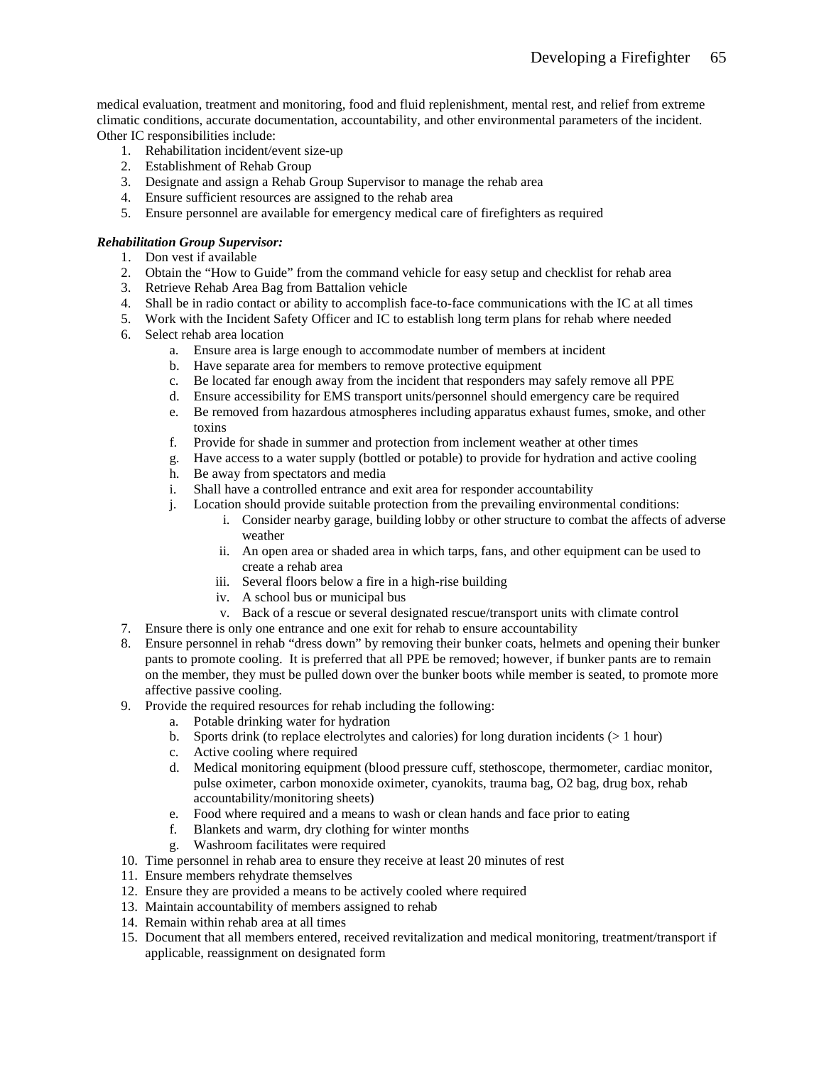medical evaluation, treatment and monitoring, food and fluid replenishment, mental rest, and relief from extreme climatic conditions, accurate documentation, accountability, and other environmental parameters of the incident. Other IC responsibilities include:

1. Rehabilitation incident/event size-up
2. Establishment of Rehab Group
3. Designate and assign a Rehab Group Supervisor to manage the rehab area
4. Ensure sufficient resources are assigned to the rehab area
5. Ensure personnel are available for emergency medical care of firefighters as required

***Rehabilitation Group Supervisor:***

1. Don vest if available
2. Obtain the "How to Guide" from the command vehicle for easy setup and checklist for rehab area
3. Retrieve Rehab Area Bag from Battalion vehicle
4. Shall be in radio contact or ability to accomplish face-to-face communications with the IC at all times
5. Work with the Incident Safety Officer and IC to establish long term plans for rehab where needed
6. Select rehab area location
    a. Ensure area is large enough to accommodate number of members at incident
    b. Have separate area for members to remove protective equipment
    c. Be located far enough away from the incident that responders may safely remove all PPE
    d. Ensure accessibility for EMS transport units/personnel should emergency care be required
    e. Be removed from hazardous atmospheres including apparatus exhaust fumes, smoke, and other toxins
    f. Provide for shade in summer and protection from inclement weather at other times
    g. Have access to a water supply (bottled or potable) to provide for hydration and active cooling
    h. Be away from spectators and media
    i. Shall have a controlled entrance and exit area for responder accountability
    j. Location should provide suitable protection from the prevailing environmental conditions:
        i. Consider nearby garage, building lobby or other structure to combat the affects of adverse weather
        ii. An open area or shaded area in which tarps, fans, and other equipment can be used to create a rehab area
        iii. Several floors below a fire in a high-rise building
        iv. A school bus or municipal bus
        v. Back of a rescue or several designated rescue/transport units with climate control
7. Ensure there is only one entrance and one exit for rehab to ensure accountability
8. Ensure personnel in rehab "dress down" by removing their bunker coats, helmets and opening their bunker pants to promote cooling. It is preferred that all PPE be removed; however, if bunker pants are to remain on the member, they must be pulled down over the bunker boots while member is seated, to promote more affective passive cooling.
9. Provide the required resources for rehab including the following:
    a. Potable drinking water for hydration
    b. Sports drink (to replace electrolytes and calories) for long duration incidents (> 1 hour)
    c. Active cooling where required
    d. Medical monitoring equipment (blood pressure cuff, stethoscope, thermometer, cardiac monitor, pulse oximeter, carbon monoxide oximeter, cyanokits, trauma bag, O2 bag, drug box, rehab accountability/monitoring sheets)
    e. Food where required and a means to wash or clean hands and face prior to eating
    f. Blankets and warm, dry clothing for winter months
    g. Washroom facilitates were required
10. Time personnel in rehab area to ensure they receive at least 20 minutes of rest
11. Ensure members rehydrate themselves
12. Ensure they are provided a means to be actively cooled where required
13. Maintain accountability of members assigned to rehab
14. Remain within rehab area at all times
15. Document that all members entered, received revitalization and medical monitoring, treatment/transport if applicable, reassignment on designated form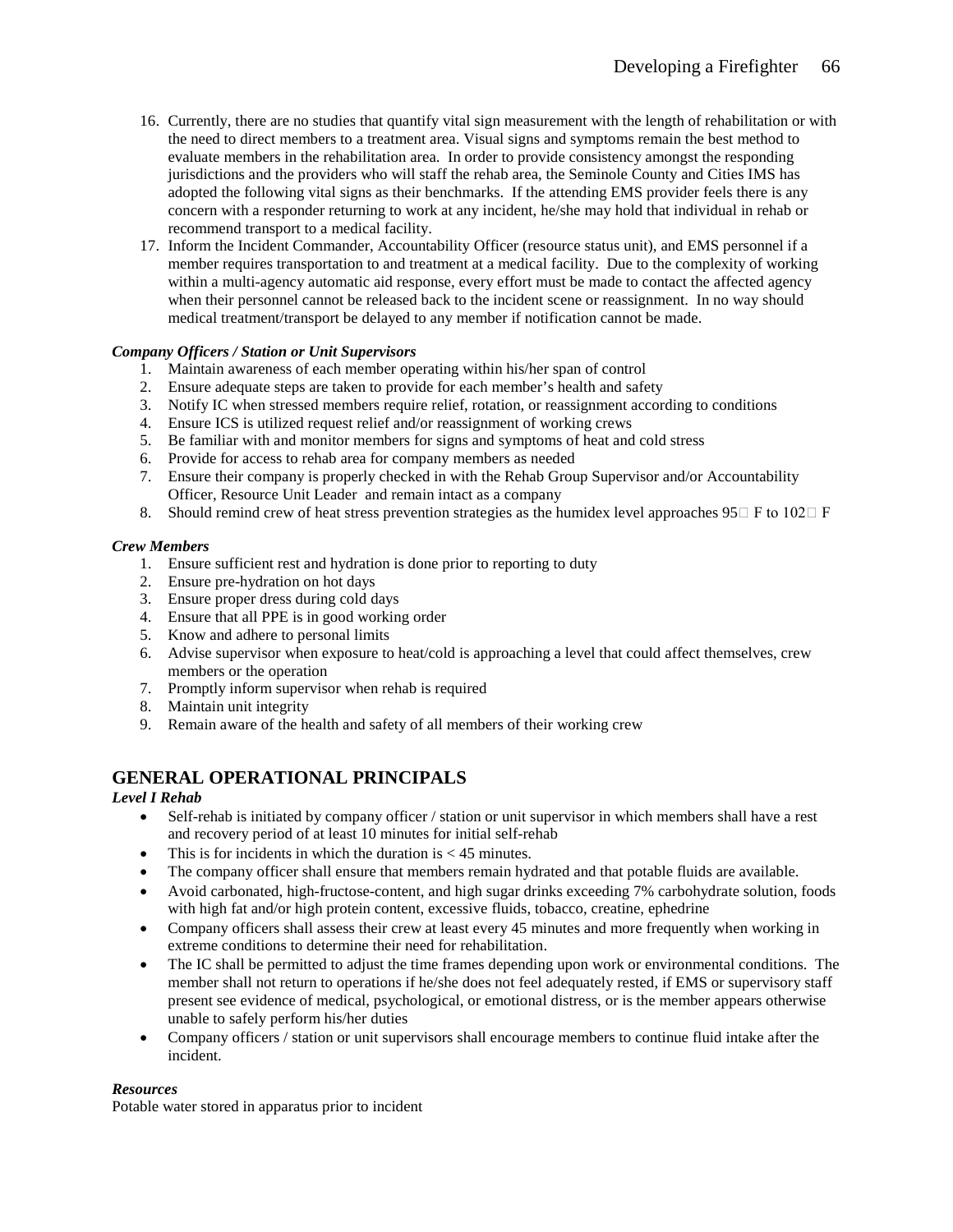16. Currently, there are no studies that quantify vital sign measurement with the length of rehabilitation or with the need to direct members to a treatment area. Visual signs and symptoms remain the best method to evaluate members in the rehabilitation area. In order to provide consistency amongst the responding jurisdictions and the providers who will staff the rehab area, the Seminole County and Cities IMS has adopted the following vital signs as their benchmarks. If the attending EMS provider feels there is any concern with a responder returning to work at any incident, he/she may hold that individual in rehab or recommend transport to a medical facility.
17. Inform the Incident Commander, Accountability Officer (resource status unit), and EMS personnel if a member requires transportation to and treatment at a medical facility. Due to the complexity of working within a multi-agency automatic aid response, every effort must be made to contact the affected agency when their personnel cannot be released back to the incident scene or reassignment. In no way should medical treatment/transport be delayed to any member if notification cannot be made.

***Company Officers / Station or Unit Supervisors***

1. Maintain awareness of each member operating within his/her span of control
2. Ensure adequate steps are taken to provide for each member's health and safety
3. Notify IC when stressed members require relief, rotation, or reassignment according to conditions
4. Ensure ICS is utilized request relief and/or reassignment of working crews
5. Be familiar with and monitor members for signs and symptoms of heat and cold stress
6. Provide for access to rehab area for company members as needed
7. Ensure their company is properly checked in with the Rehab Group Supervisor and/or Accountability Officer, Resource Unit Leader and remain intact as a company
8. Should remind crew of heat stress prevention strategies as the humidex level approaches 95□ F to 102□ F

***Crew Members***

1. Ensure sufficient rest and hydration is done prior to reporting to duty
2. Ensure pre-hydration on hot days
3. Ensure proper dress during cold days
4. Ensure that all PPE is in good working order
5. Know and adhere to personal limits
6. Advise supervisor when exposure to heat/cold is approaching a level that could affect themselves, crew members or the operation
7. Promptly inform supervisor when rehab is required
8. Maintain unit integrity
9. Remain aware of the health and safety of all members of their working crew

## GENERAL OPERATIONAL PRINCIPALS

***Level I Rehab***

- Self-rehab is initiated by company officer / station or unit supervisor in which members shall have a rest and recovery period of at least 10 minutes for initial self-rehab
- This is for incidents in which the duration is < 45 minutes.
- The company officer shall ensure that members remain hydrated and that potable fluids are available.
- Avoid carbonated, high-fructose-content, and high sugar drinks exceeding 7% carbohydrate solution, foods with high fat and/or high protein content, excessive fluids, tobacco, creatine, ephedrine
- Company officers shall assess their crew at least every 45 minutes and more frequently when working in extreme conditions to determine their need for rehabilitation.
- The IC shall be permitted to adjust the time frames depending upon work or environmental conditions. The member shall not return to operations if he/she does not feel adequately rested, if EMS or supervisory staff present see evidence of medical, psychological, or emotional distress, or is the member appears otherwise unable to safely perform his/her duties
- Company officers / station or unit supervisors shall encourage members to continue fluid intake after the incident.

***Resources***

Potable water stored in apparatus prior to incident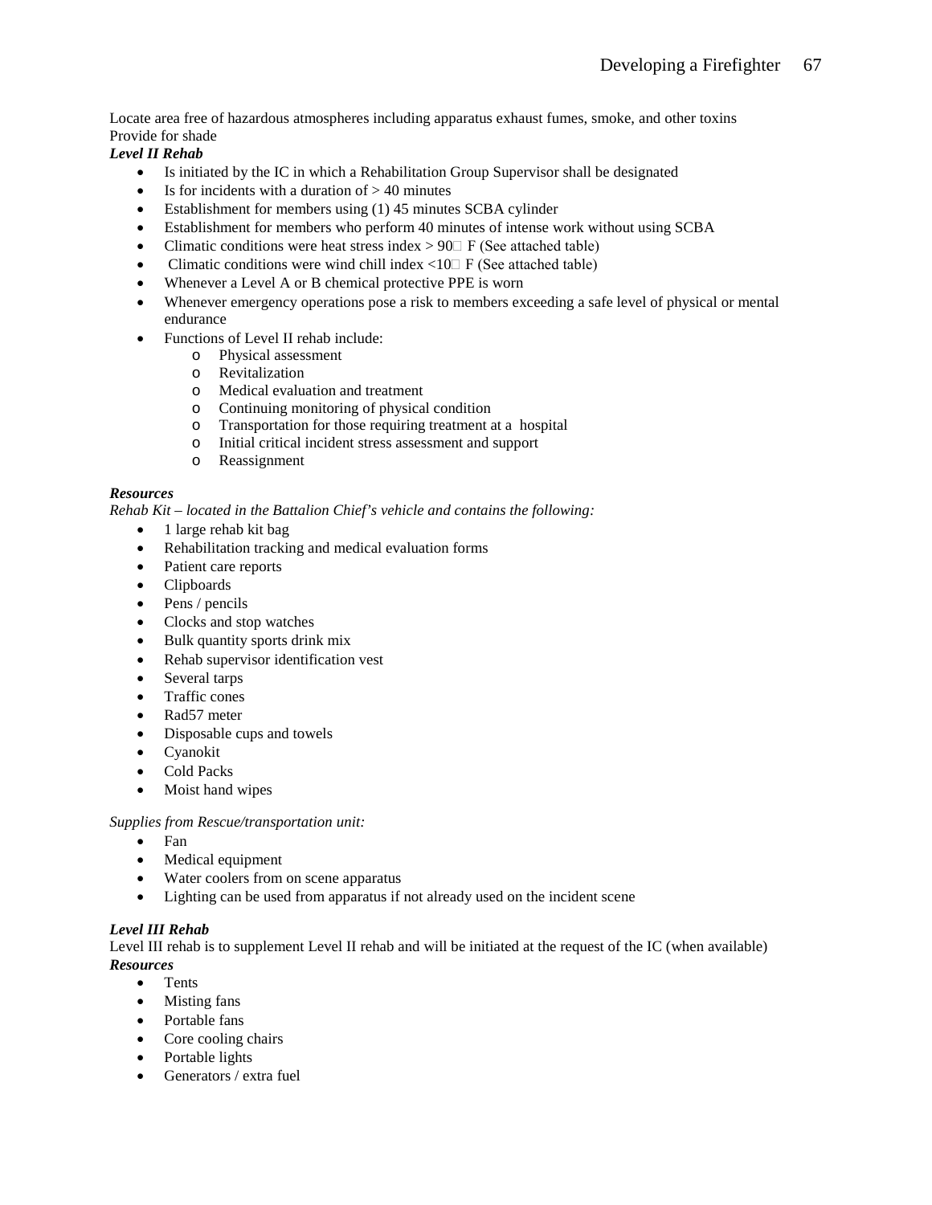Locate area free of hazardous atmospheres including apparatus exhaust fumes, smoke, and other toxins
Provide for shade

***Level II Rehab***

- Is initiated by the IC in which a Rehabilitation Group Supervisor shall be designated
- Is for incidents with a duration of > 40 minutes
- Establishment for members using (1) 45 minutes SCBA cylinder
- Establishment for members who perform 40 minutes of intense work without using SCBA
- Climatic conditions were heat stress index > 90 F (See attached table)
- Climatic conditions were wind chill index <10 F (See attached table)
- Whenever a Level A or B chemical protective PPE is worn
- Whenever emergency operations pose a risk to members exceeding a safe level of physical or mental endurance
- Functions of Level II rehab include:
    - Physical assessment
    - Revitalization
    - Medical evaluation and treatment
    - Continuing monitoring of physical condition
    - Transportation for those requiring treatment at a hospital
    - Initial critical incident stress assessment and support
    - Reassignment

***Resources***

*Rehab Kit – located in the Battalion Chief's vehicle and contains the following:*

- 1 large rehab kit bag
- Rehabilitation tracking and medical evaluation forms
- Patient care reports
- Clipboards
- Pens / pencils
- Clocks and stop watches
- Bulk quantity sports drink mix
- Rehab supervisor identification vest
- Several tarps
- Traffic cones
- Rad57 meter
- Disposable cups and towels
- Cyanokit
- Cold Packs
- Moist hand wipes

*Supplies from Rescue/transportation unit:*

- Fan
- Medical equipment
- Water coolers from on scene apparatus
- Lighting can be used from apparatus if not already used on the incident scene

***Level III Rehab***

Level III rehab is to supplement Level II rehab and will be initiated at the request of the IC (when available)

***Resources***

- Tents
- Misting fans
- Portable fans
- Core cooling chairs
- Portable lights
- Generators / extra fuel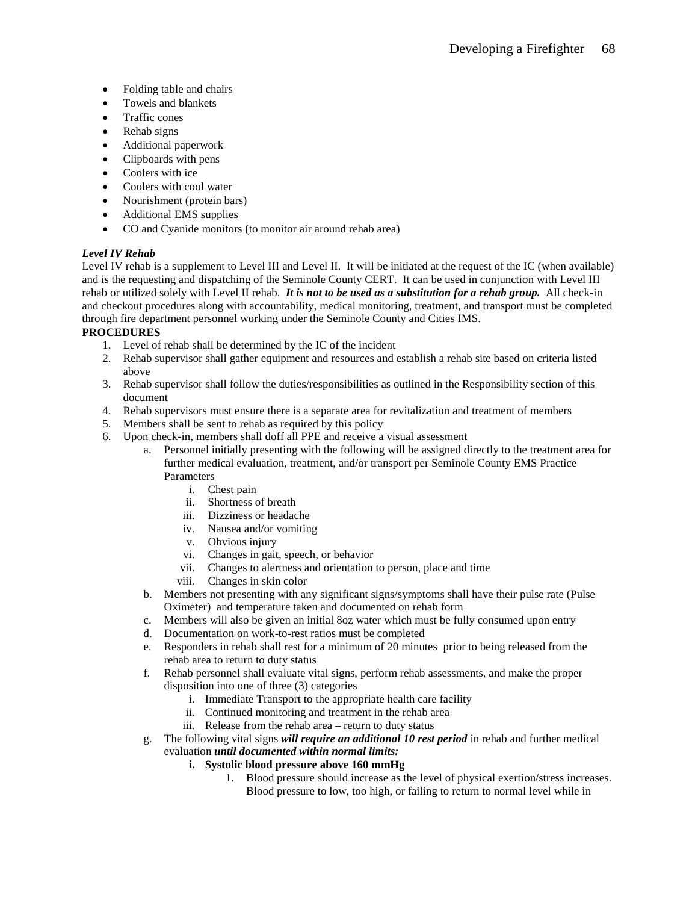- Folding table and chairs
- Towels and blankets
- Traffic cones
- Rehab signs
- Additional paperwork
- Clipboards with pens
- Coolers with ice
- Coolers with cool water
- Nourishment (protein bars)
- Additional EMS supplies
- CO and Cyanide monitors (to monitor air around rehab area)

***Level IV Rehab***

Level IV rehab is a supplement to Level III and Level II. It will be initiated at the request of the IC (when available) and is the requesting and dispatching of the Seminole County CERT. It can be used in conjunction with Level III rehab or utilized solely with Level II rehab. ***It is not to be used as a substitution for a rehab group.*** All check-in and checkout procedures along with accountability, medical monitoring, treatment, and transport must be completed through fire department personnel working under the Seminole County and Cities IMS.

**PROCEDURES**

1. Level of rehab shall be determined by the IC of the incident
2. Rehab supervisor shall gather equipment and resources and establish a rehab site based on criteria listed above
3. Rehab supervisor shall follow the duties/responsibilities as outlined in the Responsibility section of this document
4. Rehab supervisors must ensure there is a separate area for revitalization and treatment of members
5. Members shall be sent to rehab as required by this policy
6. Upon check-in, members shall doff all PPE and receive a visual assessment
    a. Personnel initially presenting with the following will be assigned directly to the treatment area for further medical evaluation, treatment, and/or transport per Seminole County EMS Practice Parameters
        i. Chest pain
        ii. Shortness of breath
        iii. Dizziness or headache
        iv. Nausea and/or vomiting
        v. Obvious injury
        vi. Changes in gait, speech, or behavior
        vii. Changes to alertness and orientation to person, place and time
        viii. Changes in skin color
    b. Members not presenting with any significant signs/symptoms shall have their pulse rate (Pulse Oximeter) and temperature taken and documented on rehab form
    c. Members will also be given an initial 8oz water which must be fully consumed upon entry
    d. Documentation on work-to-rest ratios must be completed
    e. Responders in rehab shall rest for a minimum of 20 minutes prior to being released from the rehab area to return to duty status
    f. Rehab personnel shall evaluate vital signs, perform rehab assessments, and make the proper disposition into one of three (3) categories
        i. Immediate Transport to the appropriate health care facility
        ii. Continued monitoring and treatment in the rehab area
        iii. Release from the rehab area – return to duty status
    g. The following vital signs ***will require an additional 10 rest period*** in rehab and further medical evaluation ***until documented within normal limits:***
        **i. Systolic blood pressure above 160 mmHg**
            1. Blood pressure should increase as the level of physical exertion/stress increases. Blood pressure to low, too high, or failing to return to normal level while in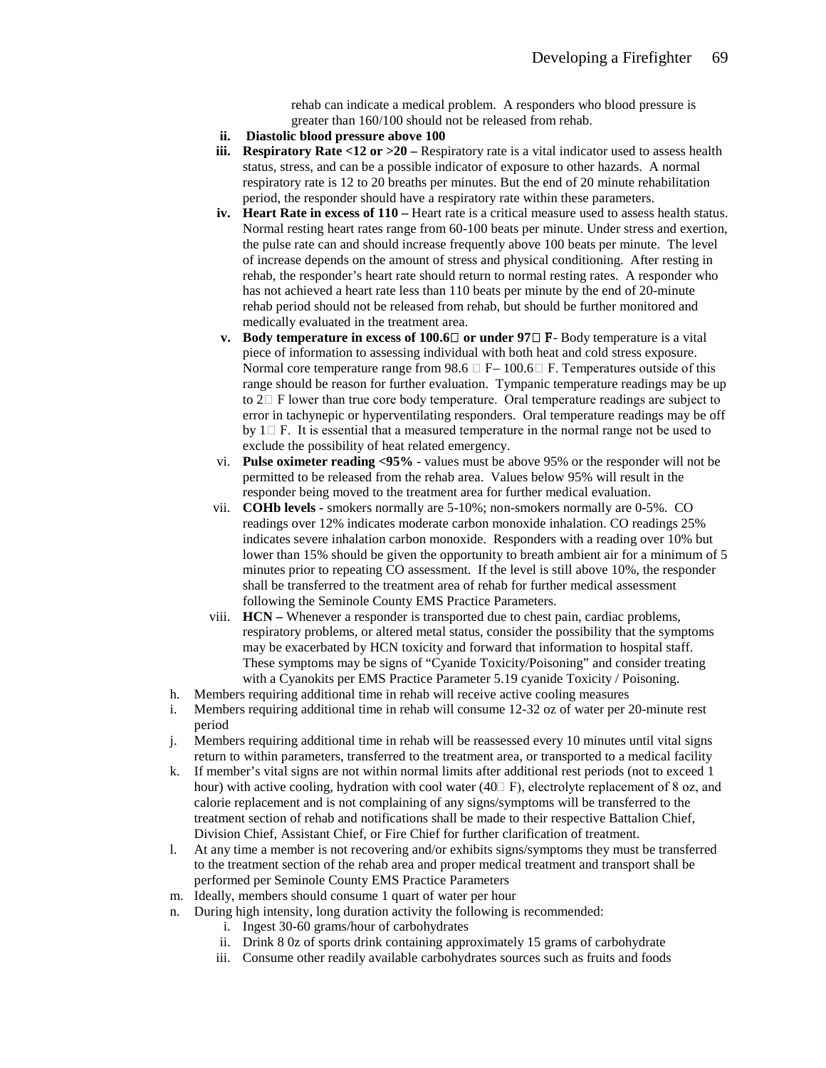rehab can indicate a medical problem. A responders who blood pressure is greater than 160/100 should not be released from rehab.

ii. **Diastolic blood pressure above 100**

iii. **Respiratory Rate <12 or >20 –** Respiratory rate is a vital indicator used to assess health status, stress, and can be a possible indicator of exposure to other hazards. A normal respiratory rate is 12 to 20 breaths per minutes. But the end of 20 minute rehabilitation period, the responder should have a respiratory rate within these parameters.

iv. **Heart Rate in excess of 110 –** Heart rate is a critical measure used to assess health status. Normal resting heart rates range from 60-100 beats per minute. Under stress and exertion, the pulse rate can and should increase frequently above 100 beats per minute. The level of increase depends on the amount of stress and physical conditioning. After resting in rehab, the responder's heart rate should return to normal resting rates. A responder who has not achieved a heart rate less than 110 beats per minute by the end of 20-minute rehab period should not be released from rehab, but should be further monitored and medically evaluated in the treatment area.

v. **Body temperature in excess of 100.6 or under 97 F**- Body temperature is a vital piece of information to assessing individual with both heat and cold stress exposure. Normal core temperature range from 98.6 F– 100.6 F. Temperatures outside of this range should be reason for further evaluation. Tympanic temperature readings may be up to 2 F lower than true core body temperature. Oral temperature readings are subject to error in tachynepic or hyperventilating responders. Oral temperature readings may be off by 1 F. It is essential that a measured temperature in the normal range not be used to exclude the possibility of heat related emergency.

vi. **Pulse oximeter reading <95%** - values must be above 95% or the responder will not be permitted to be released from the rehab area. Values below 95% will result in the responder being moved to the treatment area for further medical evaluation.

vii. **COHb levels** - smokers normally are 5-10%; non-smokers normally are 0-5%. CO readings over 12% indicates moderate carbon monoxide inhalation. CO readings 25% indicates severe inhalation carbon monoxide. Responders with a reading over 10% but lower than 15% should be given the opportunity to breath ambient air for a minimum of 5 minutes prior to repeating CO assessment. If the level is still above 10%, the responder shall be transferred to the treatment area of rehab for further medical assessment following the Seminole County EMS Practice Parameters.

viii. **HCN –** Whenever a responder is transported due to chest pain, cardiac problems, respiratory problems, or altered metal status, consider the possibility that the symptoms may be exacerbated by HCN toxicity and forward that information to hospital staff. These symptoms may be signs of "Cyanide Toxicity/Poisoning" and consider treating with a Cyanokits per EMS Practice Parameter 5.19 cyanide Toxicity / Poisoning.

h. Members requiring additional time in rehab will receive active cooling measures

i. Members requiring additional time in rehab will consume 12-32 oz of water per 20-minute rest period

j. Members requiring additional time in rehab will be reassessed every 10 minutes until vital signs return to within parameters, transferred to the treatment area, or transported to a medical facility

k. If member's vital signs are not within normal limits after additional rest periods (not to exceed 1 hour) with active cooling, hydration with cool water (40 F), electrolyte replacement of 8 oz, and calorie replacement and is not complaining of any signs/symptoms will be transferred to the treatment section of rehab and notifications shall be made to their respective Battalion Chief, Division Chief, Assistant Chief, or Fire Chief for further clarification of treatment.

l. At any time a member is not recovering and/or exhibits signs/symptoms they must be transferred to the treatment section of the rehab area and proper medical treatment and transport shall be performed per Seminole County EMS Practice Parameters

m. Ideally, members should consume 1 quart of water per hour

n. During high intensity, long duration activity the following is recommended:
   i. Ingest 30-60 grams/hour of carbohydrates
   ii. Drink 8 0z of sports drink containing approximately 15 grams of carbohydrate
   iii. Consume other readily available carbohydrates sources such as fruits and foods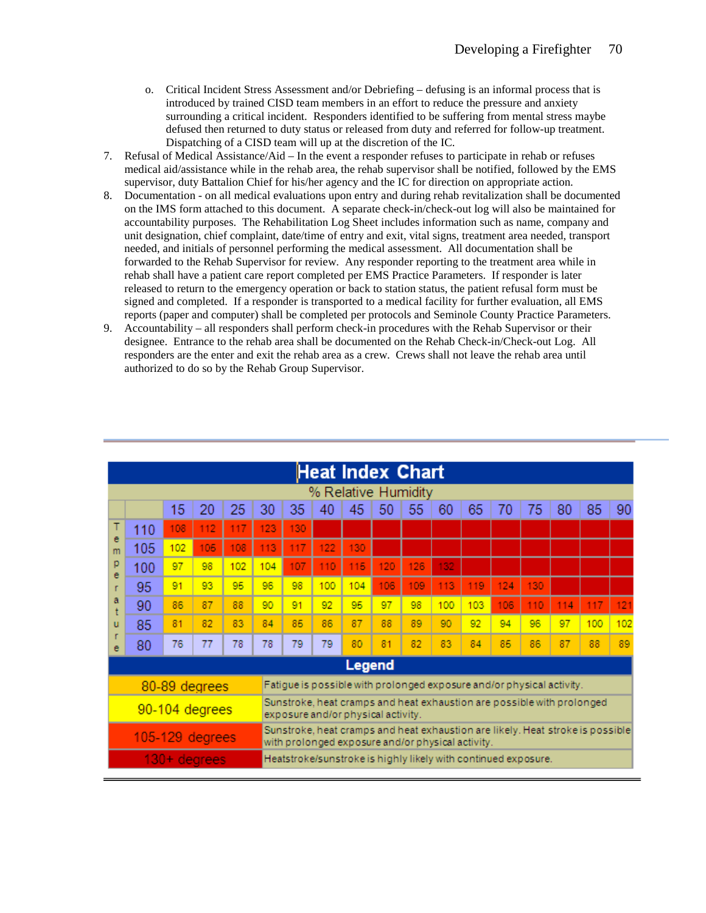o. Critical Incident Stress Assessment and/or Debriefing – defusing is an informal process that is introduced by trained CISD team members in an effort to reduce the pressure and anxiety surrounding a critical incident. Responders identified to be suffering from mental stress maybe defused then returned to duty status or released from duty and referred for follow-up treatment. Dispatching of a CISD team will up at the discretion of the IC.

7. Refusal of Medical Assistance/Aid – In the event a responder refuses to participate in rehab or refuses medical aid/assistance while in the rehab area, the rehab supervisor shall be notified, followed by the EMS supervisor, duty Battalion Chief for his/her agency and the IC for direction on appropriate action.
8. Documentation - on all medical evaluations upon entry and during rehab revitalization shall be documented on the IMS form attached to this document. A separate check-in/check-out log will also be maintained for accountability purposes. The Rehabilitation Log Sheet includes information such as name, company and unit designation, chief complaint, date/time of entry and exit, vital signs, treatment area needed, transport needed, and initials of personnel performing the medical assessment. All documentation shall be forwarded to the Rehab Supervisor for review. Any responder reporting to the treatment area while in rehab shall have a patient care report completed per EMS Practice Parameters. If responder is later released to return to the emergency operation or back to station status, the patient refusal form must be signed and completed. If a responder is transported to a medical facility for further evaluation, all EMS reports (paper and computer) shall be completed per protocols and Seminole County Practice Parameters.
9. Accountability – all responders shall perform check-in procedures with the Rehab Supervisor or their designee. Entrance to the rehab area shall be documented on the Rehab Check-in/Check-out Log. All responders are the enter and exit the rehab area as a crew. Crews shall not leave the rehab area until authorized to do so by the Rehab Group Supervisor.

**Heat Index Chart**

| Temperature | % Relative Humidity: 15 | 20 | 25 | 30 | 35 | 40 | 45 | 50 | 55 | 60 | 65 | 70 | 75 | 80 | 85 | 90 |
|---|---|---|---|---|---|---|---|---|---|---|---|---|---|---|---|---|
| 110 | 108 | 112 | 117 | 123 | 130 | | | | | | | | | | | |
| 105 | 102 | 105 | 108 | 113 | 117 | 122 | 130 | | | | | | | | | |
| 100 | 97 | 98 | 102 | 104 | 107 | 110 | 115 | 120 | 126 | 132 | | | | | | |
| 95 | 91 | 93 | 95 | 96 | 98 | 100 | 104 | 106 | 109 | 113 | 119 | 124 | 130 | | | |
| 90 | 86 | 87 | 88 | 90 | 91 | 92 | 95 | 97 | 98 | 100 | 103 | 106 | 110 | 114 | 117 | 121 |
| 85 | 81 | 82 | 83 | 84 | 85 | 86 | 87 | 88 | 89 | 90 | 92 | 94 | 96 | 97 | 100 | 102 |
| 80 | 76 | 77 | 78 | 78 | 79 | 79 | 80 | 81 | 82 | 83 | 84 | 85 | 86 | 87 | 88 | 89 |

**Legend**

| Range | Description |
|---|---|
| 80-89 degrees | Fatigue is possible with prolonged exposure and/or physical activity. |
| 90-104 degrees | Sunstroke, heat cramps and heat exhaustion are possible with prolonged exposure and/or physical activity. |
| 105-129 degrees | Sunstroke, heat cramps and heat exhaustion are likely. Heat stroke is possible with prolonged exposure and/or physical activity. |
| 130+ degrees | Heatstroke/sunstroke is highly likely with continued exposure. |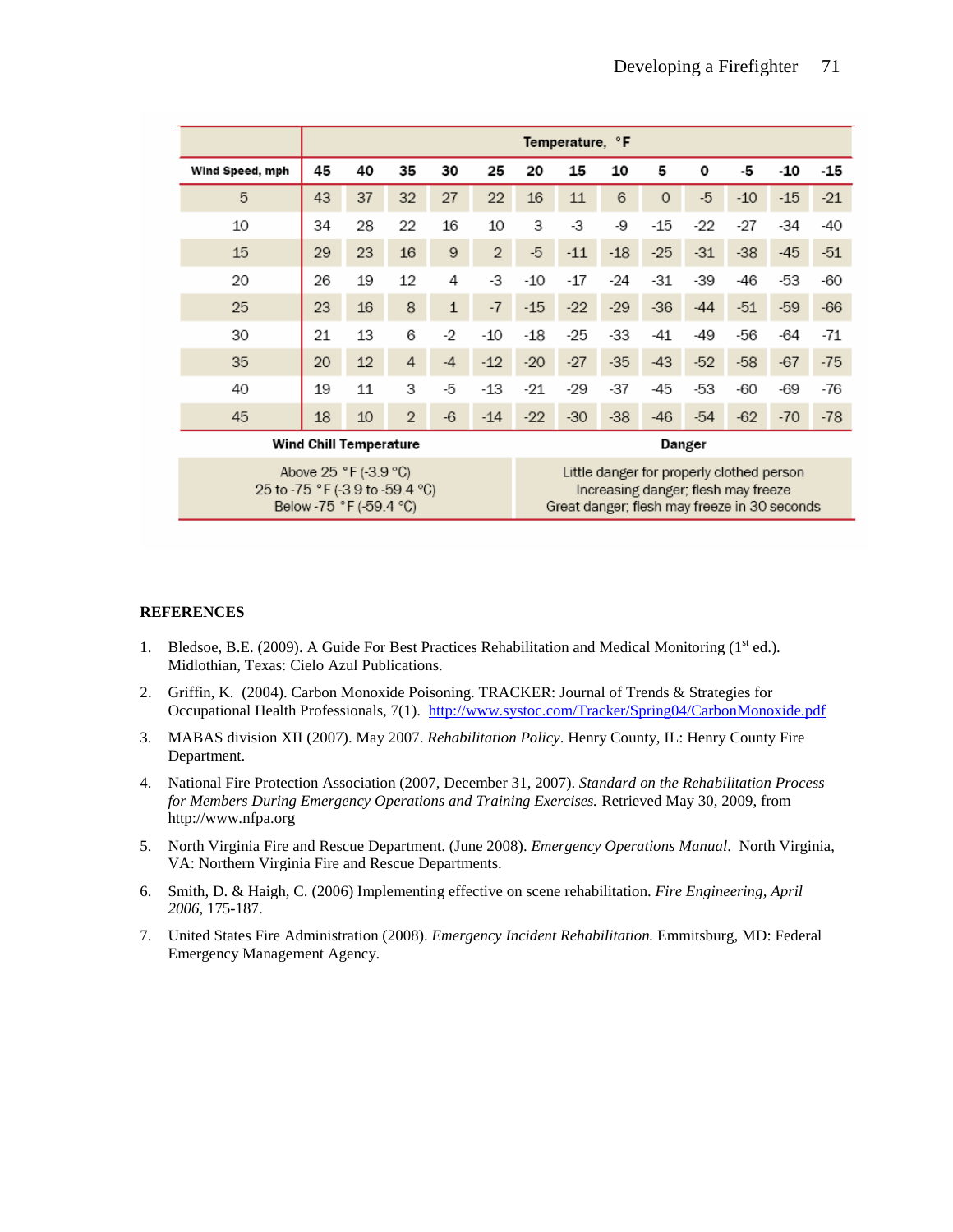| | Temperature, °F | | | | | | | | | | | | |
|---|---|---|---|---|---|---|---|---|---|---|---|---|---|
| **Wind Speed, mph** | **45** | **40** | **35** | **30** | **25** | **20** | **15** | **10** | **5** | **0** | **-5** | **-10** | **-15** |
| 5 | 43 | 37 | 32 | 27 | 22 | 16 | 11 | 6 | 0 | -5 | -10 | -15 | -21 |
| 10 | 34 | 28 | 22 | 16 | 10 | 3 | -3 | -9 | -15 | -22 | -27 | -34 | -40 |
| 15 | 29 | 23 | 16 | 9 | 2 | -5 | -11 | -18 | -25 | -31 | -38 | -45 | -51 |
| 20 | 26 | 19 | 12 | 4 | -3 | -10 | -17 | -24 | -31 | -39 | -46 | -53 | -60 |
| 25 | 23 | 16 | 8 | 1 | -7 | -15 | -22 | -29 | -36 | -44 | -51 | -59 | -66 |
| 30 | 21 | 13 | 6 | -2 | -10 | -18 | -25 | -33 | -41 | -49 | -56 | -64 | -71 |
| 35 | 20 | 12 | 4 | -4 | -12 | -20 | -27 | -35 | -43 | -52 | -58 | -67 | -75 |
| 40 | 19 | 11 | 3 | -5 | -13 | -21 | -29 | -37 | -45 | -53 | -60 | -69 | -76 |
| 45 | 18 | 10 | 2 | -6 | -14 | -22 | -30 | -38 | -46 | -54 | -62 | -70 | -78 |

| Wind Chill Temperature | Danger |
|---|---|
| Above 25 °F (-3.9 °C) | Little danger for properly clothed person |
| 25 to -75 °F (-3.9 to -59.4 °C) | Increasing danger; flesh may freeze |
| Below -75 °F (-59.4 °C) | Great danger; flesh may freeze in 30 seconds |

## REFERENCES

1. Bledsoe, B.E. (2009). A Guide For Best Practices Rehabilitation and Medical Monitoring (1st ed.). Midlothian, Texas: Cielo Azul Publications.

2. Griffin, K. (2004). Carbon Monoxide Poisoning. TRACKER: Journal of Trends & Strategies for Occupational Health Professionals, 7(1). http://www.systoc.com/Tracker/Spring04/CarbonMonoxide.pdf

3. MABAS division XII (2007). May 2007. *Rehabilitation Policy*. Henry County, IL: Henry County Fire Department.

4. National Fire Protection Association (2007, December 31, 2007). *Standard on the Rehabilitation Process for Members During Emergency Operations and Training Exercises.* Retrieved May 30, 2009, from http://www.nfpa.org

5. North Virginia Fire and Rescue Department. (June 2008). *Emergency Operations Manual*. North Virginia, VA: Northern Virginia Fire and Rescue Departments.

6. Smith, D. & Haigh, C. (2006) Implementing effective on scene rehabilitation. *Fire Engineering, April 2006*, 175-187.

7. United States Fire Administration (2008). *Emergency Incident Rehabilitation.* Emmitsburg, MD: Federal Emergency Management Agency.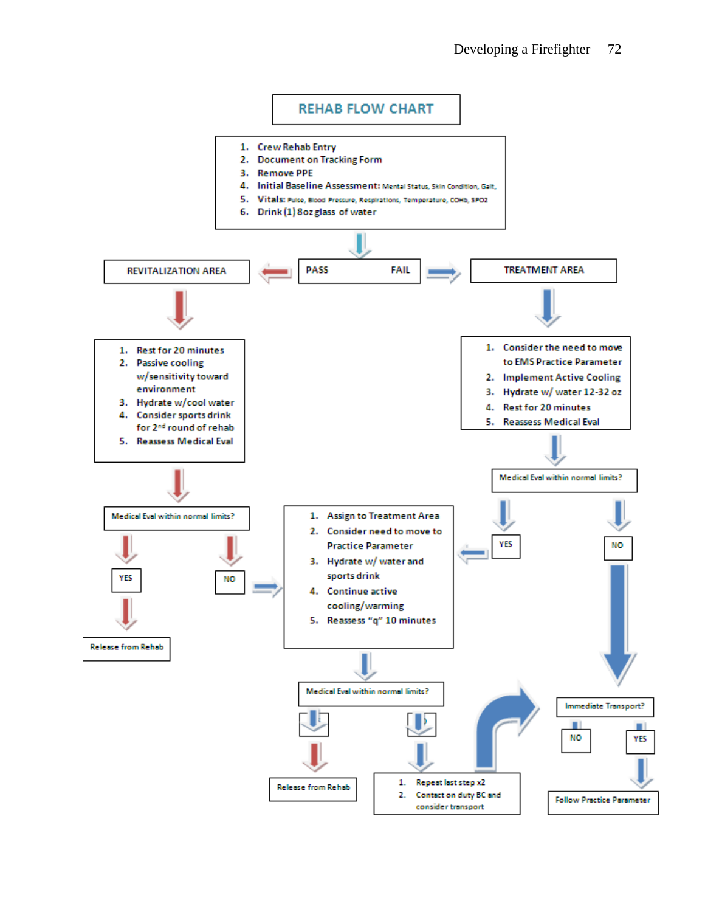# REHAB FLOW CHART

1. Crew Rehab Entry
2. Document on Tracking Form
3. Remove PPE
4. Initial Baseline Assessment: Mental Status, Skin Condition, Gait,
5. Vitals: Pulse, Blood Pressure, Respirations, Temperature, COHb, SPO2
6. Drink (1) 8oz glass of water

REVITALIZATION AREA ← PASS FAIL → TREATMENT AREA

**Revitalization Area:**

1. Rest for 20 minutes
2. Passive cooling w/sensitivity toward environment
3. Hydrate w/cool water
4. Consider sports drink for 2nd round of rehab
5. Reassess Medical Eval

Medical Eval within normal limits?

YES → Release from Rehab

NO → (to treatment box below)

**Treatment Area:**

1. Consider the need to move to EMS Practice Parameter
2. Implement Active Cooling
3. Hydrate w/ water 12-32 oz
4. Rest for 20 minutes
5. Reassess Medical Eval

Medical Eval within normal limits?

YES →

1. Assign to Treatment Area
2. Consider need to move to Practice Parameter
3. Hydrate w/ water and sports drink
4. Continue active cooling/warming
5. Reassess "q" 10 minutes

Medical Eval within normal limits?

→ Release from Rehab

→
1. Repeat last step x2
2. Contact on duty BC and consider transport

NO → Immediate Transport?

NO

YES → Follow Practice Parameter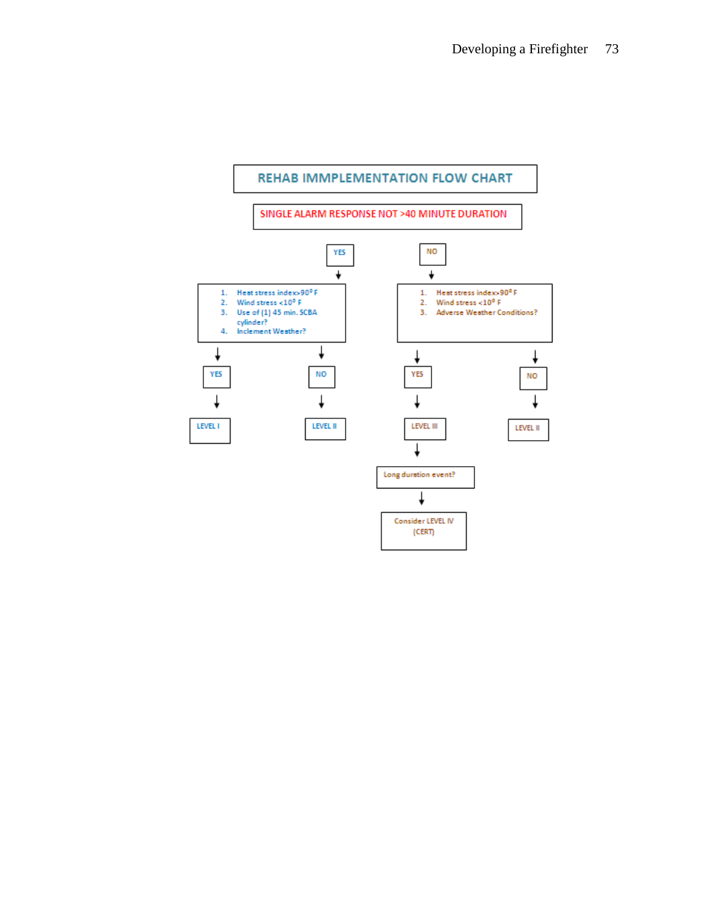# REHAB IMMPLEMENTATION FLOW CHART

**SINGLE ALARM RESPONSE NOT >40 MINUTE DURATION**

**YES**

1. Heat stress index>90° F
2. Wind stress <10° F
3. Use of (1) 45 min. SCBA cylinder?
4. Inclement Weather?

- YES → LEVEL I
- NO → LEVEL II

**NO**

1. Heat stress index>90° F
2. Wind stress <10° F
3. Adverse Weather Conditions?

- YES → LEVEL III → Long duration event? → Consider LEVEL IV (CERT)
- NO → LEVEL II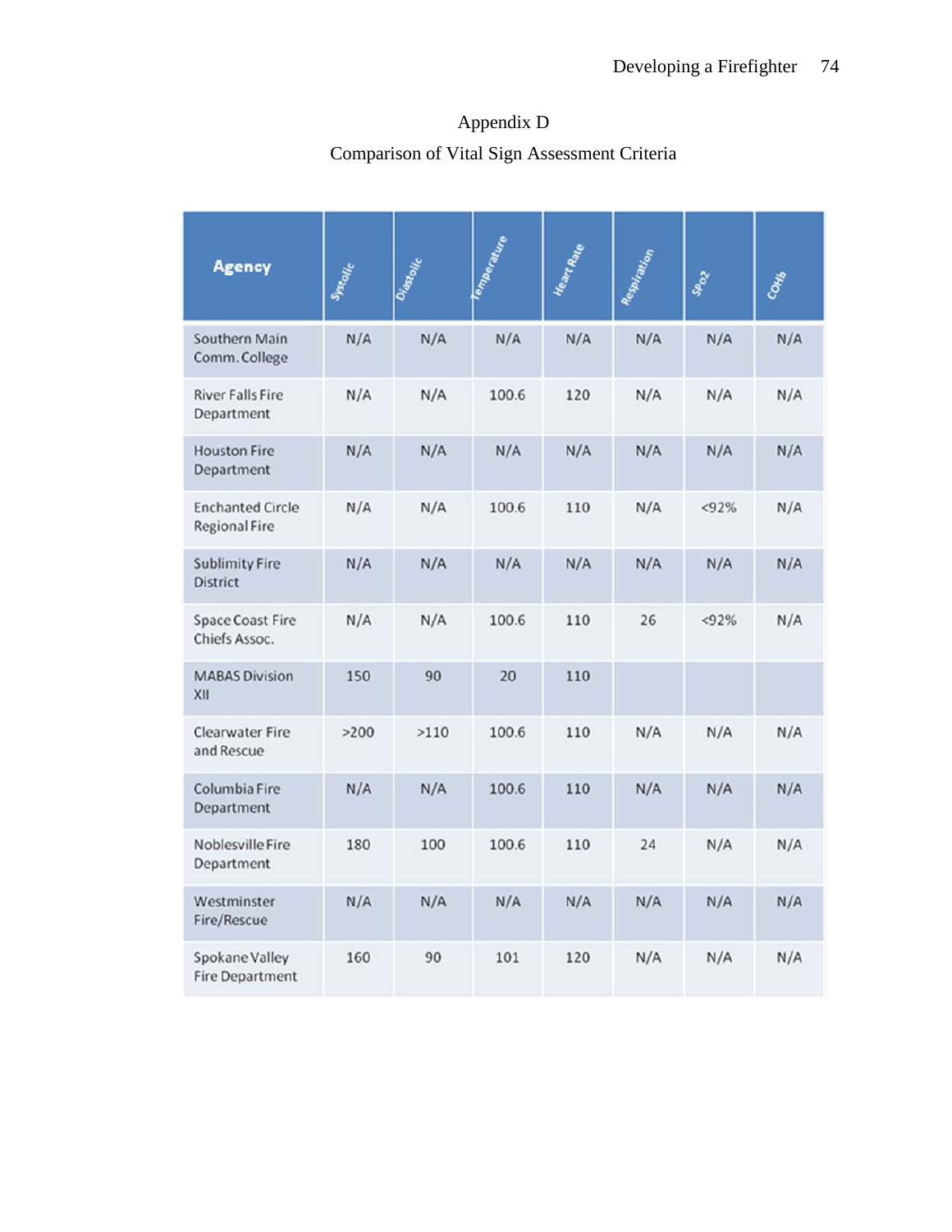Appendix D

Comparison of Vital Sign Assessment Criteria

| Agency | Systolic | Diastolic | Temperature | Heart Rate | Respiration | SPO2 | COHb |
|---|---|---|---|---|---|---|---|
| Southern Main Comm. College | N/A | N/A | N/A | N/A | N/A | N/A | N/A |
| River Falls Fire Department | N/A | N/A | 100.6 | 120 | N/A | N/A | N/A |
| Houston Fire Department | N/A | N/A | N/A | N/A | N/A | N/A | N/A |
| Enchanted Circle Regional Fire | N/A | N/A | 100.6 | 110 | N/A | <92% | N/A |
| Sublimity Fire District | N/A | N/A | N/A | N/A | N/A | N/A | N/A |
| Space Coast Fire Chiefs Assoc. | N/A | N/A | 100.6 | 110 | 26 | <92% | N/A |
| MABAS Division XII | 150 | 90 | 20 | 110 | | | |
| Clearwater Fire and Rescue | >200 | >110 | 100.6 | 110 | N/A | N/A | N/A |
| Columbia Fire Department | N/A | N/A | 100.6 | 110 | N/A | N/A | N/A |
| Noblesville Fire Department | 180 | 100 | 100.6 | 110 | 24 | N/A | N/A |
| Westminster Fire/Rescue | N/A | N/A | N/A | N/A | N/A | N/A | N/A |
| Spokane Valley Fire Department | 160 | 90 | 101 | 120 | N/A | N/A | N/A |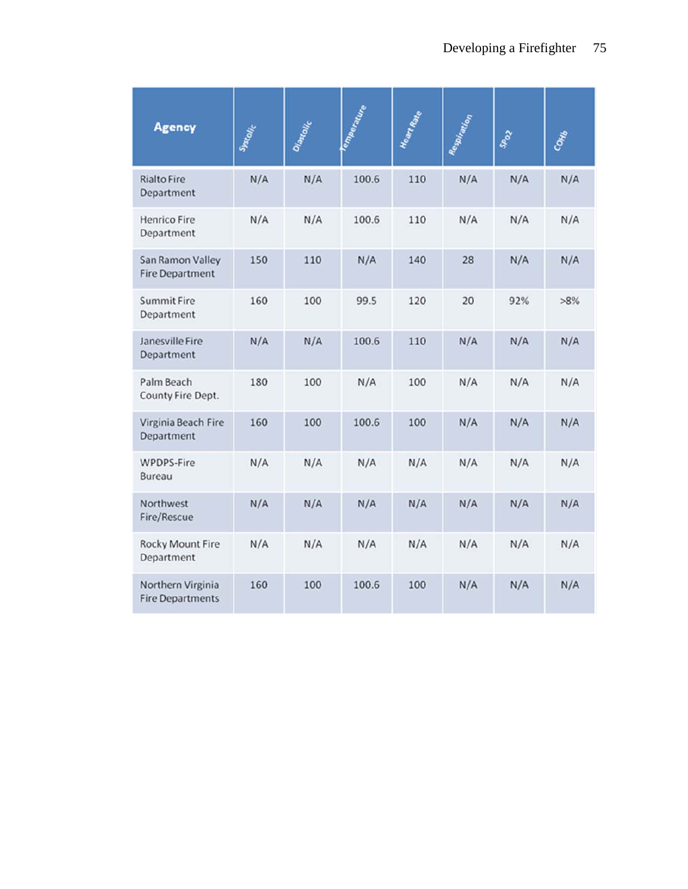| Agency | Systolic | Diastolic | Temperature | Heart Rate | Respiration | SpO2 | COHb |
|---|---|---|---|---|---|---|---|
| Rialto Fire Department | N/A | N/A | 100.6 | 110 | N/A | N/A | N/A |
| Henrico Fire Department | N/A | N/A | 100.6 | 110 | N/A | N/A | N/A |
| San Ramon Valley Fire Department | 150 | 110 | N/A | 140 | 28 | N/A | N/A |
| Summit Fire Department | 160 | 100 | 99.5 | 120 | 20 | 92% | >8% |
| Janesville Fire Department | N/A | N/A | 100.6 | 110 | N/A | N/A | N/A |
| Palm Beach County Fire Dept. | 180 | 100 | N/A | 100 | N/A | N/A | N/A |
| Virginia Beach Fire Department | 160 | 100 | 100.6 | 100 | N/A | N/A | N/A |
| WPDPS-Fire Bureau | N/A | N/A | N/A | N/A | N/A | N/A | N/A |
| Northwest Fire/Rescue | N/A | N/A | N/A | N/A | N/A | N/A | N/A |
| Rocky Mount Fire Department | N/A | N/A | N/A | N/A | N/A | N/A | N/A |
| Northern Virginia Fire Departments | 160 | 100 | 100.6 | 100 | N/A | N/A | N/A |